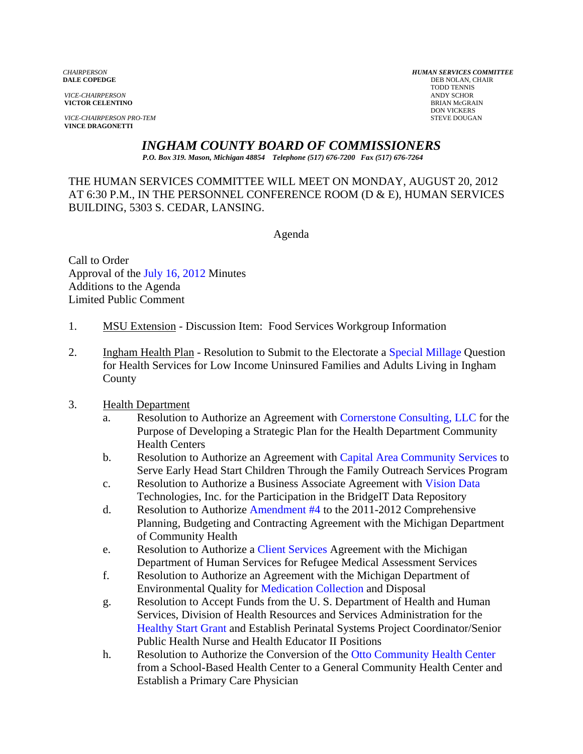*CHAIRPERSON*
**DALE COPEDGE**

*VICE-CHAIRPERSON*
**VICTOR CELENTINO**

*VICE-CHAIRPERSON PRO-TEM*
**VINCE DRAGONETTI**

*HUMAN SERVICES COMMITTEE*
DEB NOLAN, CHAIR
TODD TENNIS
ANDY SCHOR
BRIAN McGRAIN
DON VICKERS
STEVE DOUGAN

# *INGHAM COUNTY BOARD OF COMMISSIONERS*

***P.O. Box 319. Mason, Michigan 48854 Telephone (517) 676-7200 Fax (517) 676-7264***

THE HUMAN SERVICES COMMITTEE WILL MEET ON MONDAY, AUGUST 20, 2012 AT 6:30 P.M., IN THE PERSONNEL CONFERENCE ROOM (D & E), HUMAN SERVICES BUILDING, 5303 S. CEDAR, LANSING.

Agenda

Call to Order
Approval of the July 16, 2012 Minutes
Additions to the Agenda
Limited Public Comment

1. MSU Extension - Discussion Item: Food Services Workgroup Information

2. Ingham Health Plan - Resolution to Submit to the Electorate a Special Millage Question for Health Services for Low Income Uninsured Families and Adults Living in Ingham County

3. Health Department
   a. Resolution to Authorize an Agreement with Cornerstone Consulting, LLC for the Purpose of Developing a Strategic Plan for the Health Department Community Health Centers
   b. Resolution to Authorize an Agreement with Capital Area Community Services to Serve Early Head Start Children Through the Family Outreach Services Program
   c. Resolution to Authorize a Business Associate Agreement with Vision Data Technologies, Inc. for the Participation in the BridgeIT Data Repository
   d. Resolution to Authorize Amendment #4 to the 2011-2012 Comprehensive Planning, Budgeting and Contracting Agreement with the Michigan Department of Community Health
   e. Resolution to Authorize a Client Services Agreement with the Michigan Department of Human Services for Refugee Medical Assessment Services
   f. Resolution to Authorize an Agreement with the Michigan Department of Environmental Quality for Medication Collection and Disposal
   g. Resolution to Accept Funds from the U. S. Department of Health and Human Services, Division of Health Resources and Services Administration for the Healthy Start Grant and Establish Perinatal Systems Project Coordinator/Senior Public Health Nurse and Health Educator II Positions
   h. Resolution to Authorize the Conversion of the Otto Community Health Center from a School-Based Health Center to a General Community Health Center and Establish a Primary Care Physician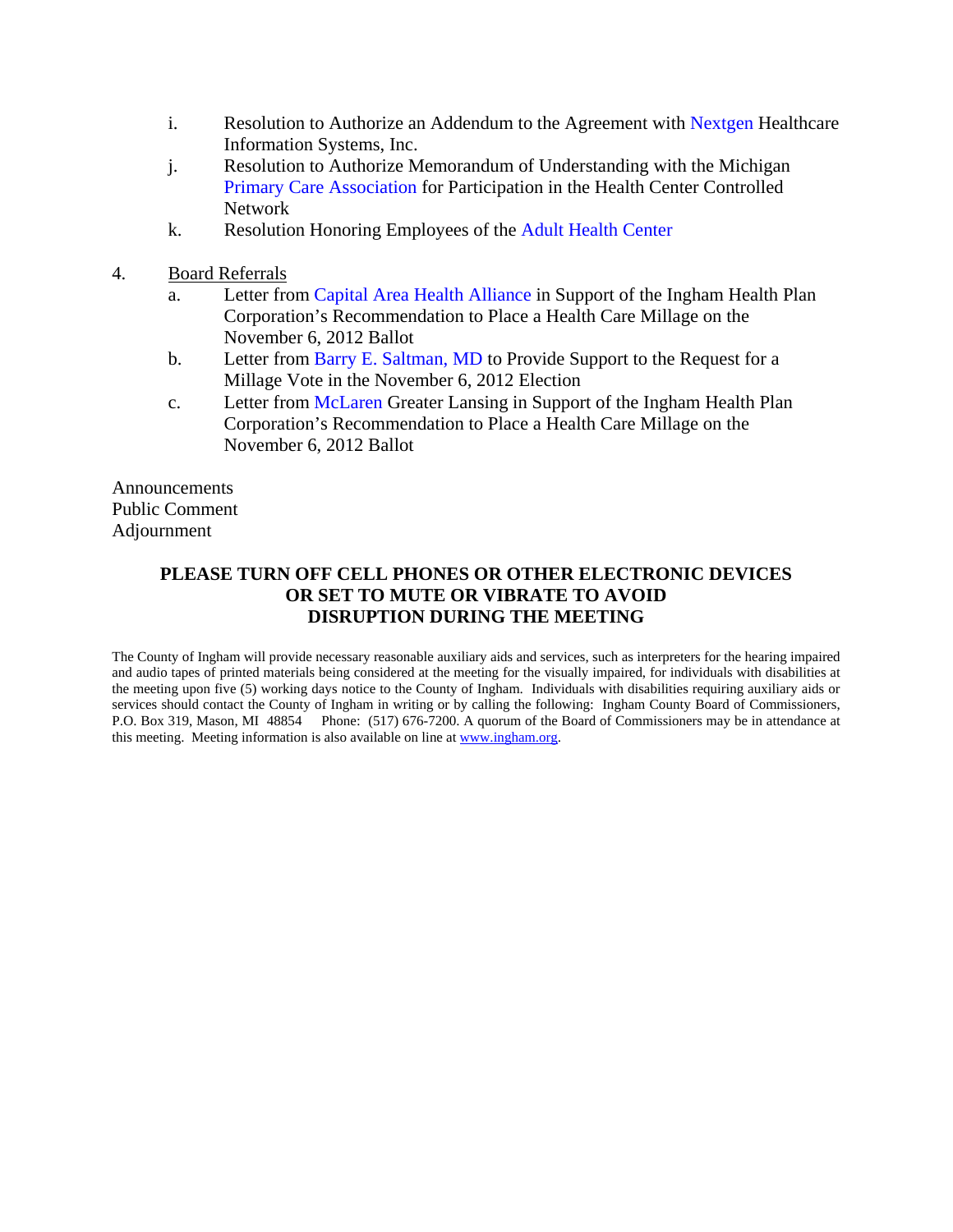i. Resolution to Authorize an Addendum to the Agreement with Nextgen Healthcare Information Systems, Inc.

j. Resolution to Authorize Memorandum of Understanding with the Michigan Primary Care Association for Participation in the Health Center Controlled Network

k. Resolution Honoring Employees of the Adult Health Center

4. Board Referrals
   a. Letter from Capital Area Health Alliance in Support of the Ingham Health Plan Corporation's Recommendation to Place a Health Care Millage on the November 6, 2012 Ballot
   b. Letter from Barry E. Saltman, MD to Provide Support to the Request for a Millage Vote in the November 6, 2012 Election
   c. Letter from McLaren Greater Lansing in Support of the Ingham Health Plan Corporation's Recommendation to Place a Health Care Millage on the November 6, 2012 Ballot

Announcements
Public Comment
Adjournment

**PLEASE TURN OFF CELL PHONES OR OTHER ELECTRONIC DEVICES OR SET TO MUTE OR VIBRATE TO AVOID DISRUPTION DURING THE MEETING**

The County of Ingham will provide necessary reasonable auxiliary aids and services, such as interpreters for the hearing impaired and audio tapes of printed materials being considered at the meeting for the visually impaired, for individuals with disabilities at the meeting upon five (5) working days notice to the County of Ingham. Individuals with disabilities requiring auxiliary aids or services should contact the County of Ingham in writing or by calling the following: Ingham County Board of Commissioners, P.O. Box 319, Mason, MI 48854 Phone: (517) 676-7200. A quorum of the Board of Commissioners may be in attendance at this meeting. Meeting information is also available on line at www.ingham.org.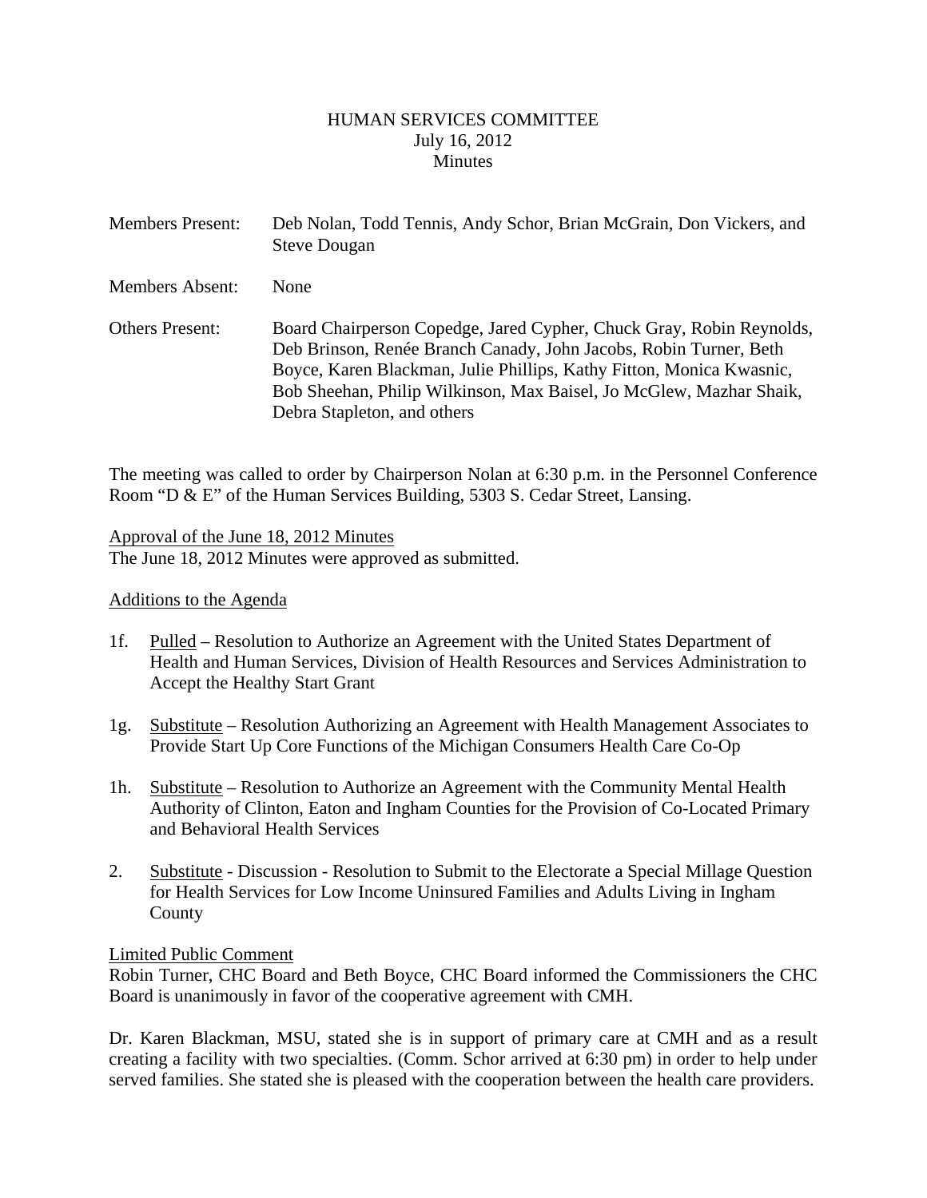HUMAN SERVICES COMMITTEE
July 16, 2012
Minutes

Members Present: Deb Nolan, Todd Tennis, Andy Schor, Brian McGrain, Don Vickers, and Steve Dougan

Members Absent: None

Others Present: Board Chairperson Copedge, Jared Cypher, Chuck Gray, Robin Reynolds, Deb Brinson, Renée Branch Canady, John Jacobs, Robin Turner, Beth Boyce, Karen Blackman, Julie Phillips, Kathy Fitton, Monica Kwasnic, Bob Sheehan, Philip Wilkinson, Max Baisel, Jo McGlew, Mazhar Shaik, Debra Stapleton, and others

The meeting was called to order by Chairperson Nolan at 6:30 p.m. in the Personnel Conference Room "D & E" of the Human Services Building, 5303 S. Cedar Street, Lansing.

Approval of the June 18, 2012 Minutes
The June 18, 2012 Minutes were approved as submitted.

Additions to the Agenda

1f. Pulled – Resolution to Authorize an Agreement with the United States Department of Health and Human Services, Division of Health Resources and Services Administration to Accept the Healthy Start Grant

1g. Substitute – Resolution Authorizing an Agreement with Health Management Associates to Provide Start Up Core Functions of the Michigan Consumers Health Care Co-Op

1h. Substitute – Resolution to Authorize an Agreement with the Community Mental Health Authority of Clinton, Eaton and Ingham Counties for the Provision of Co-Located Primary and Behavioral Health Services

2. Substitute - Discussion - Resolution to Submit to the Electorate a Special Millage Question for Health Services for Low Income Uninsured Families and Adults Living in Ingham County

Limited Public Comment
Robin Turner, CHC Board and Beth Boyce, CHC Board informed the Commissioners the CHC Board is unanimously in favor of the cooperative agreement with CMH.

Dr. Karen Blackman, MSU, stated she is in support of primary care at CMH and as a result creating a facility with two specialties. (Comm. Schor arrived at 6:30 pm) in order to help under served families. She stated she is pleased with the cooperation between the health care providers.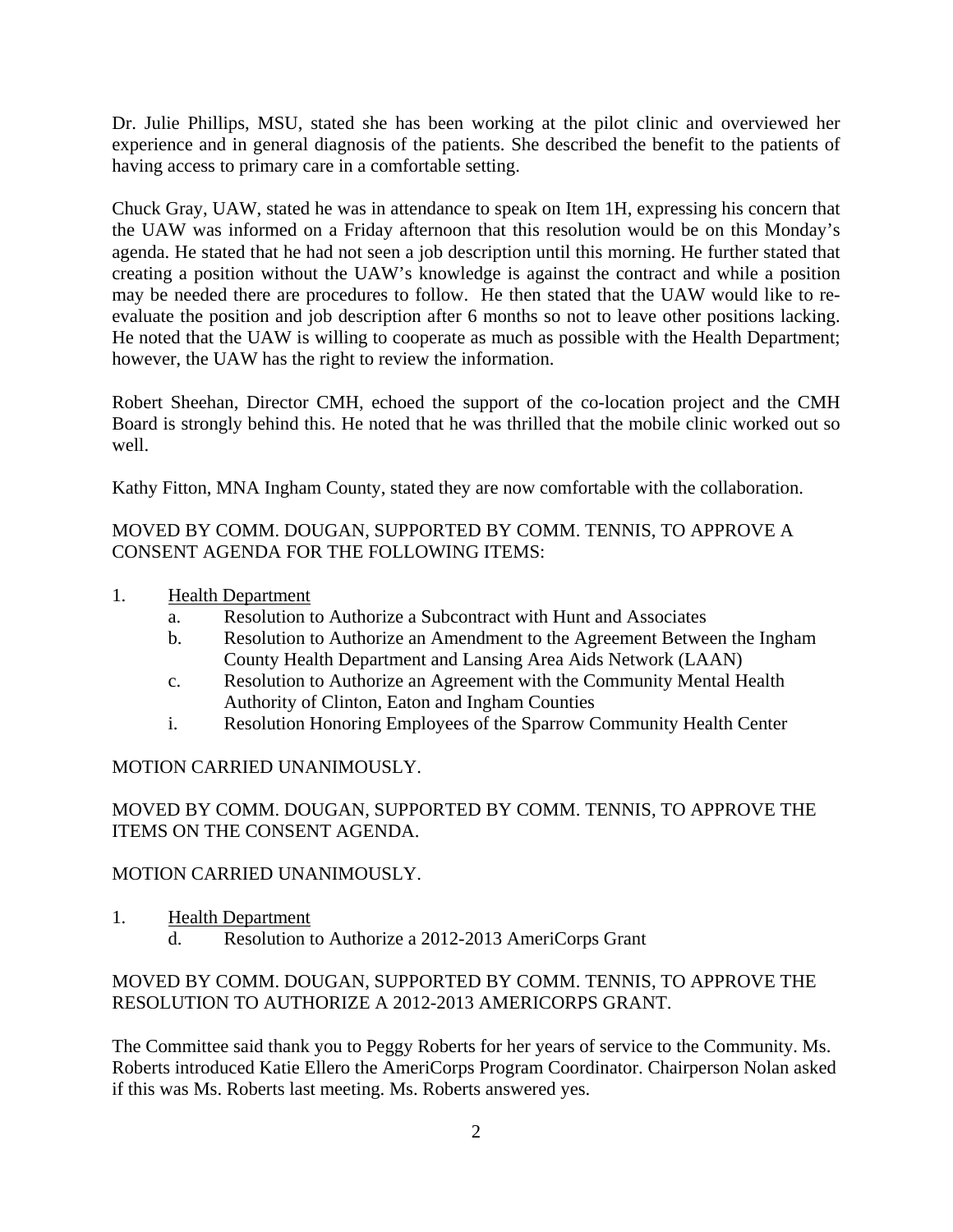Dr. Julie Phillips, MSU, stated she has been working at the pilot clinic and overviewed her experience and in general diagnosis of the patients. She described the benefit to the patients of having access to primary care in a comfortable setting.

Chuck Gray, UAW, stated he was in attendance to speak on Item 1H, expressing his concern that the UAW was informed on a Friday afternoon that this resolution would be on this Monday's agenda. He stated that he had not seen a job description until this morning. He further stated that creating a position without the UAW's knowledge is against the contract and while a position may be needed there are procedures to follow. He then stated that the UAW would like to re-evaluate the position and job description after 6 months so not to leave other positions lacking. He noted that the UAW is willing to cooperate as much as possible with the Health Department; however, the UAW has the right to review the information.

Robert Sheehan, Director CMH, echoed the support of the co-location project and the CMH Board is strongly behind this. He noted that he was thrilled that the mobile clinic worked out so well.

Kathy Fitton, MNA Ingham County, stated they are now comfortable with the collaboration.

MOVED BY COMM. DOUGAN, SUPPORTED BY COMM. TENNIS, TO APPROVE A CONSENT AGENDA FOR THE FOLLOWING ITEMS:

1. Health Department
   - a. Resolution to Authorize a Subcontract with Hunt and Associates
   - b. Resolution to Authorize an Amendment to the Agreement Between the Ingham County Health Department and Lansing Area Aids Network (LAAN)
   - c. Resolution to Authorize an Agreement with the Community Mental Health Authority of Clinton, Eaton and Ingham Counties
   - i. Resolution Honoring Employees of the Sparrow Community Health Center

MOTION CARRIED UNANIMOUSLY.

MOVED BY COMM. DOUGAN, SUPPORTED BY COMM. TENNIS, TO APPROVE THE ITEMS ON THE CONSENT AGENDA.

MOTION CARRIED UNANIMOUSLY.

1. Health Department
   - d. Resolution to Authorize a 2012-2013 AmeriCorps Grant

MOVED BY COMM. DOUGAN, SUPPORTED BY COMM. TENNIS, TO APPROVE THE RESOLUTION TO AUTHORIZE A 2012-2013 AMERICORPS GRANT.

The Committee said thank you to Peggy Roberts for her years of service to the Community. Ms. Roberts introduced Katie Ellero the AmeriCorps Program Coordinator. Chairperson Nolan asked if this was Ms. Roberts last meeting. Ms. Roberts answered yes.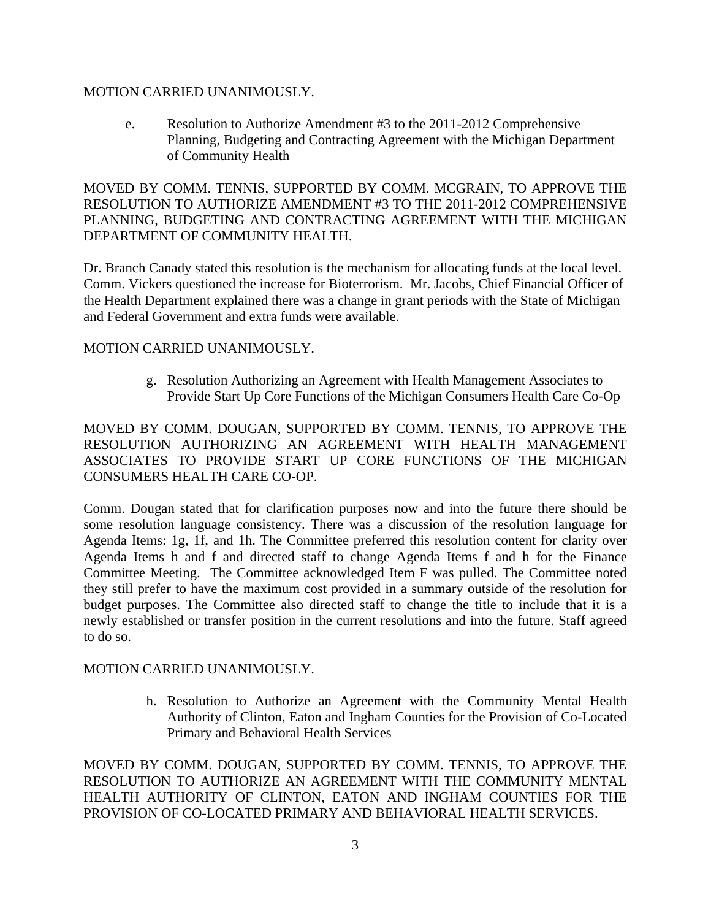MOTION CARRIED UNANIMOUSLY.

e. Resolution to Authorize Amendment #3 to the 2011-2012 Comprehensive Planning, Budgeting and Contracting Agreement with the Michigan Department of Community Health

MOVED BY COMM. TENNIS, SUPPORTED BY COMM. MCGRAIN, TO APPROVE THE RESOLUTION TO AUTHORIZE AMENDMENT #3 TO THE 2011-2012 COMPREHENSIVE PLANNING, BUDGETING AND CONTRACTING AGREEMENT WITH THE MICHIGAN DEPARTMENT OF COMMUNITY HEALTH.

Dr. Branch Canady stated this resolution is the mechanism for allocating funds at the local level. Comm. Vickers questioned the increase for Bioterrorism. Mr. Jacobs, Chief Financial Officer of the Health Department explained there was a change in grant periods with the State of Michigan and Federal Government and extra funds were available.

MOTION CARRIED UNANIMOUSLY.

g. Resolution Authorizing an Agreement with Health Management Associates to Provide Start Up Core Functions of the Michigan Consumers Health Care Co-Op

MOVED BY COMM. DOUGAN, SUPPORTED BY COMM. TENNIS, TO APPROVE THE RESOLUTION AUTHORIZING AN AGREEMENT WITH HEALTH MANAGEMENT ASSOCIATES TO PROVIDE START UP CORE FUNCTIONS OF THE MICHIGAN CONSUMERS HEALTH CARE CO-OP.

Comm. Dougan stated that for clarification purposes now and into the future there should be some resolution language consistency. There was a discussion of the resolution language for Agenda Items: 1g, 1f, and 1h. The Committee preferred this resolution content for clarity over Agenda Items h and f and directed staff to change Agenda Items f and h for the Finance Committee Meeting. The Committee acknowledged Item F was pulled. The Committee noted they still prefer to have the maximum cost provided in a summary outside of the resolution for budget purposes. The Committee also directed staff to change the title to include that it is a newly established or transfer position in the current resolutions and into the future. Staff agreed to do so.

MOTION CARRIED UNANIMOUSLY.

h. Resolution to Authorize an Agreement with the Community Mental Health Authority of Clinton, Eaton and Ingham Counties for the Provision of Co-Located Primary and Behavioral Health Services

MOVED BY COMM. DOUGAN, SUPPORTED BY COMM. TENNIS, TO APPROVE THE RESOLUTION TO AUTHORIZE AN AGREEMENT WITH THE COMMUNITY MENTAL HEALTH AUTHORITY OF CLINTON, EATON AND INGHAM COUNTIES FOR THE PROVISION OF CO-LOCATED PRIMARY AND BEHAVIORAL HEALTH SERVICES.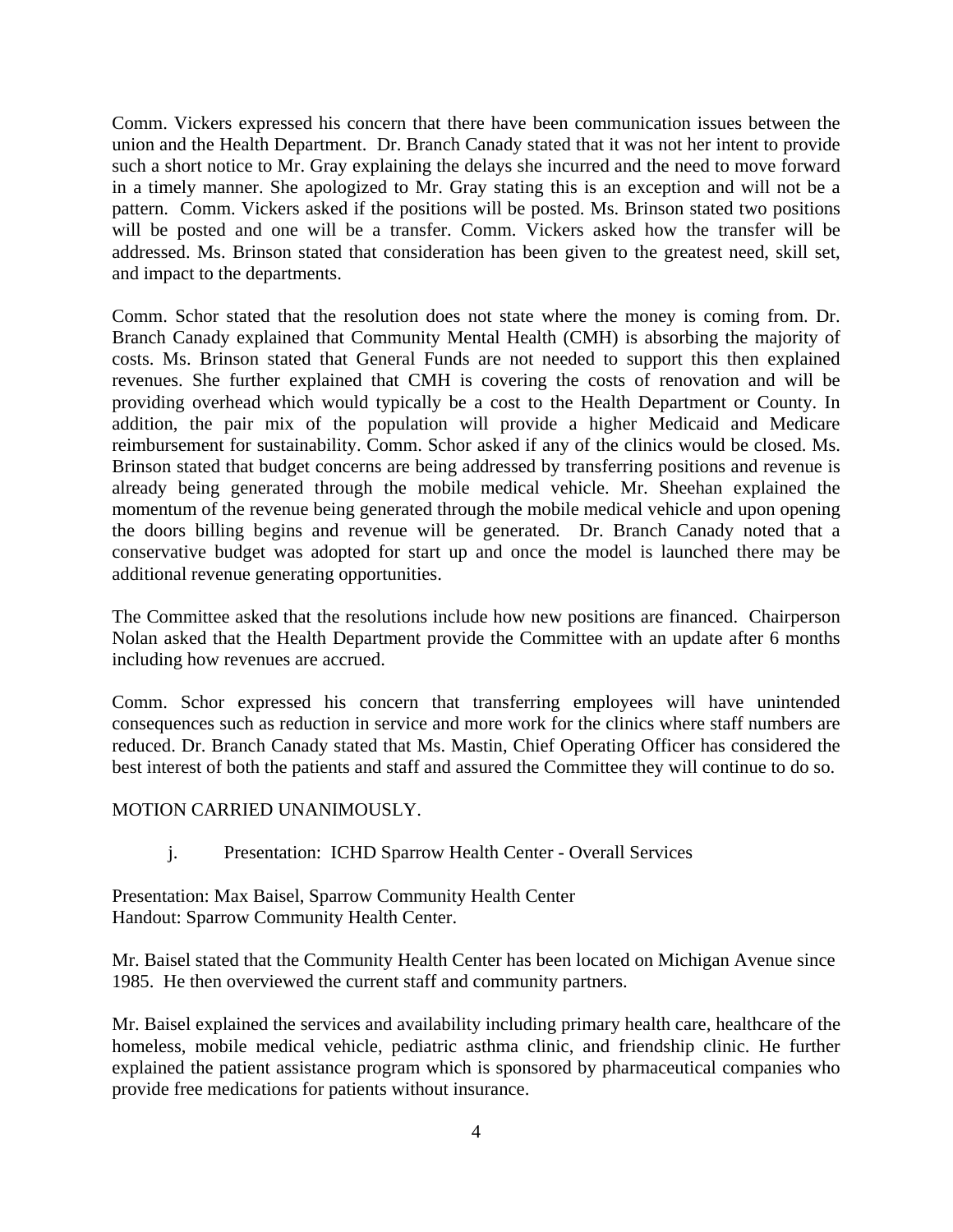Comm. Vickers expressed his concern that there have been communication issues between the union and the Health Department. Dr. Branch Canady stated that it was not her intent to provide such a short notice to Mr. Gray explaining the delays she incurred and the need to move forward in a timely manner. She apologized to Mr. Gray stating this is an exception and will not be a pattern. Comm. Vickers asked if the positions will be posted. Ms. Brinson stated two positions will be posted and one will be a transfer. Comm. Vickers asked how the transfer will be addressed. Ms. Brinson stated that consideration has been given to the greatest need, skill set, and impact to the departments.

Comm. Schor stated that the resolution does not state where the money is coming from. Dr. Branch Canady explained that Community Mental Health (CMH) is absorbing the majority of costs. Ms. Brinson stated that General Funds are not needed to support this then explained revenues. She further explained that CMH is covering the costs of renovation and will be providing overhead which would typically be a cost to the Health Department or County. In addition, the pair mix of the population will provide a higher Medicaid and Medicare reimbursement for sustainability. Comm. Schor asked if any of the clinics would be closed. Ms. Brinson stated that budget concerns are being addressed by transferring positions and revenue is already being generated through the mobile medical vehicle. Mr. Sheehan explained the momentum of the revenue being generated through the mobile medical vehicle and upon opening the doors billing begins and revenue will be generated. Dr. Branch Canady noted that a conservative budget was adopted for start up and once the model is launched there may be additional revenue generating opportunities.

The Committee asked that the resolutions include how new positions are financed. Chairperson Nolan asked that the Health Department provide the Committee with an update after 6 months including how revenues are accrued.

Comm. Schor expressed his concern that transferring employees will have unintended consequences such as reduction in service and more work for the clinics where staff numbers are reduced. Dr. Branch Canady stated that Ms. Mastin, Chief Operating Officer has considered the best interest of both the patients and staff and assured the Committee they will continue to do so.

MOTION CARRIED UNANIMOUSLY.

j. Presentation: ICHD Sparrow Health Center - Overall Services

Presentation: Max Baisel, Sparrow Community Health Center
Handout: Sparrow Community Health Center.

Mr. Baisel stated that the Community Health Center has been located on Michigan Avenue since 1985. He then overviewed the current staff and community partners.

Mr. Baisel explained the services and availability including primary health care, healthcare of the homeless, mobile medical vehicle, pediatric asthma clinic, and friendship clinic. He further explained the patient assistance program which is sponsored by pharmaceutical companies who provide free medications for patients without insurance.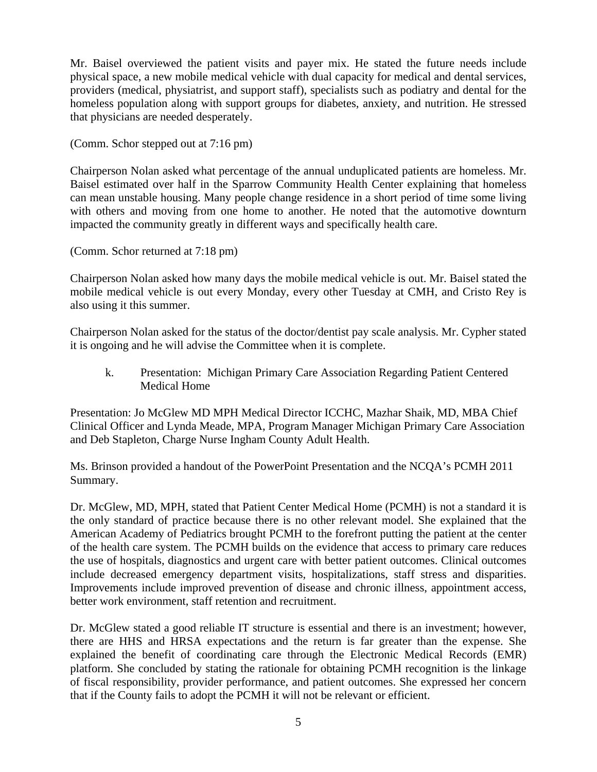Mr. Baisel overviewed the patient visits and payer mix. He stated the future needs include physical space, a new mobile medical vehicle with dual capacity for medical and dental services, providers (medical, physiatrist, and support staff), specialists such as podiatry and dental for the homeless population along with support groups for diabetes, anxiety, and nutrition. He stressed that physicians are needed desperately.

(Comm. Schor stepped out at 7:16 pm)

Chairperson Nolan asked what percentage of the annual unduplicated patients are homeless. Mr. Baisel estimated over half in the Sparrow Community Health Center explaining that homeless can mean unstable housing. Many people change residence in a short period of time some living with others and moving from one home to another. He noted that the automotive downturn impacted the community greatly in different ways and specifically health care.

(Comm. Schor returned at 7:18 pm)

Chairperson Nolan asked how many days the mobile medical vehicle is out. Mr. Baisel stated the mobile medical vehicle is out every Monday, every other Tuesday at CMH, and Cristo Rey is also using it this summer.

Chairperson Nolan asked for the status of the doctor/dentist pay scale analysis. Mr. Cypher stated it is ongoing and he will advise the Committee when it is complete.

k. Presentation: Michigan Primary Care Association Regarding Patient Centered Medical Home

Presentation: Jo McGlew MD MPH Medical Director ICCHC, Mazhar Shaik, MD, MBA Chief Clinical Officer and Lynda Meade, MPA, Program Manager Michigan Primary Care Association and Deb Stapleton, Charge Nurse Ingham County Adult Health.

Ms. Brinson provided a handout of the PowerPoint Presentation and the NCQA's PCMH 2011 Summary.

Dr. McGlew, MD, MPH, stated that Patient Center Medical Home (PCMH) is not a standard it is the only standard of practice because there is no other relevant model. She explained that the American Academy of Pediatrics brought PCMH to the forefront putting the patient at the center of the health care system. The PCMH builds on the evidence that access to primary care reduces the use of hospitals, diagnostics and urgent care with better patient outcomes. Clinical outcomes include decreased emergency department visits, hospitalizations, staff stress and disparities. Improvements include improved prevention of disease and chronic illness, appointment access, better work environment, staff retention and recruitment.

Dr. McGlew stated a good reliable IT structure is essential and there is an investment; however, there are HHS and HRSA expectations and the return is far greater than the expense. She explained the benefit of coordinating care through the Electronic Medical Records (EMR) platform. She concluded by stating the rationale for obtaining PCMH recognition is the linkage of fiscal responsibility, provider performance, and patient outcomes. She expressed her concern that if the County fails to adopt the PCMH it will not be relevant or efficient.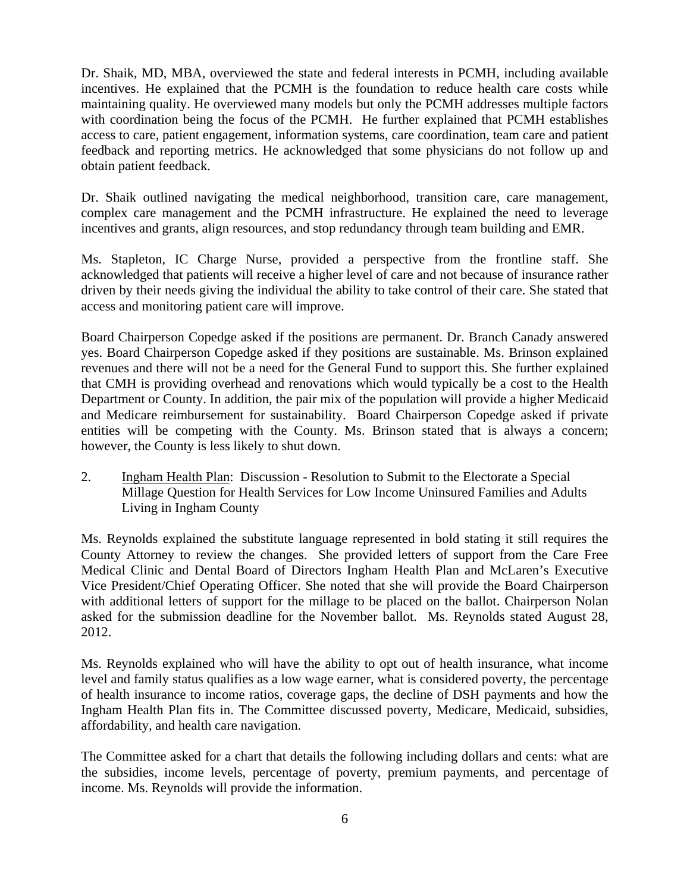Dr. Shaik, MD, MBA, overviewed the state and federal interests in PCMH, including available incentives. He explained that the PCMH is the foundation to reduce health care costs while maintaining quality. He overviewed many models but only the PCMH addresses multiple factors with coordination being the focus of the PCMH. He further explained that PCMH establishes access to care, patient engagement, information systems, care coordination, team care and patient feedback and reporting metrics. He acknowledged that some physicians do not follow up and obtain patient feedback.

Dr. Shaik outlined navigating the medical neighborhood, transition care, care management, complex care management and the PCMH infrastructure. He explained the need to leverage incentives and grants, align resources, and stop redundancy through team building and EMR.

Ms. Stapleton, IC Charge Nurse, provided a perspective from the frontline staff. She acknowledged that patients will receive a higher level of care and not because of insurance rather driven by their needs giving the individual the ability to take control of their care. She stated that access and monitoring patient care will improve.

Board Chairperson Copedge asked if the positions are permanent. Dr. Branch Canady answered yes. Board Chairperson Copedge asked if they positions are sustainable. Ms. Brinson explained revenues and there will not be a need for the General Fund to support this. She further explained that CMH is providing overhead and renovations which would typically be a cost to the Health Department or County. In addition, the pair mix of the population will provide a higher Medicaid and Medicare reimbursement for sustainability. Board Chairperson Copedge asked if private entities will be competing with the County. Ms. Brinson stated that is always a concern; however, the County is less likely to shut down.

2. Ingham Health Plan: Discussion - Resolution to Submit to the Electorate a Special Millage Question for Health Services for Low Income Uninsured Families and Adults Living in Ingham County

Ms. Reynolds explained the substitute language represented in bold stating it still requires the County Attorney to review the changes. She provided letters of support from the Care Free Medical Clinic and Dental Board of Directors Ingham Health Plan and McLaren's Executive Vice President/Chief Operating Officer. She noted that she will provide the Board Chairperson with additional letters of support for the millage to be placed on the ballot. Chairperson Nolan asked for the submission deadline for the November ballot. Ms. Reynolds stated August 28, 2012.

Ms. Reynolds explained who will have the ability to opt out of health insurance, what income level and family status qualifies as a low wage earner, what is considered poverty, the percentage of health insurance to income ratios, coverage gaps, the decline of DSH payments and how the Ingham Health Plan fits in. The Committee discussed poverty, Medicare, Medicaid, subsidies, affordability, and health care navigation.

The Committee asked for a chart that details the following including dollars and cents: what are the subsidies, income levels, percentage of poverty, premium payments, and percentage of income. Ms. Reynolds will provide the information.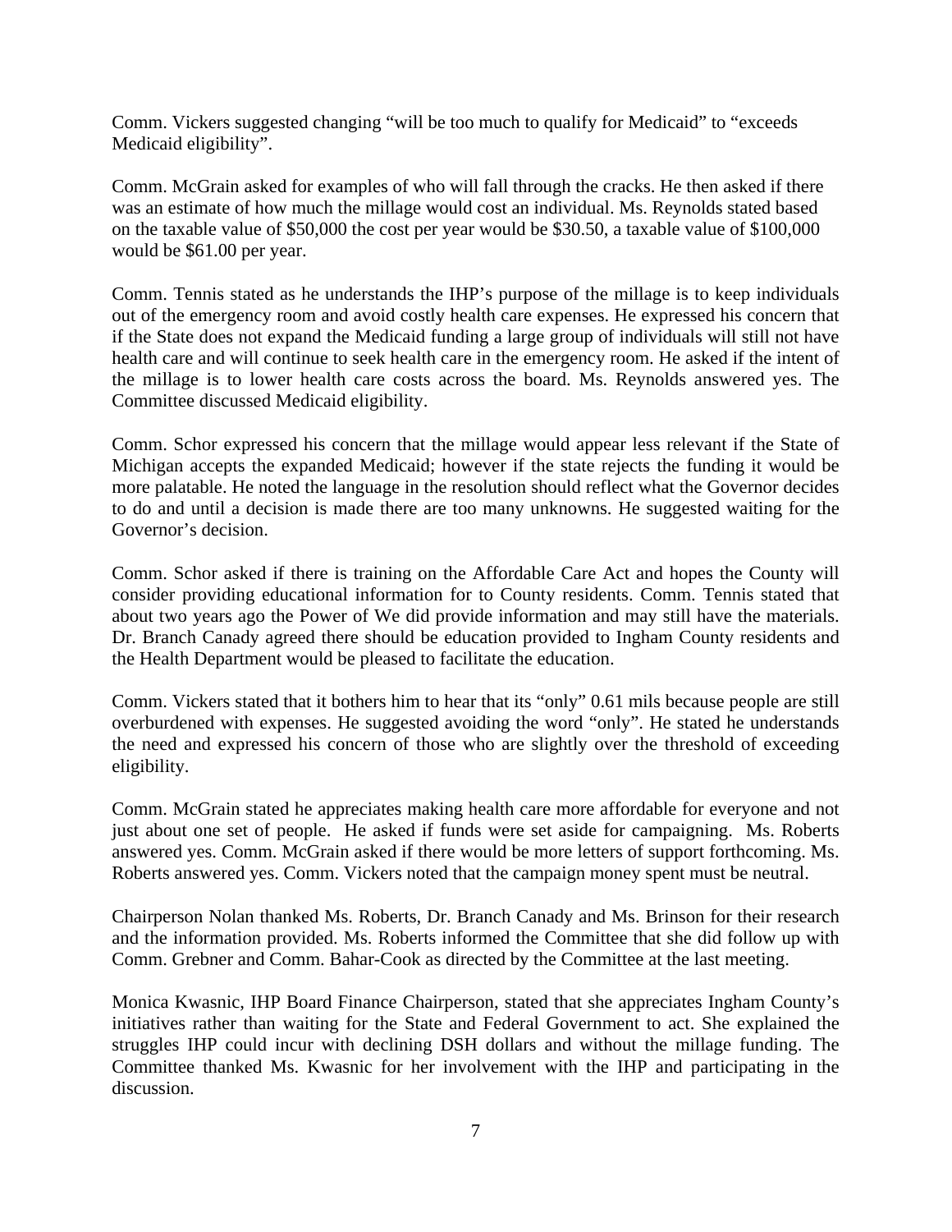Comm. Vickers suggested changing "will be too much to qualify for Medicaid" to "exceeds Medicaid eligibility".

Comm. McGrain asked for examples of who will fall through the cracks. He then asked if there was an estimate of how much the millage would cost an individual. Ms. Reynolds stated based on the taxable value of $50,000 the cost per year would be $30.50, a taxable value of $100,000 would be $61.00 per year.

Comm. Tennis stated as he understands the IHP's purpose of the millage is to keep individuals out of the emergency room and avoid costly health care expenses. He expressed his concern that if the State does not expand the Medicaid funding a large group of individuals will still not have health care and will continue to seek health care in the emergency room. He asked if the intent of the millage is to lower health care costs across the board. Ms. Reynolds answered yes. The Committee discussed Medicaid eligibility.

Comm. Schor expressed his concern that the millage would appear less relevant if the State of Michigan accepts the expanded Medicaid; however if the state rejects the funding it would be more palatable. He noted the language in the resolution should reflect what the Governor decides to do and until a decision is made there are too many unknowns. He suggested waiting for the Governor's decision.

Comm. Schor asked if there is training on the Affordable Care Act and hopes the County will consider providing educational information for to County residents. Comm. Tennis stated that about two years ago the Power of We did provide information and may still have the materials. Dr. Branch Canady agreed there should be education provided to Ingham County residents and the Health Department would be pleased to facilitate the education.

Comm. Vickers stated that it bothers him to hear that its "only" 0.61 mils because people are still overburdened with expenses. He suggested avoiding the word "only". He stated he understands the need and expressed his concern of those who are slightly over the threshold of exceeding eligibility.

Comm. McGrain stated he appreciates making health care more affordable for everyone and not just about one set of people. He asked if funds were set aside for campaigning. Ms. Roberts answered yes. Comm. McGrain asked if there would be more letters of support forthcoming. Ms. Roberts answered yes. Comm. Vickers noted that the campaign money spent must be neutral.

Chairperson Nolan thanked Ms. Roberts, Dr. Branch Canady and Ms. Brinson for their research and the information provided. Ms. Roberts informed the Committee that she did follow up with Comm. Grebner and Comm. Bahar-Cook as directed by the Committee at the last meeting.

Monica Kwasnic, IHP Board Finance Chairperson, stated that she appreciates Ingham County's initiatives rather than waiting for the State and Federal Government to act. She explained the struggles IHP could incur with declining DSH dollars and without the millage funding. The Committee thanked Ms. Kwasnic for her involvement with the IHP and participating in the discussion.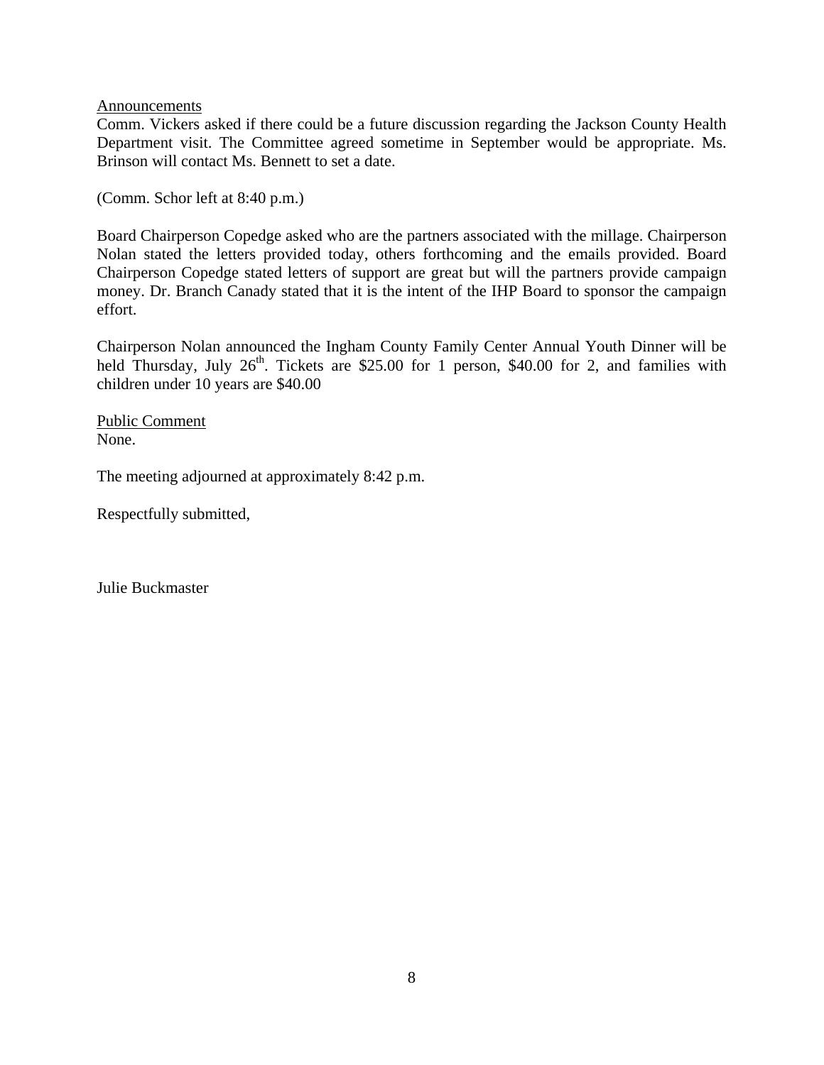Announcements

Comm. Vickers asked if there could be a future discussion regarding the Jackson County Health Department visit. The Committee agreed sometime in September would be appropriate. Ms. Brinson will contact Ms. Bennett to set a date.

(Comm. Schor left at 8:40 p.m.)

Board Chairperson Copedge asked who are the partners associated with the millage. Chairperson Nolan stated the letters provided today, others forthcoming and the emails provided. Board Chairperson Copedge stated letters of support are great but will the partners provide campaign money. Dr. Branch Canady stated that it is the intent of the IHP Board to sponsor the campaign effort.

Chairperson Nolan announced the Ingham County Family Center Annual Youth Dinner will be held Thursday, July 26th. Tickets are $25.00 for 1 person, $40.00 for 2, and families with children under 10 years are $40.00

Public Comment

None.

The meeting adjourned at approximately 8:42 p.m.

Respectfully submitted,

Julie Buckmaster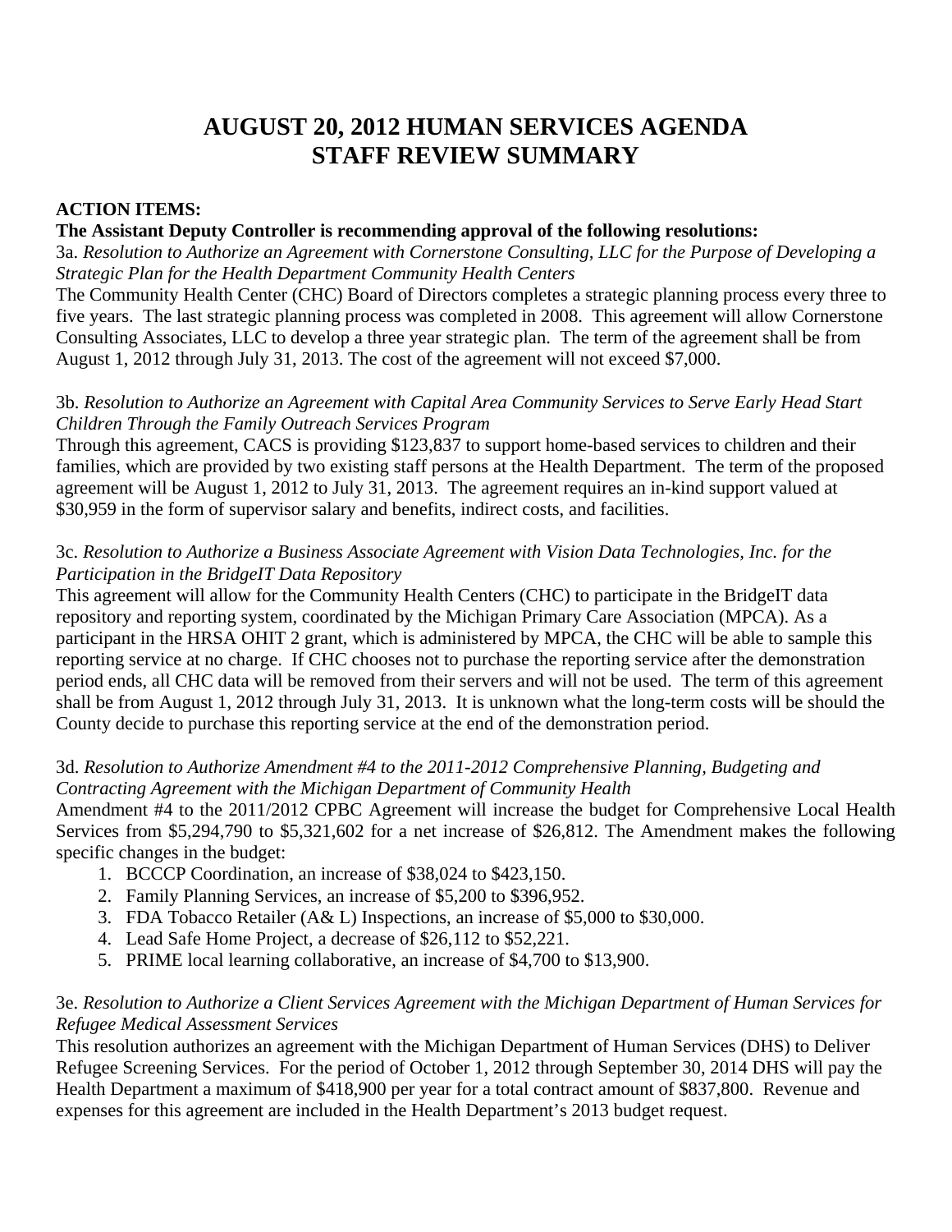# AUGUST 20, 2012 HUMAN SERVICES AGENDA
# STAFF REVIEW SUMMARY

**ACTION ITEMS:**

**The Assistant Deputy Controller is recommending approval of the following resolutions:**

3a. *Resolution to Authorize an Agreement with Cornerstone Consulting, LLC for the Purpose of Developing a Strategic Plan for the Health Department Community Health Centers*

The Community Health Center (CHC) Board of Directors completes a strategic planning process every three to five years. The last strategic planning process was completed in 2008. This agreement will allow Cornerstone Consulting Associates, LLC to develop a three year strategic plan. The term of the agreement shall be from August 1, 2012 through July 31, 2013. The cost of the agreement will not exceed $7,000.

3b. *Resolution to Authorize an Agreement with Capital Area Community Services to Serve Early Head Start Children Through the Family Outreach Services Program*

Through this agreement, CACS is providing $123,837 to support home-based services to children and their families, which are provided by two existing staff persons at the Health Department. The term of the proposed agreement will be August 1, 2012 to July 31, 2013. The agreement requires an in-kind support valued at $30,959 in the form of supervisor salary and benefits, indirect costs, and facilities.

3c. *Resolution to Authorize a Business Associate Agreement with Vision Data Technologies, Inc. for the Participation in the BridgeIT Data Repository*

This agreement will allow for the Community Health Centers (CHC) to participate in the BridgeIT data repository and reporting system, coordinated by the Michigan Primary Care Association (MPCA). As a participant in the HRSA OHIT 2 grant, which is administered by MPCA, the CHC will be able to sample this reporting service at no charge. If CHC chooses not to purchase the reporting service after the demonstration period ends, all CHC data will be removed from their servers and will not be used. The term of this agreement shall be from August 1, 2012 through July 31, 2013. It is unknown what the long-term costs will be should the County decide to purchase this reporting service at the end of the demonstration period.

3d. *Resolution to Authorize Amendment #4 to the 2011-2012 Comprehensive Planning, Budgeting and Contracting Agreement with the Michigan Department of Community Health*

Amendment #4 to the 2011/2012 CPBC Agreement will increase the budget for Comprehensive Local Health Services from $5,294,790 to $5,321,602 for a net increase of $26,812. The Amendment makes the following specific changes in the budget:

1. BCCCP Coordination, an increase of $38,024 to $423,150.
2. Family Planning Services, an increase of $5,200 to $396,952.
3. FDA Tobacco Retailer (A& L) Inspections, an increase of $5,000 to $30,000.
4. Lead Safe Home Project, a decrease of $26,112 to $52,221.
5. PRIME local learning collaborative, an increase of $4,700 to $13,900.

3e. *Resolution to Authorize a Client Services Agreement with the Michigan Department of Human Services for Refugee Medical Assessment Services*

This resolution authorizes an agreement with the Michigan Department of Human Services (DHS) to Deliver Refugee Screening Services. For the period of October 1, 2012 through September 30, 2014 DHS will pay the Health Department a maximum of $418,900 per year for a total contract amount of $837,800. Revenue and expenses for this agreement are included in the Health Department's 2013 budget request.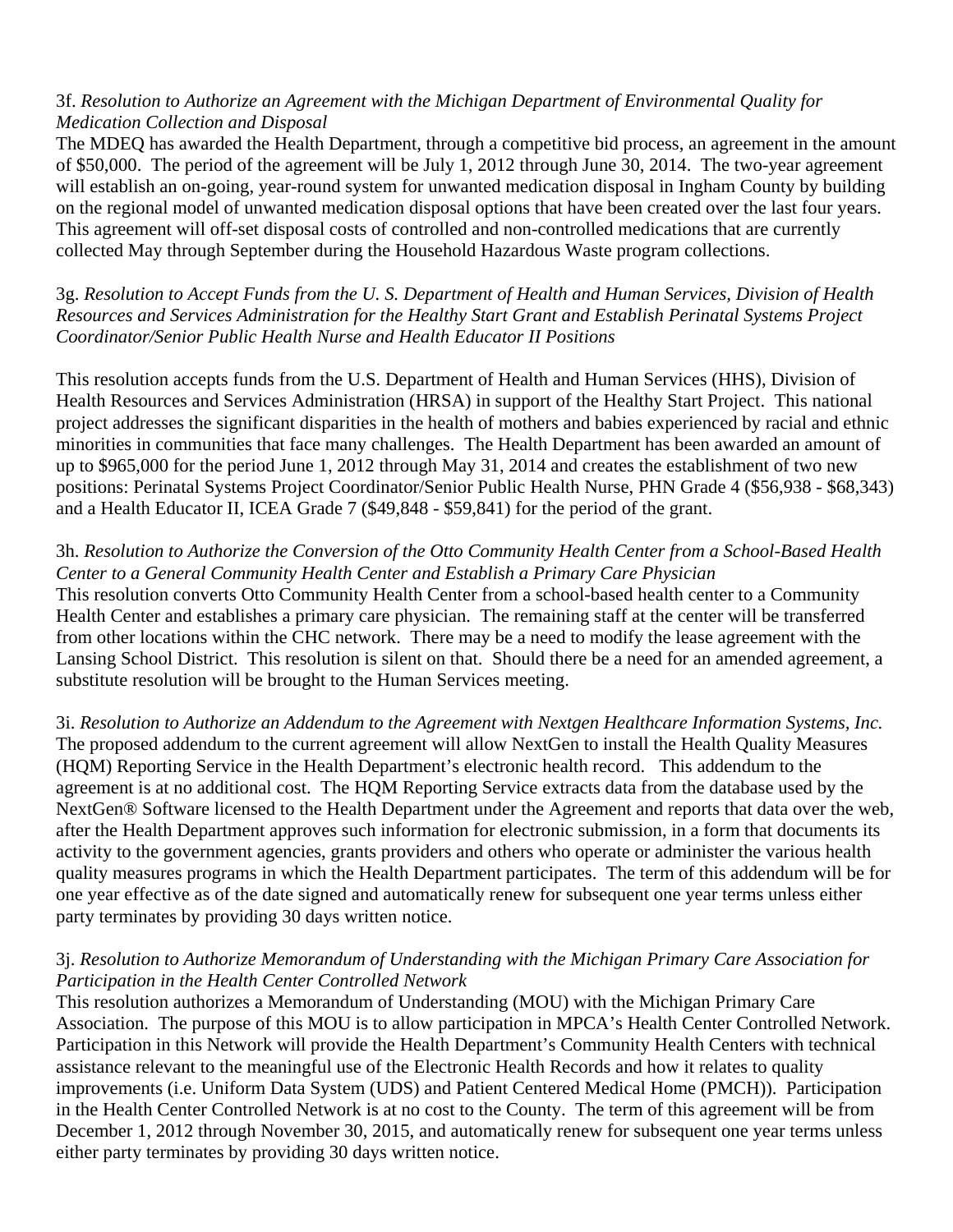3f. *Resolution to Authorize an Agreement with the Michigan Department of Environmental Quality for Medication Collection and Disposal*
The MDEQ has awarded the Health Department, through a competitive bid process, an agreement in the amount of $50,000. The period of the agreement will be July 1, 2012 through June 30, 2014. The two-year agreement will establish an on-going, year-round system for unwanted medication disposal in Ingham County by building on the regional model of unwanted medication disposal options that have been created over the last four years. This agreement will off-set disposal costs of controlled and non-controlled medications that are currently collected May through September during the Household Hazardous Waste program collections.

3g. *Resolution to Accept Funds from the U. S. Department of Health and Human Services, Division of Health Resources and Services Administration for the Healthy Start Grant and Establish Perinatal Systems Project Coordinator/Senior Public Health Nurse and Health Educator II Positions*

This resolution accepts funds from the U.S. Department of Health and Human Services (HHS), Division of Health Resources and Services Administration (HRSA) in support of the Healthy Start Project. This national project addresses the significant disparities in the health of mothers and babies experienced by racial and ethnic minorities in communities that face many challenges. The Health Department has been awarded an amount of up to $965,000 for the period June 1, 2012 through May 31, 2014 and creates the establishment of two new positions: Perinatal Systems Project Coordinator/Senior Public Health Nurse, PHN Grade 4 ($56,938 - $68,343) and a Health Educator II, ICEA Grade 7 ($49,848 - $59,841) for the period of the grant.

3h. *Resolution to Authorize the Conversion of the Otto Community Health Center from a School-Based Health Center to a General Community Health Center and Establish a Primary Care Physician*
This resolution converts Otto Community Health Center from a school-based health center to a Community Health Center and establishes a primary care physician. The remaining staff at the center will be transferred from other locations within the CHC network. There may be a need to modify the lease agreement with the Lansing School District. This resolution is silent on that. Should there be a need for an amended agreement, a substitute resolution will be brought to the Human Services meeting.

3i. *Resolution to Authorize an Addendum to the Agreement with Nextgen Healthcare Information Systems, Inc.*
The proposed addendum to the current agreement will allow NextGen to install the Health Quality Measures (HQM) Reporting Service in the Health Department's electronic health record. This addendum to the agreement is at no additional cost. The HQM Reporting Service extracts data from the database used by the NextGen® Software licensed to the Health Department under the Agreement and reports that data over the web, after the Health Department approves such information for electronic submission, in a form that documents its activity to the government agencies, grants providers and others who operate or administer the various health quality measures programs in which the Health Department participates. The term of this addendum will be for one year effective as of the date signed and automatically renew for subsequent one year terms unless either party terminates by providing 30 days written notice.

3j. *Resolution to Authorize Memorandum of Understanding with the Michigan Primary Care Association for Participation in the Health Center Controlled Network*
This resolution authorizes a Memorandum of Understanding (MOU) with the Michigan Primary Care Association. The purpose of this MOU is to allow participation in MPCA's Health Center Controlled Network. Participation in this Network will provide the Health Department's Community Health Centers with technical assistance relevant to the meaningful use of the Electronic Health Records and how it relates to quality improvements (i.e. Uniform Data System (UDS) and Patient Centered Medical Home (PMCH)). Participation in the Health Center Controlled Network is at no cost to the County. The term of this agreement will be from December 1, 2012 through November 30, 2015, and automatically renew for subsequent one year terms unless either party terminates by providing 30 days written notice.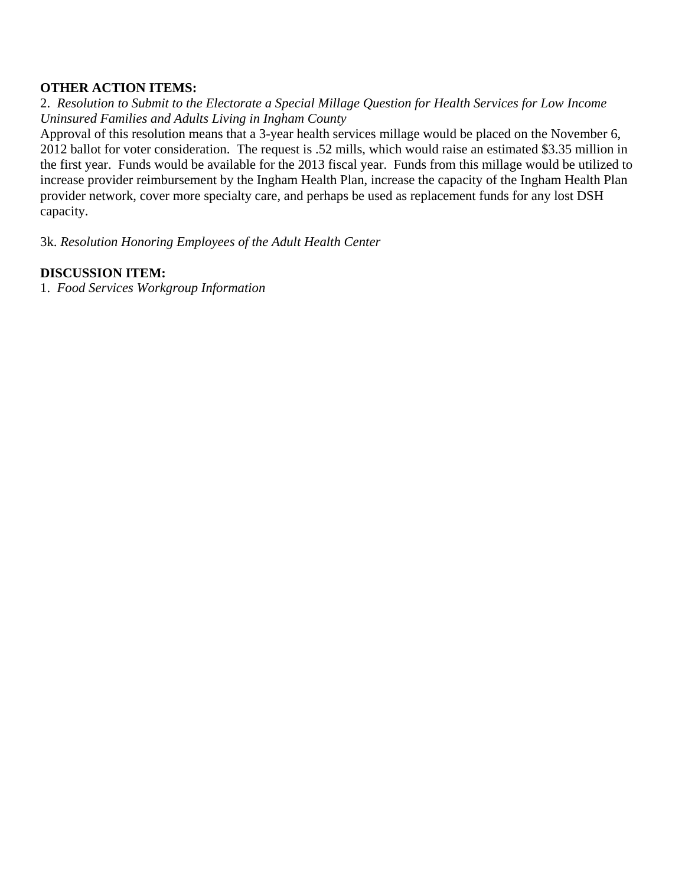**OTHER ACTION ITEMS:**

2. *Resolution to Submit to the Electorate a Special Millage Question for Health Services for Low Income Uninsured Families and Adults Living in Ingham County*

Approval of this resolution means that a 3-year health services millage would be placed on the November 6, 2012 ballot for voter consideration. The request is .52 mills, which would raise an estimated $3.35 million in the first year. Funds would be available for the 2013 fiscal year. Funds from this millage would be utilized to increase provider reimbursement by the Ingham Health Plan, increase the capacity of the Ingham Health Plan provider network, cover more specialty care, and perhaps be used as replacement funds for any lost DSH capacity.

3k. *Resolution Honoring Employees of the Adult Health Center*

**DISCUSSION ITEM:**

1. *Food Services Workgroup Information*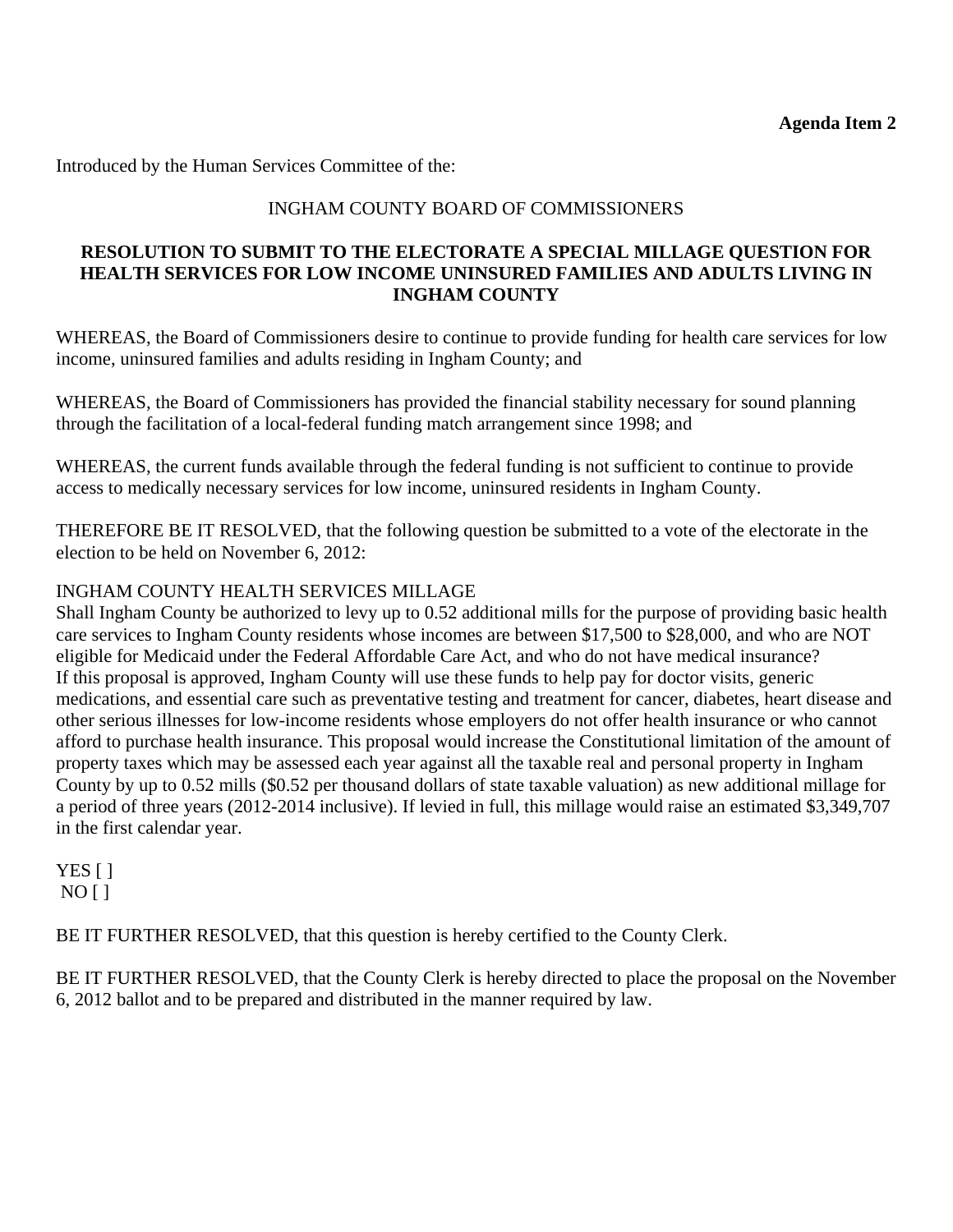**Agenda Item 2**

Introduced by the Human Services Committee of the:

INGHAM COUNTY BOARD OF COMMISSIONERS

**RESOLUTION TO SUBMIT TO THE ELECTORATE A SPECIAL MILLAGE QUESTION FOR HEALTH SERVICES FOR LOW INCOME UNINSURED FAMILIES AND ADULTS LIVING IN INGHAM COUNTY**

WHEREAS, the Board of Commissioners desire to continue to provide funding for health care services for low income, uninsured families and adults residing in Ingham County; and

WHEREAS, the Board of Commissioners has provided the financial stability necessary for sound planning through the facilitation of a local-federal funding match arrangement since 1998; and

WHEREAS, the current funds available through the federal funding is not sufficient to continue to provide access to medically necessary services for low income, uninsured residents in Ingham County.

THEREFORE BE IT RESOLVED, that the following question be submitted to a vote of the electorate in the election to be held on November 6, 2012:

INGHAM COUNTY HEALTH SERVICES MILLAGE
Shall Ingham County be authorized to levy up to 0.52 additional mills for the purpose of providing basic health care services to Ingham County residents whose incomes are between $17,500 to $28,000, and who are NOT eligible for Medicaid under the Federal Affordable Care Act, and who do not have medical insurance?
If this proposal is approved, Ingham County will use these funds to help pay for doctor visits, generic medications, and essential care such as preventative testing and treatment for cancer, diabetes, heart disease and other serious illnesses for low-income residents whose employers do not offer health insurance or who cannot afford to purchase health insurance. This proposal would increase the Constitutional limitation of the amount of property taxes which may be assessed each year against all the taxable real and personal property in Ingham County by up to 0.52 mills ($0.52 per thousand dollars of state taxable valuation) as new additional millage for a period of three years (2012-2014 inclusive). If levied in full, this millage would raise an estimated $3,349,707 in the first calendar year.

YES [ ]
NO [ ]

BE IT FURTHER RESOLVED, that this question is hereby certified to the County Clerk.

BE IT FURTHER RESOLVED, that the County Clerk is hereby directed to place the proposal on the November 6, 2012 ballot and to be prepared and distributed in the manner required by law.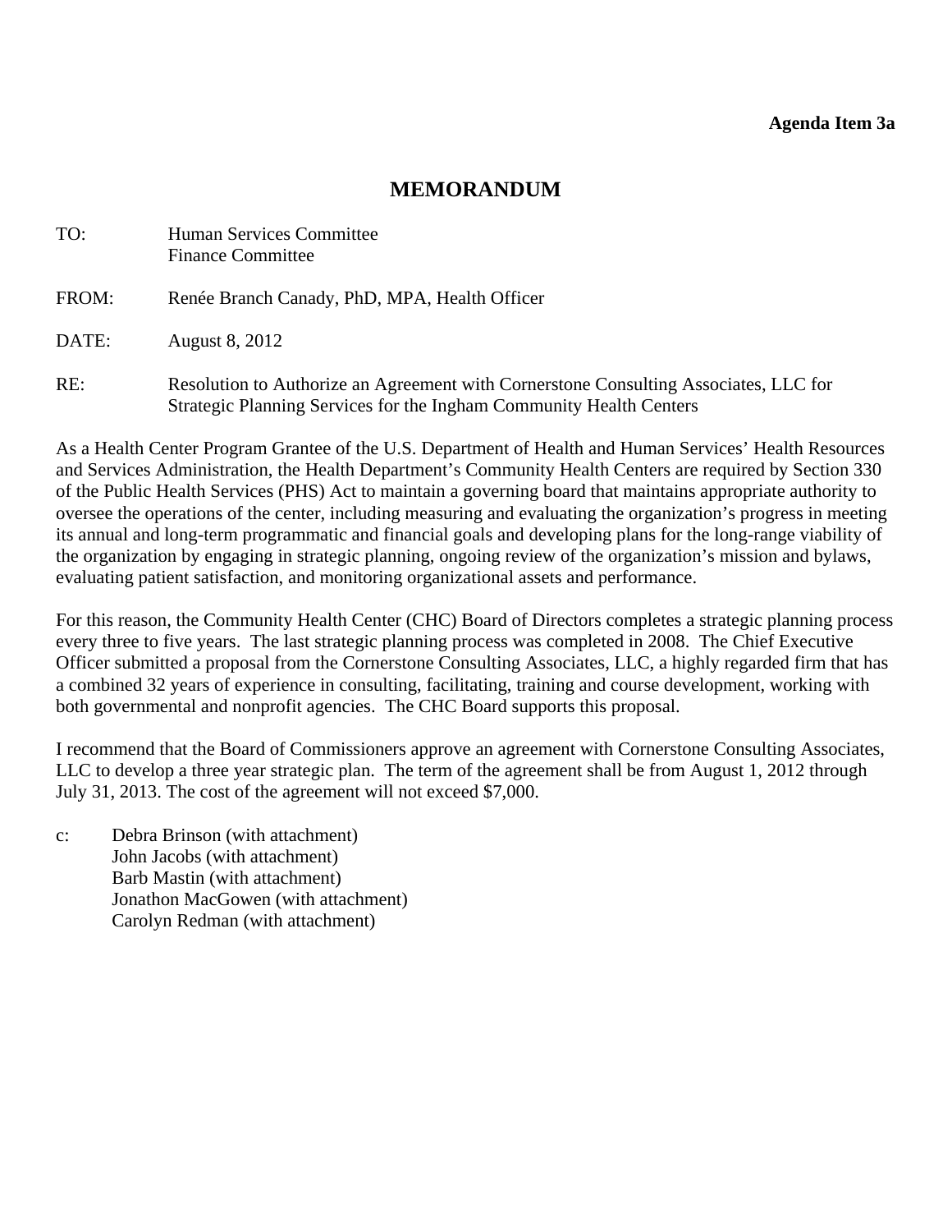**Agenda Item 3a**

# MEMORANDUM

TO: Human Services Committee
Finance Committee

FROM: Renée Branch Canady, PhD, MPA, Health Officer

DATE: August 8, 2012

RE: Resolution to Authorize an Agreement with Cornerstone Consulting Associates, LLC for Strategic Planning Services for the Ingham Community Health Centers

As a Health Center Program Grantee of the U.S. Department of Health and Human Services' Health Resources and Services Administration, the Health Department's Community Health Centers are required by Section 330 of the Public Health Services (PHS) Act to maintain a governing board that maintains appropriate authority to oversee the operations of the center, including measuring and evaluating the organization's progress in meeting its annual and long-term programmatic and financial goals and developing plans for the long-range viability of the organization by engaging in strategic planning, ongoing review of the organization's mission and bylaws, evaluating patient satisfaction, and monitoring organizational assets and performance.

For this reason, the Community Health Center (CHC) Board of Directors completes a strategic planning process every three to five years. The last strategic planning process was completed in 2008. The Chief Executive Officer submitted a proposal from the Cornerstone Consulting Associates, LLC, a highly regarded firm that has a combined 32 years of experience in consulting, facilitating, training and course development, working with both governmental and nonprofit agencies. The CHC Board supports this proposal.

I recommend that the Board of Commissioners approve an agreement with Cornerstone Consulting Associates, LLC to develop a three year strategic plan. The term of the agreement shall be from August 1, 2012 through July 31, 2013. The cost of the agreement will not exceed $7,000.

c: Debra Brinson (with attachment)
John Jacobs (with attachment)
Barb Mastin (with attachment)
Jonathon MacGowen (with attachment)
Carolyn Redman (with attachment)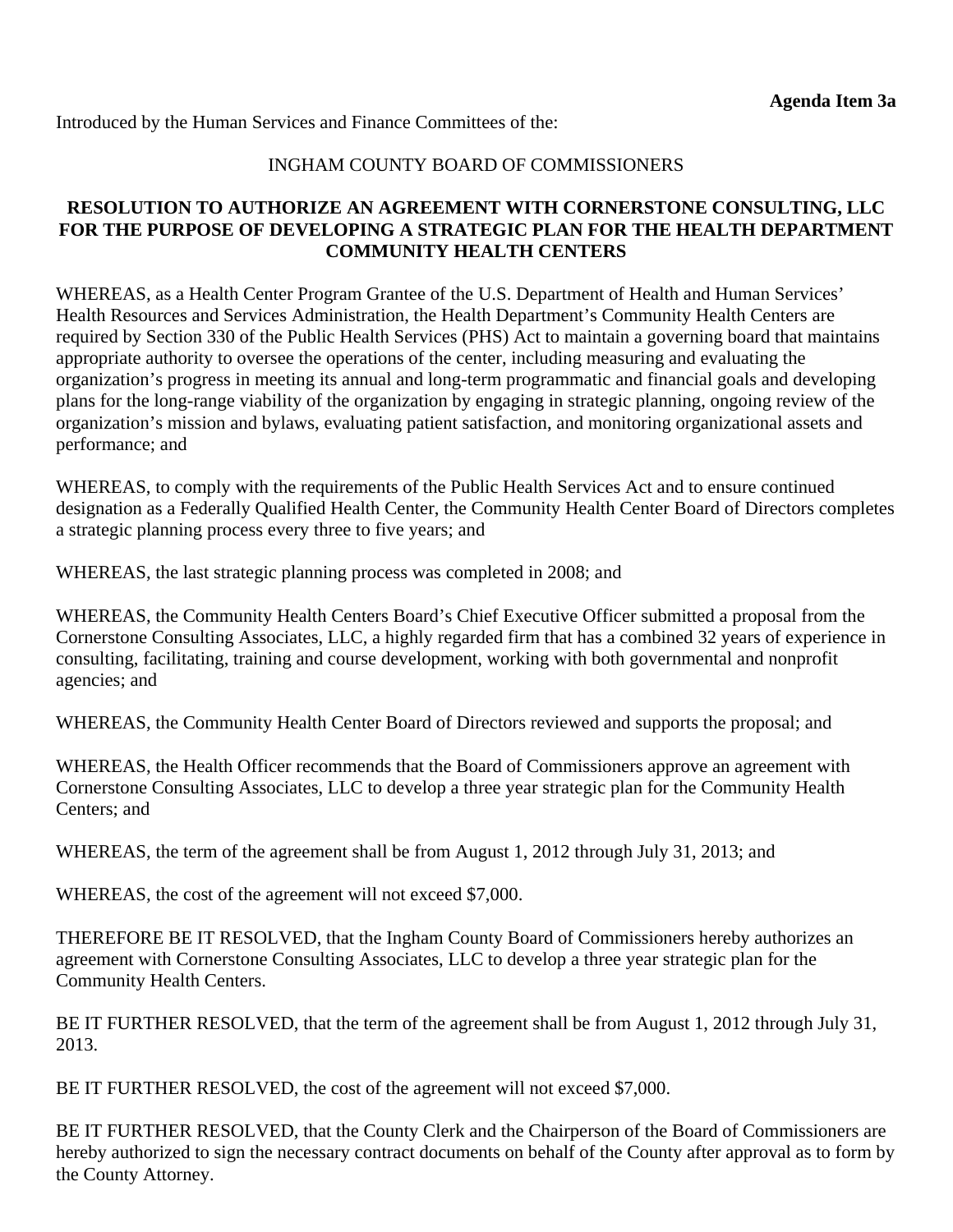**Agenda Item 3a**

Introduced by the Human Services and Finance Committees of the:

INGHAM COUNTY BOARD OF COMMISSIONERS

**RESOLUTION TO AUTHORIZE AN AGREEMENT WITH CORNERSTONE CONSULTING, LLC FOR THE PURPOSE OF DEVELOPING A STRATEGIC PLAN FOR THE HEALTH DEPARTMENT COMMUNITY HEALTH CENTERS**

WHEREAS, as a Health Center Program Grantee of the U.S. Department of Health and Human Services' Health Resources and Services Administration, the Health Department's Community Health Centers are required by Section 330 of the Public Health Services (PHS) Act to maintain a governing board that maintains appropriate authority to oversee the operations of the center, including measuring and evaluating the organization's progress in meeting its annual and long-term programmatic and financial goals and developing plans for the long-range viability of the organization by engaging in strategic planning, ongoing review of the organization's mission and bylaws, evaluating patient satisfaction, and monitoring organizational assets and performance; and

WHEREAS, to comply with the requirements of the Public Health Services Act and to ensure continued designation as a Federally Qualified Health Center, the Community Health Center Board of Directors completes a strategic planning process every three to five years; and

WHEREAS, the last strategic planning process was completed in 2008; and

WHEREAS, the Community Health Centers Board's Chief Executive Officer submitted a proposal from the Cornerstone Consulting Associates, LLC, a highly regarded firm that has a combined 32 years of experience in consulting, facilitating, training and course development, working with both governmental and nonprofit agencies; and

WHEREAS, the Community Health Center Board of Directors reviewed and supports the proposal; and

WHEREAS, the Health Officer recommends that the Board of Commissioners approve an agreement with Cornerstone Consulting Associates, LLC to develop a three year strategic plan for the Community Health Centers; and

WHEREAS, the term of the agreement shall be from August 1, 2012 through July 31, 2013; and

WHEREAS, the cost of the agreement will not exceed $7,000.

THEREFORE BE IT RESOLVED, that the Ingham County Board of Commissioners hereby authorizes an agreement with Cornerstone Consulting Associates, LLC to develop a three year strategic plan for the Community Health Centers.

BE IT FURTHER RESOLVED, that the term of the agreement shall be from August 1, 2012 through July 31, 2013.

BE IT FURTHER RESOLVED, the cost of the agreement will not exceed $7,000.

BE IT FURTHER RESOLVED, that the County Clerk and the Chairperson of the Board of Commissioners are hereby authorized to sign the necessary contract documents on behalf of the County after approval as to form by the County Attorney.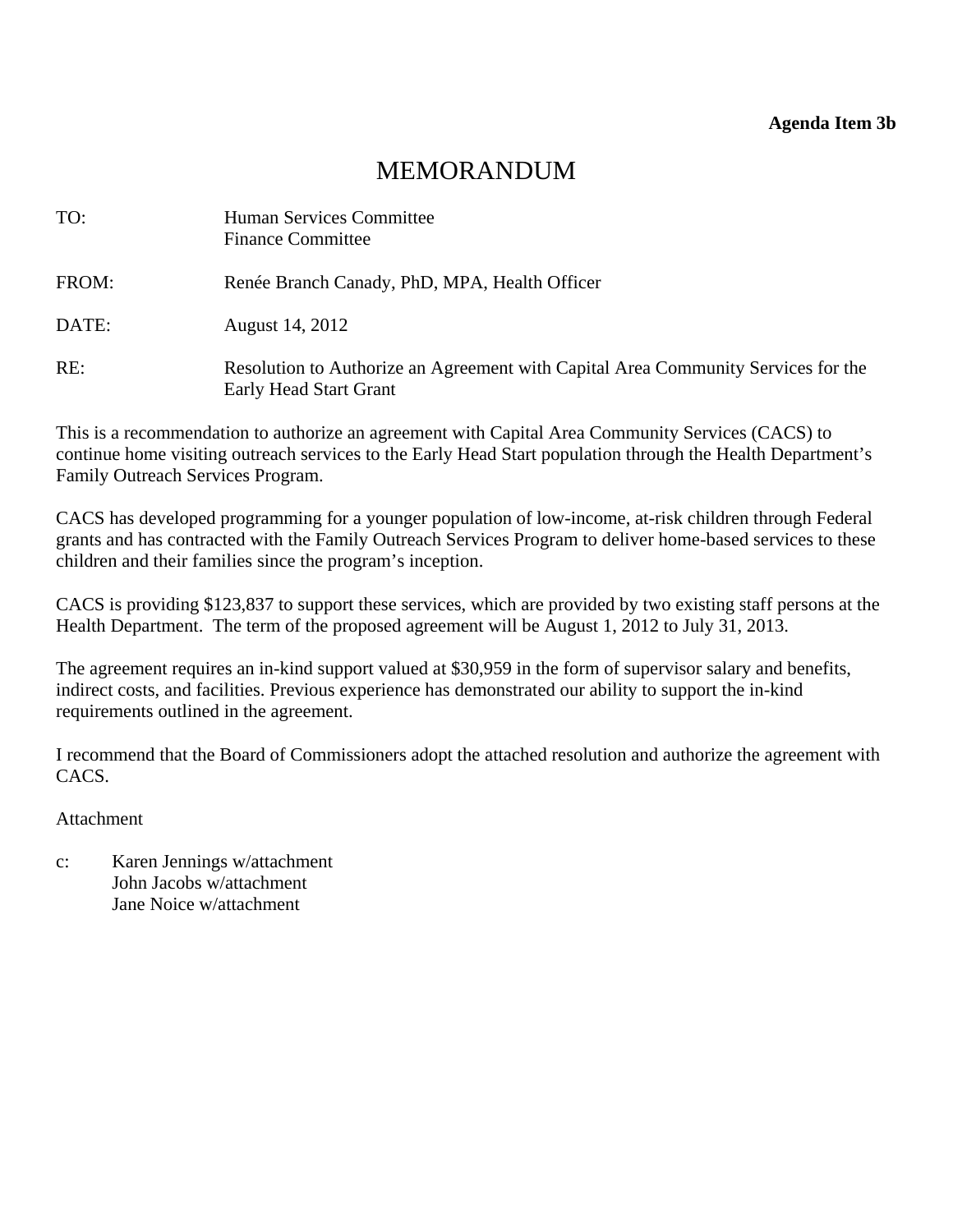**Agenda Item 3b**

# MEMORANDUM

TO: Human Services Committee
Finance Committee

FROM: Renée Branch Canady, PhD, MPA, Health Officer

DATE: August 14, 2012

RE: Resolution to Authorize an Agreement with Capital Area Community Services for the Early Head Start Grant

This is a recommendation to authorize an agreement with Capital Area Community Services (CACS) to continue home visiting outreach services to the Early Head Start population through the Health Department's Family Outreach Services Program.

CACS has developed programming for a younger population of low-income, at-risk children through Federal grants and has contracted with the Family Outreach Services Program to deliver home-based services to these children and their families since the program's inception.

CACS is providing $123,837 to support these services, which are provided by two existing staff persons at the Health Department. The term of the proposed agreement will be August 1, 2012 to July 31, 2013.

The agreement requires an in-kind support valued at $30,959 in the form of supervisor salary and benefits, indirect costs, and facilities. Previous experience has demonstrated our ability to support the in-kind requirements outlined in the agreement.

I recommend that the Board of Commissioners adopt the attached resolution and authorize the agreement with CACS.

Attachment

c: Karen Jennings w/attachment
John Jacobs w/attachment
Jane Noice w/attachment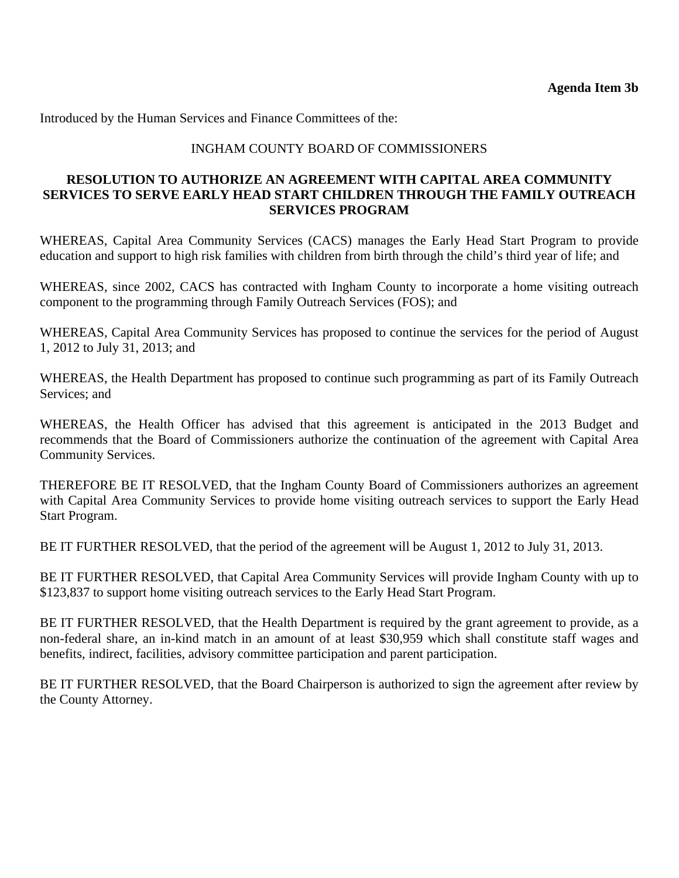**Agenda Item 3b**

Introduced by the Human Services and Finance Committees of the:

INGHAM COUNTY BOARD OF COMMISSIONERS

**RESOLUTION TO AUTHORIZE AN AGREEMENT WITH CAPITAL AREA COMMUNITY SERVICES TO SERVE EARLY HEAD START CHILDREN THROUGH THE FAMILY OUTREACH SERVICES PROGRAM**

WHEREAS, Capital Area Community Services (CACS) manages the Early Head Start Program to provide education and support to high risk families with children from birth through the child's third year of life; and

WHEREAS, since 2002, CACS has contracted with Ingham County to incorporate a home visiting outreach component to the programming through Family Outreach Services (FOS); and

WHEREAS, Capital Area Community Services has proposed to continue the services for the period of August 1, 2012 to July 31, 2013; and

WHEREAS, the Health Department has proposed to continue such programming as part of its Family Outreach Services; and

WHEREAS, the Health Officer has advised that this agreement is anticipated in the 2013 Budget and recommends that the Board of Commissioners authorize the continuation of the agreement with Capital Area Community Services.

THEREFORE BE IT RESOLVED, that the Ingham County Board of Commissioners authorizes an agreement with Capital Area Community Services to provide home visiting outreach services to support the Early Head Start Program.

BE IT FURTHER RESOLVED, that the period of the agreement will be August 1, 2012 to July 31, 2013.

BE IT FURTHER RESOLVED, that Capital Area Community Services will provide Ingham County with up to $123,837 to support home visiting outreach services to the Early Head Start Program.

BE IT FURTHER RESOLVED, that the Health Department is required by the grant agreement to provide, as a non-federal share, an in-kind match in an amount of at least $30,959 which shall constitute staff wages and benefits, indirect, facilities, advisory committee participation and parent participation.

BE IT FURTHER RESOLVED, that the Board Chairperson is authorized to sign the agreement after review by the County Attorney.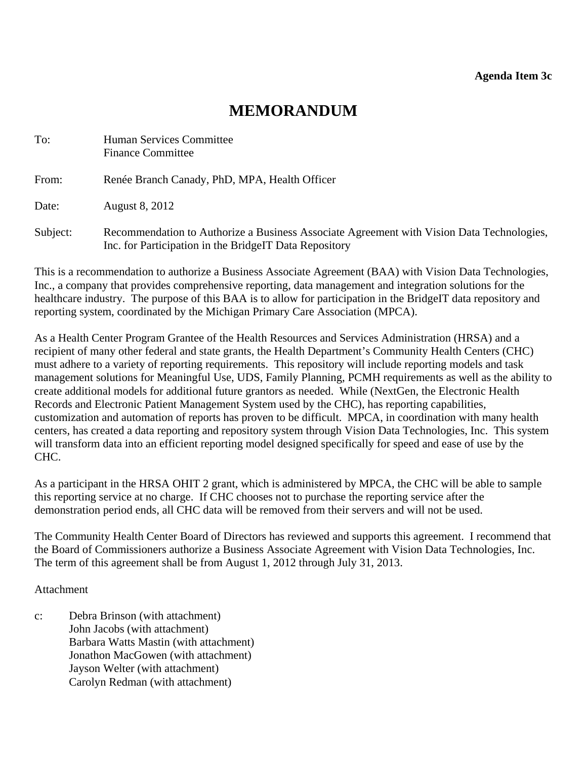**Agenda Item 3c**

# MEMORANDUM

To: Human Services Committee
Finance Committee

From: Renée Branch Canady, PhD, MPA, Health Officer

Date: August 8, 2012

Subject: Recommendation to Authorize a Business Associate Agreement with Vision Data Technologies, Inc. for Participation in the BridgeIT Data Repository

This is a recommendation to authorize a Business Associate Agreement (BAA) with Vision Data Technologies, Inc., a company that provides comprehensive reporting, data management and integration solutions for the healthcare industry. The purpose of this BAA is to allow for participation in the BridgeIT data repository and reporting system, coordinated by the Michigan Primary Care Association (MPCA).

As a Health Center Program Grantee of the Health Resources and Services Administration (HRSA) and a recipient of many other federal and state grants, the Health Department's Community Health Centers (CHC) must adhere to a variety of reporting requirements. This repository will include reporting models and task management solutions for Meaningful Use, UDS, Family Planning, PCMH requirements as well as the ability to create additional models for additional future grantors as needed. While (NextGen, the Electronic Health Records and Electronic Patient Management System used by the CHC), has reporting capabilities, customization and automation of reports has proven to be difficult. MPCA, in coordination with many health centers, has created a data reporting and repository system through Vision Data Technologies, Inc. This system will transform data into an efficient reporting model designed specifically for speed and ease of use by the CHC.

As a participant in the HRSA OHIT 2 grant, which is administered by MPCA, the CHC will be able to sample this reporting service at no charge. If CHC chooses not to purchase the reporting service after the demonstration period ends, all CHC data will be removed from their servers and will not be used.

The Community Health Center Board of Directors has reviewed and supports this agreement. I recommend that the Board of Commissioners authorize a Business Associate Agreement with Vision Data Technologies, Inc. The term of this agreement shall be from August 1, 2012 through July 31, 2013.

Attachment

c: Debra Brinson (with attachment)
John Jacobs (with attachment)
Barbara Watts Mastin (with attachment)
Jonathon MacGowen (with attachment)
Jayson Welter (with attachment)
Carolyn Redman (with attachment)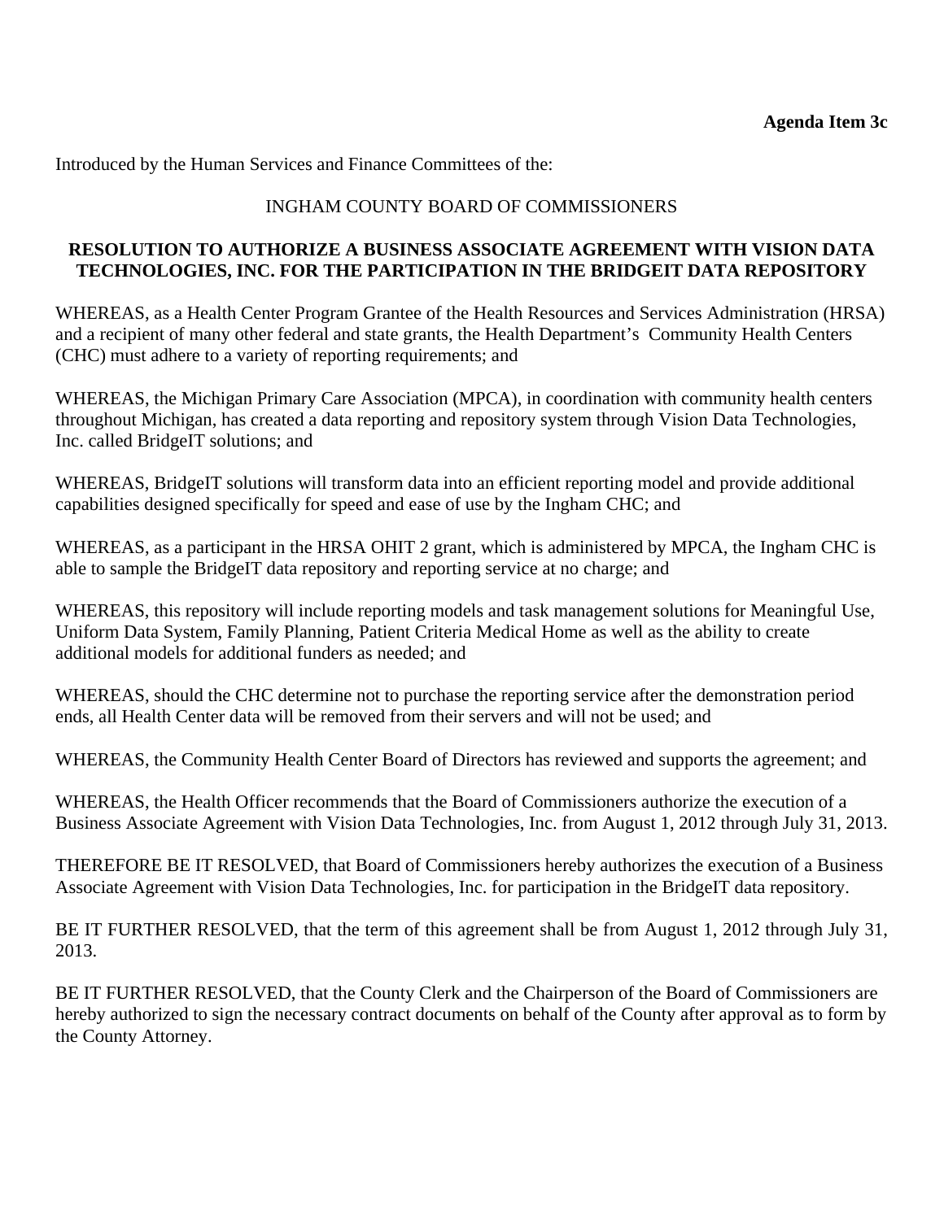**Agenda Item 3c**

Introduced by the Human Services and Finance Committees of the:

INGHAM COUNTY BOARD OF COMMISSIONERS

**RESOLUTION TO AUTHORIZE A BUSINESS ASSOCIATE AGREEMENT WITH VISION DATA TECHNOLOGIES, INC. FOR THE PARTICIPATION IN THE BRIDGEIT DATA REPOSITORY**

WHEREAS, as a Health Center Program Grantee of the Health Resources and Services Administration (HRSA) and a recipient of many other federal and state grants, the Health Department's Community Health Centers (CHC) must adhere to a variety of reporting requirements; and

WHEREAS, the Michigan Primary Care Association (MPCA), in coordination with community health centers throughout Michigan, has created a data reporting and repository system through Vision Data Technologies, Inc. called BridgeIT solutions; and

WHEREAS, BridgeIT solutions will transform data into an efficient reporting model and provide additional capabilities designed specifically for speed and ease of use by the Ingham CHC; and

WHEREAS, as a participant in the HRSA OHIT 2 grant, which is administered by MPCA, the Ingham CHC is able to sample the BridgeIT data repository and reporting service at no charge; and

WHEREAS, this repository will include reporting models and task management solutions for Meaningful Use, Uniform Data System, Family Planning, Patient Criteria Medical Home as well as the ability to create additional models for additional funders as needed; and

WHEREAS, should the CHC determine not to purchase the reporting service after the demonstration period ends, all Health Center data will be removed from their servers and will not be used; and

WHEREAS, the Community Health Center Board of Directors has reviewed and supports the agreement; and

WHEREAS, the Health Officer recommends that the Board of Commissioners authorize the execution of a Business Associate Agreement with Vision Data Technologies, Inc. from August 1, 2012 through July 31, 2013.

THEREFORE BE IT RESOLVED, that Board of Commissioners hereby authorizes the execution of a Business Associate Agreement with Vision Data Technologies, Inc. for participation in the BridgeIT data repository.

BE IT FURTHER RESOLVED, that the term of this agreement shall be from August 1, 2012 through July 31, 2013.

BE IT FURTHER RESOLVED, that the County Clerk and the Chairperson of the Board of Commissioners are hereby authorized to sign the necessary contract documents on behalf of the County after approval as to form by the County Attorney.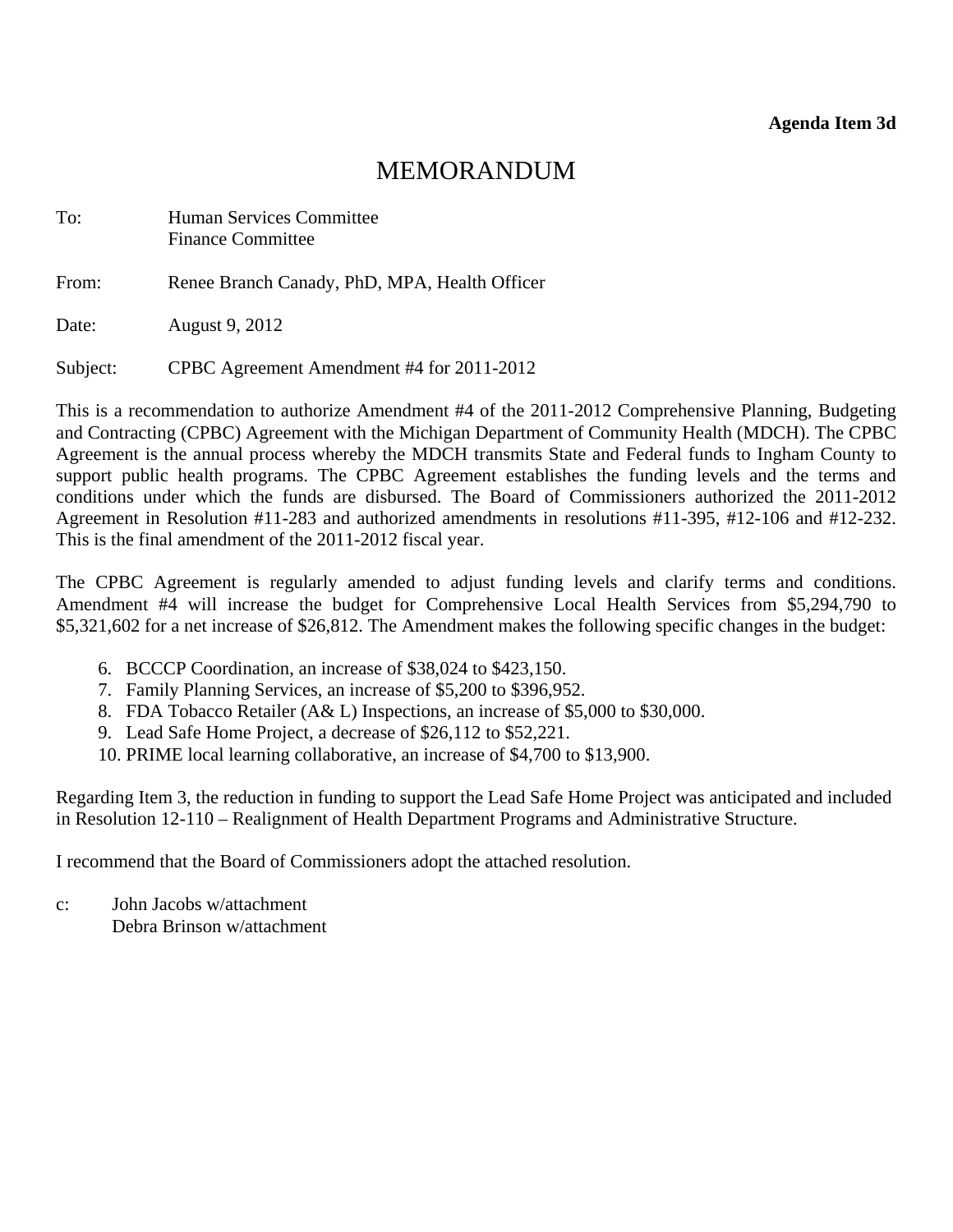**Agenda Item 3d**

# MEMORANDUM

To: Human Services Committee
Finance Committee

From: Renee Branch Canady, PhD, MPA, Health Officer

Date: August 9, 2012

Subject: CPBC Agreement Amendment #4 for 2011-2012

This is a recommendation to authorize Amendment #4 of the 2011-2012 Comprehensive Planning, Budgeting and Contracting (CPBC) Agreement with the Michigan Department of Community Health (MDCH). The CPBC Agreement is the annual process whereby the MDCH transmits State and Federal funds to Ingham County to support public health programs. The CPBC Agreement establishes the funding levels and the terms and conditions under which the funds are disbursed. The Board of Commissioners authorized the 2011-2012 Agreement in Resolution #11-283 and authorized amendments in resolutions #11-395, #12-106 and #12-232. This is the final amendment of the 2011-2012 fiscal year.

The CPBC Agreement is regularly amended to adjust funding levels and clarify terms and conditions. Amendment #4 will increase the budget for Comprehensive Local Health Services from $5,294,790 to $5,321,602 for a net increase of $26,812. The Amendment makes the following specific changes in the budget:

6. BCCCP Coordination, an increase of $38,024 to $423,150.
7. Family Planning Services, an increase of $5,200 to $396,952.
8. FDA Tobacco Retailer (A& L) Inspections, an increase of $5,000 to $30,000.
9. Lead Safe Home Project, a decrease of $26,112 to $52,221.
10. PRIME local learning collaborative, an increase of $4,700 to $13,900.

Regarding Item 3, the reduction in funding to support the Lead Safe Home Project was anticipated and included in Resolution 12-110 – Realignment of Health Department Programs and Administrative Structure.

I recommend that the Board of Commissioners adopt the attached resolution.

c: John Jacobs w/attachment
Debra Brinson w/attachment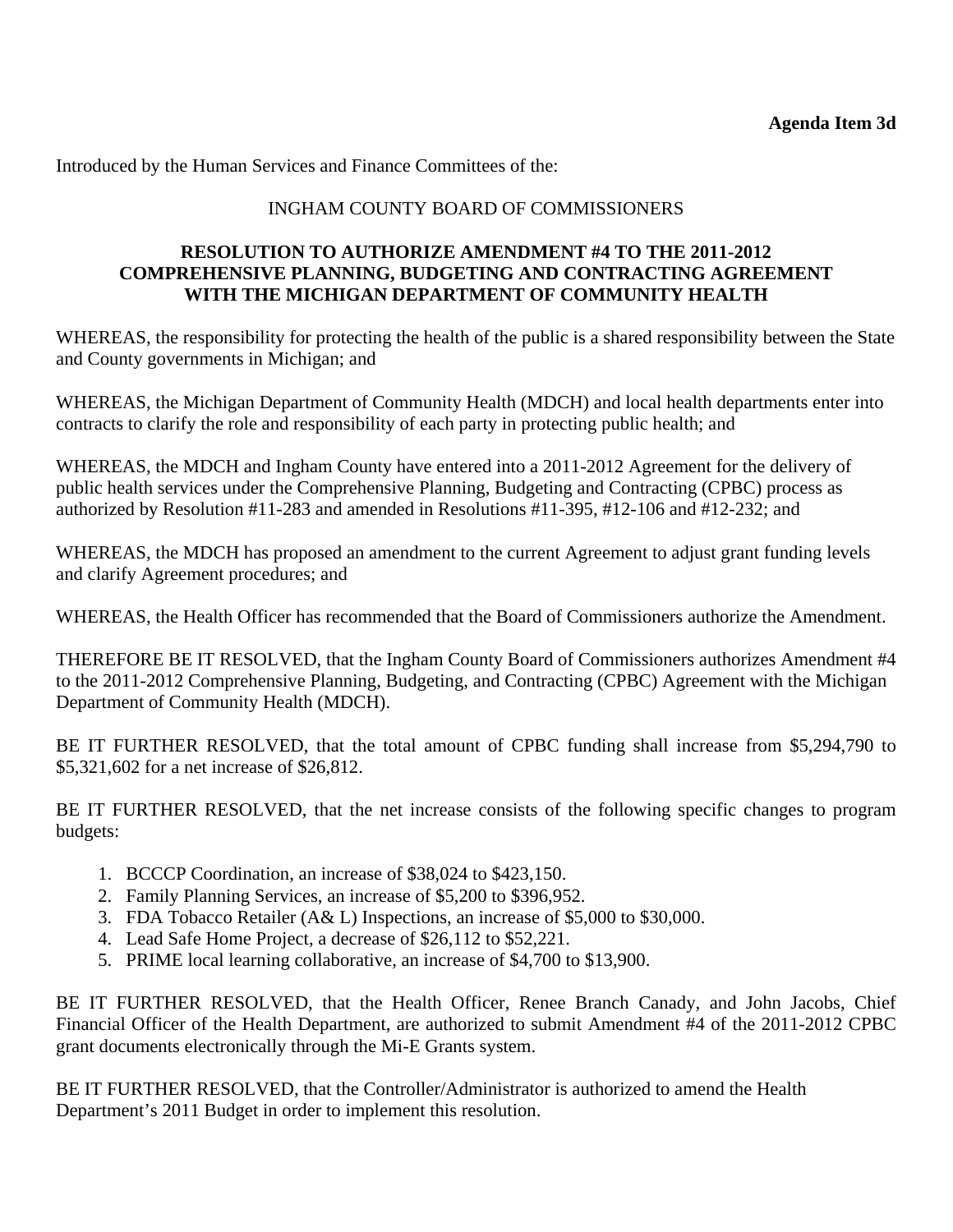**Agenda Item 3d**

Introduced by the Human Services and Finance Committees of the:

INGHAM COUNTY BOARD OF COMMISSIONERS

**RESOLUTION TO AUTHORIZE AMENDMENT #4 TO THE 2011-2012 COMPREHENSIVE PLANNING, BUDGETING AND CONTRACTING AGREEMENT WITH THE MICHIGAN DEPARTMENT OF COMMUNITY HEALTH**

WHEREAS, the responsibility for protecting the health of the public is a shared responsibility between the State and County governments in Michigan; and

WHEREAS, the Michigan Department of Community Health (MDCH) and local health departments enter into contracts to clarify the role and responsibility of each party in protecting public health; and

WHEREAS, the MDCH and Ingham County have entered into a 2011-2012 Agreement for the delivery of public health services under the Comprehensive Planning, Budgeting and Contracting (CPBC) process as authorized by Resolution #11-283 and amended in Resolutions #11-395, #12-106 and #12-232; and

WHEREAS, the MDCH has proposed an amendment to the current Agreement to adjust grant funding levels and clarify Agreement procedures; and

WHEREAS, the Health Officer has recommended that the Board of Commissioners authorize the Amendment.

THEREFORE BE IT RESOLVED, that the Ingham County Board of Commissioners authorizes Amendment #4 to the 2011-2012 Comprehensive Planning, Budgeting, and Contracting (CPBC) Agreement with the Michigan Department of Community Health (MDCH).

BE IT FURTHER RESOLVED, that the total amount of CPBC funding shall increase from $5,294,790 to $5,321,602 for a net increase of $26,812.

BE IT FURTHER RESOLVED, that the net increase consists of the following specific changes to program budgets:

1. BCCCP Coordination, an increase of $38,024 to $423,150.
2. Family Planning Services, an increase of $5,200 to $396,952.
3. FDA Tobacco Retailer (A& L) Inspections, an increase of $5,000 to $30,000.
4. Lead Safe Home Project, a decrease of $26,112 to $52,221.
5. PRIME local learning collaborative, an increase of $4,700 to $13,900.

BE IT FURTHER RESOLVED, that the Health Officer, Renee Branch Canady, and John Jacobs, Chief Financial Officer of the Health Department, are authorized to submit Amendment #4 of the 2011-2012 CPBC grant documents electronically through the Mi-E Grants system.

BE IT FURTHER RESOLVED, that the Controller/Administrator is authorized to amend the Health Department's 2011 Budget in order to implement this resolution.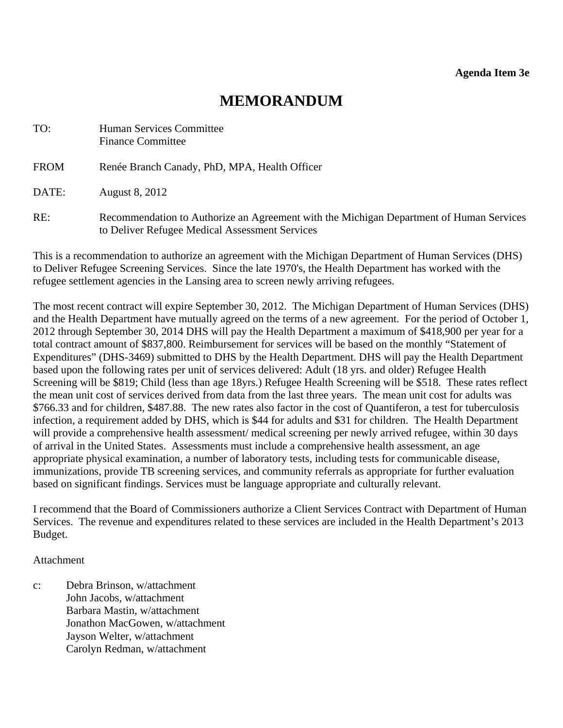**Agenda Item 3e**

# MEMORANDUM

TO: Human Services Committee
Finance Committee

FROM Renée Branch Canady, PhD, MPA, Health Officer

DATE: August 8, 2012

RE: Recommendation to Authorize an Agreement with the Michigan Department of Human Services to Deliver Refugee Medical Assessment Services

This is a recommendation to authorize an agreement with the Michigan Department of Human Services (DHS) to Deliver Refugee Screening Services. Since the late 1970's, the Health Department has worked with the refugee settlement agencies in the Lansing area to screen newly arriving refugees.

The most recent contract will expire September 30, 2012. The Michigan Department of Human Services (DHS) and the Health Department have mutually agreed on the terms of a new agreement. For the period of October 1, 2012 through September 30, 2014 DHS will pay the Health Department a maximum of $418,900 per year for a total contract amount of $837,800. Reimbursement for services will be based on the monthly "Statement of Expenditures" (DHS-3469) submitted to DHS by the Health Department. DHS will pay the Health Department based upon the following rates per unit of services delivered: Adult (18 yrs. and older) Refugee Health Screening will be $819; Child (less than age 18yrs.) Refugee Health Screening will be $518. These rates reflect the mean unit cost of services derived from data from the last three years. The mean unit cost for adults was $766.33 and for children, $487.88. The new rates also factor in the cost of Quantiferon, a test for tuberculosis infection, a requirement added by DHS, which is $44 for adults and $31 for children. The Health Department will provide a comprehensive health assessment/ medical screening per newly arrived refugee, within 30 days of arrival in the United States. Assessments must include a comprehensive health assessment, an age appropriate physical examination, a number of laboratory tests, including tests for communicable disease, immunizations, provide TB screening services, and community referrals as appropriate for further evaluation based on significant findings. Services must be language appropriate and culturally relevant.

I recommend that the Board of Commissioners authorize a Client Services Contract with Department of Human Services. The revenue and expenditures related to these services are included in the Health Department's 2013 Budget.

Attachment

c: Debra Brinson, w/attachment
John Jacobs, w/attachment
Barbara Mastin, w/attachment
Jonathon MacGowen, w/attachment
Jayson Welter, w/attachment
Carolyn Redman, w/attachment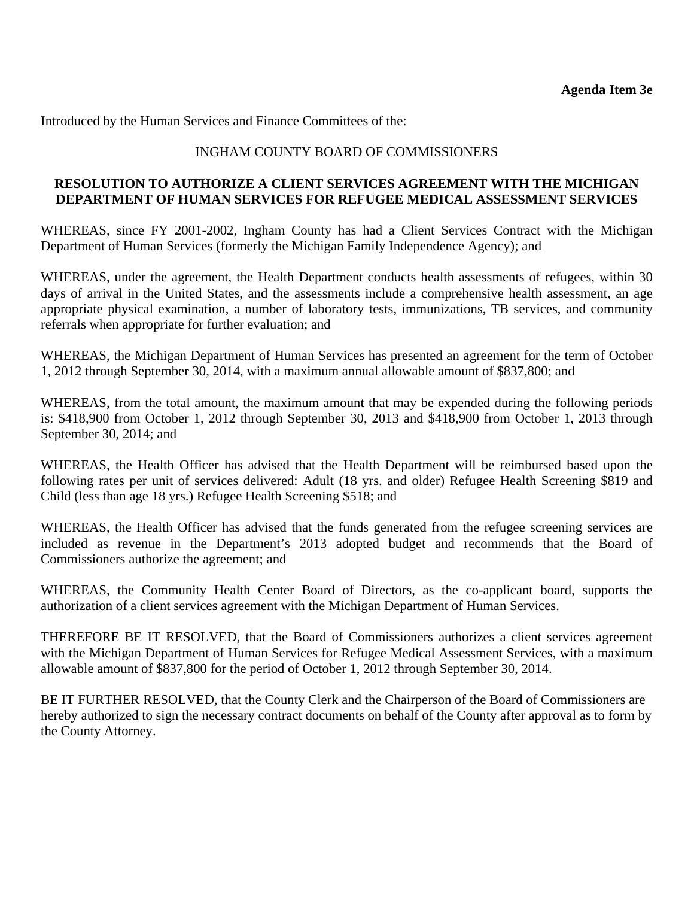**Agenda Item 3e**

Introduced by the Human Services and Finance Committees of the:

INGHAM COUNTY BOARD OF COMMISSIONERS

**RESOLUTION TO AUTHORIZE A CLIENT SERVICES AGREEMENT WITH THE MICHIGAN DEPARTMENT OF HUMAN SERVICES FOR REFUGEE MEDICAL ASSESSMENT SERVICES**

WHEREAS, since FY 2001-2002, Ingham County has had a Client Services Contract with the Michigan Department of Human Services (formerly the Michigan Family Independence Agency); and

WHEREAS, under the agreement, the Health Department conducts health assessments of refugees, within 30 days of arrival in the United States, and the assessments include a comprehensive health assessment, an age appropriate physical examination, a number of laboratory tests, immunizations, TB services, and community referrals when appropriate for further evaluation; and

WHEREAS, the Michigan Department of Human Services has presented an agreement for the term of October 1, 2012 through September 30, 2014, with a maximum annual allowable amount of $837,800; and

WHEREAS, from the total amount, the maximum amount that may be expended during the following periods is: $418,900 from October 1, 2012 through September 30, 2013 and $418,900 from October 1, 2013 through September 30, 2014; and

WHEREAS, the Health Officer has advised that the Health Department will be reimbursed based upon the following rates per unit of services delivered: Adult (18 yrs. and older) Refugee Health Screening $819 and Child (less than age 18 yrs.) Refugee Health Screening $518; and

WHEREAS, the Health Officer has advised that the funds generated from the refugee screening services are included as revenue in the Department's 2013 adopted budget and recommends that the Board of Commissioners authorize the agreement; and

WHEREAS, the Community Health Center Board of Directors, as the co-applicant board, supports the authorization of a client services agreement with the Michigan Department of Human Services.

THEREFORE BE IT RESOLVED, that the Board of Commissioners authorizes a client services agreement with the Michigan Department of Human Services for Refugee Medical Assessment Services, with a maximum allowable amount of $837,800 for the period of October 1, 2012 through September 30, 2014.

BE IT FURTHER RESOLVED, that the County Clerk and the Chairperson of the Board of Commissioners are hereby authorized to sign the necessary contract documents on behalf of the County after approval as to form by the County Attorney.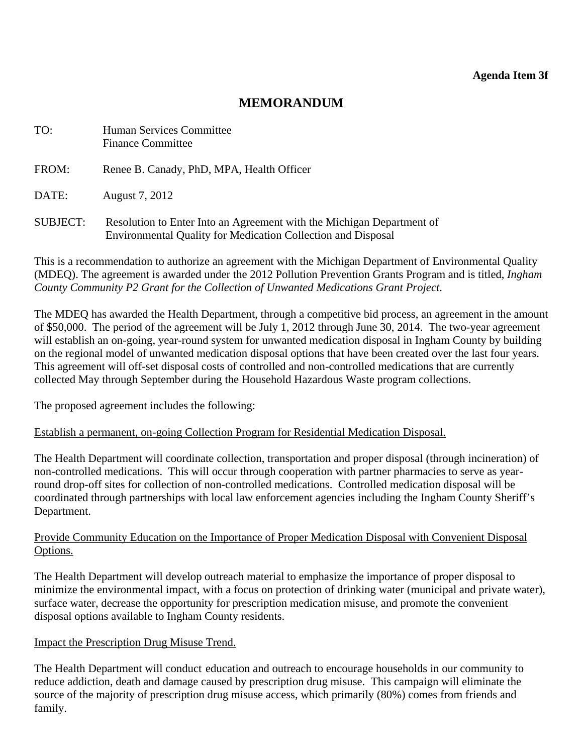**Agenda Item 3f**

# MEMORANDUM

TO: Human Services Committee
Finance Committee

FROM: Renee B. Canady, PhD, MPA, Health Officer

DATE: August 7, 2012

SUBJECT: Resolution to Enter Into an Agreement with the Michigan Department of Environmental Quality for Medication Collection and Disposal

This is a recommendation to authorize an agreement with the Michigan Department of Environmental Quality (MDEQ). The agreement is awarded under the 2012 Pollution Prevention Grants Program and is titled, *Ingham County Community P2 Grant for the Collection of Unwanted Medications Grant Project*.

The MDEQ has awarded the Health Department, through a competitive bid process, an agreement in the amount of $50,000. The period of the agreement will be July 1, 2012 through June 30, 2014. The two-year agreement will establish an on-going, year-round system for unwanted medication disposal in Ingham County by building on the regional model of unwanted medication disposal options that have been created over the last four years. This agreement will off-set disposal costs of controlled and non-controlled medications that are currently collected May through September during the Household Hazardous Waste program collections.

The proposed agreement includes the following:

<u>Establish a permanent, on-going Collection Program for Residential Medication Disposal.</u>

The Health Department will coordinate collection, transportation and proper disposal (through incineration) of non-controlled medications. This will occur through cooperation with partner pharmacies to serve as year-round drop-off sites for collection of non-controlled medications. Controlled medication disposal will be coordinated through partnerships with local law enforcement agencies including the Ingham County Sheriff's Department.

<u>Provide Community Education on the Importance of Proper Medication Disposal with Convenient Disposal Options.</u>

The Health Department will develop outreach material to emphasize the importance of proper disposal to minimize the environmental impact, with a focus on protection of drinking water (municipal and private water), surface water, decrease the opportunity for prescription medication misuse, and promote the convenient disposal options available to Ingham County residents.

<u>Impact the Prescription Drug Misuse Trend.</u>

The Health Department will conduct education and outreach to encourage households in our community to reduce addiction, death and damage caused by prescription drug misuse. This campaign will eliminate the source of the majority of prescription drug misuse access, which primarily (80%) comes from friends and family.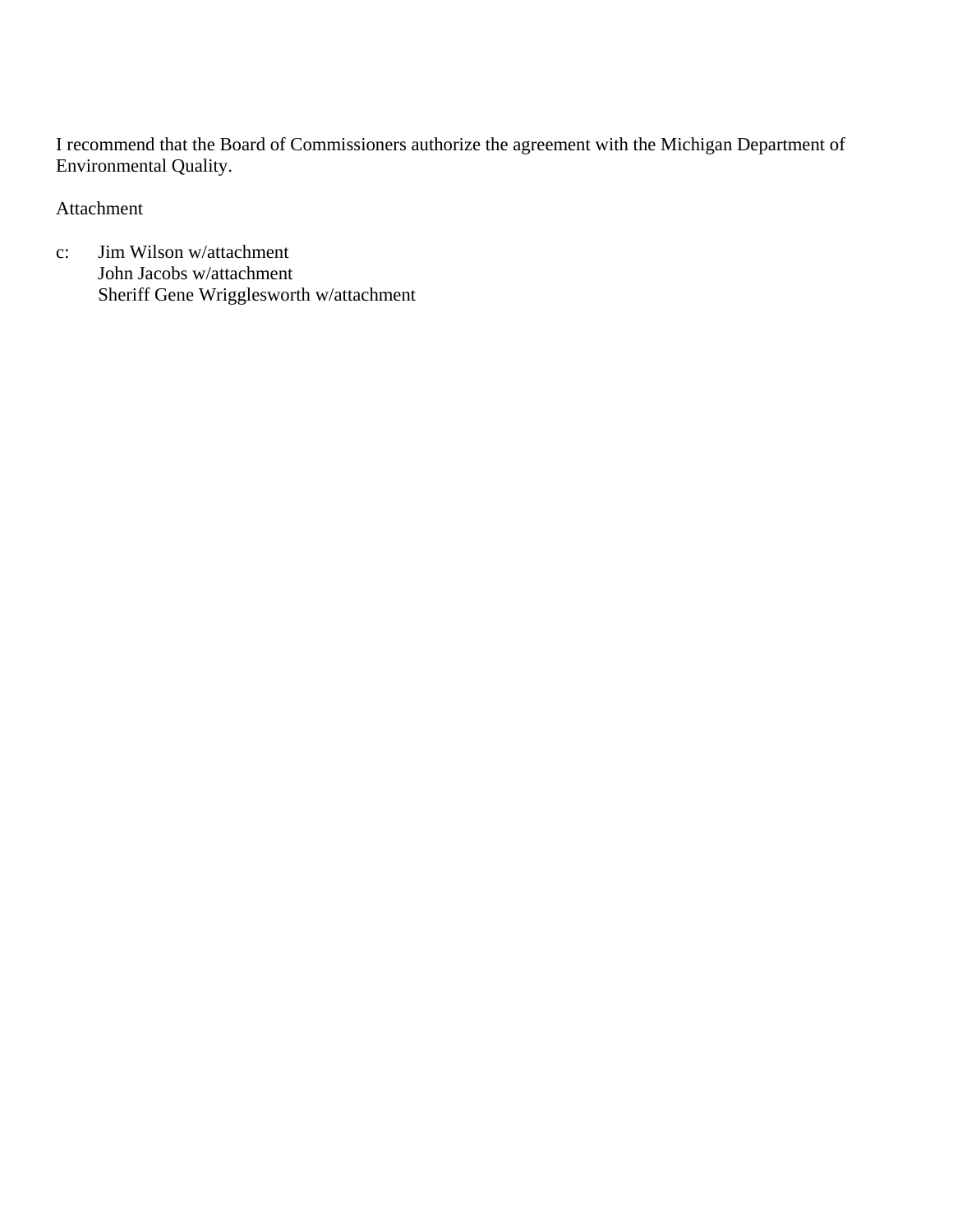I recommend that the Board of Commissioners authorize the agreement with the Michigan Department of Environmental Quality.

Attachment

c: Jim Wilson w/attachment
John Jacobs w/attachment
Sheriff Gene Wrigglesworth w/attachment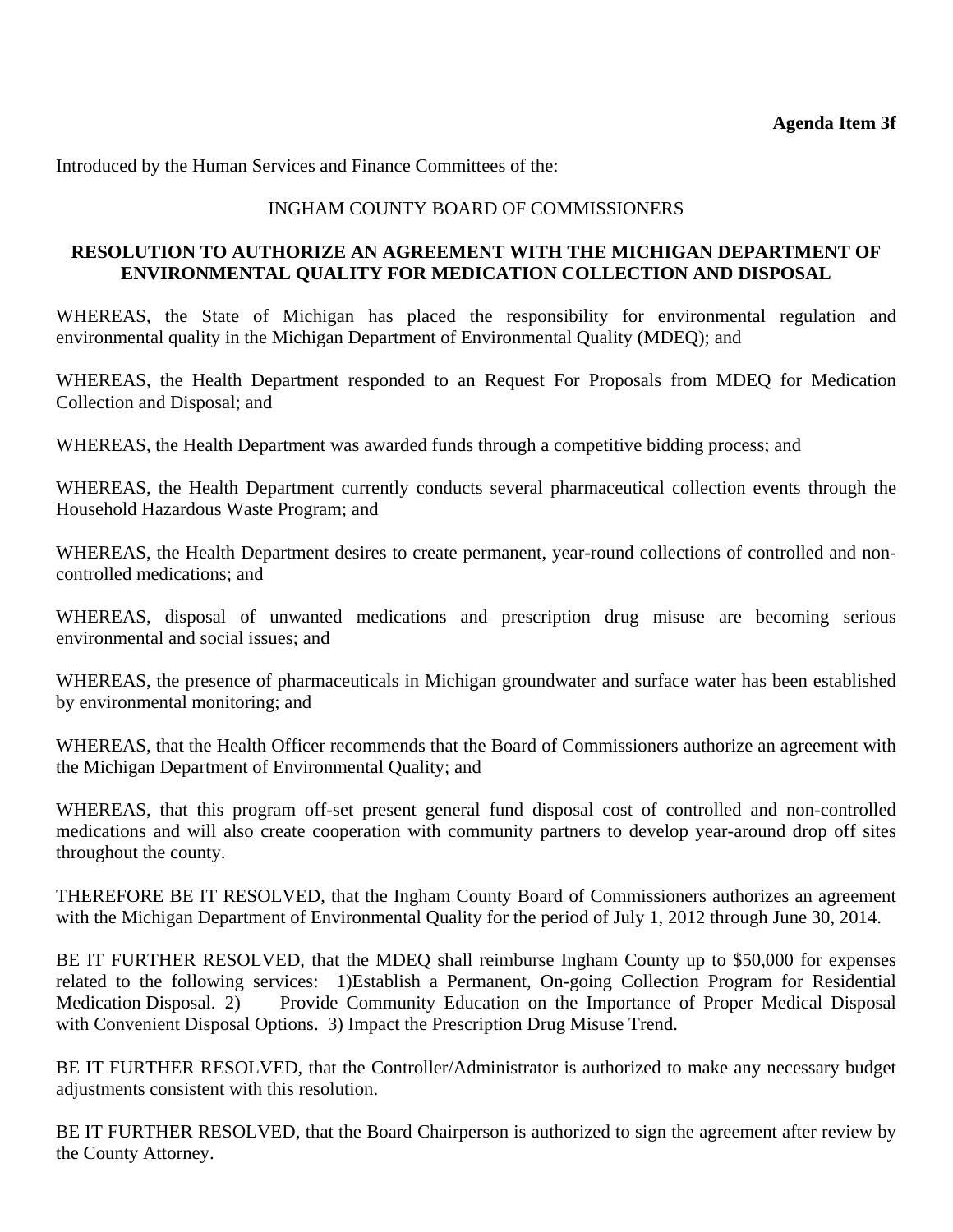**Agenda Item 3f**

Introduced by the Human Services and Finance Committees of the:

INGHAM COUNTY BOARD OF COMMISSIONERS

**RESOLUTION TO AUTHORIZE AN AGREEMENT WITH THE MICHIGAN DEPARTMENT OF ENVIRONMENTAL QUALITY FOR MEDICATION COLLECTION AND DISPOSAL**

WHEREAS, the State of Michigan has placed the responsibility for environmental regulation and environmental quality in the Michigan Department of Environmental Quality (MDEQ); and

WHEREAS, the Health Department responded to an Request For Proposals from MDEQ for Medication Collection and Disposal; and

WHEREAS, the Health Department was awarded funds through a competitive bidding process; and

WHEREAS, the Health Department currently conducts several pharmaceutical collection events through the Household Hazardous Waste Program; and

WHEREAS, the Health Department desires to create permanent, year-round collections of controlled and non-controlled medications; and

WHEREAS, disposal of unwanted medications and prescription drug misuse are becoming serious environmental and social issues; and

WHEREAS, the presence of pharmaceuticals in Michigan groundwater and surface water has been established by environmental monitoring; and

WHEREAS, that the Health Officer recommends that the Board of Commissioners authorize an agreement with the Michigan Department of Environmental Quality; and

WHEREAS, that this program off-set present general fund disposal cost of controlled and non-controlled medications and will also create cooperation with community partners to develop year-around drop off sites throughout the county.

THEREFORE BE IT RESOLVED, that the Ingham County Board of Commissioners authorizes an agreement with the Michigan Department of Environmental Quality for the period of July 1, 2012 through June 30, 2014.

BE IT FURTHER RESOLVED, that the MDEQ shall reimburse Ingham County up to $50,000 for expenses related to the following services: 1)Establish a Permanent, On-going Collection Program for Residential Medication Disposal. 2) Provide Community Education on the Importance of Proper Medical Disposal with Convenient Disposal Options. 3) Impact the Prescription Drug Misuse Trend.

BE IT FURTHER RESOLVED, that the Controller/Administrator is authorized to make any necessary budget adjustments consistent with this resolution.

BE IT FURTHER RESOLVED, that the Board Chairperson is authorized to sign the agreement after review by the County Attorney.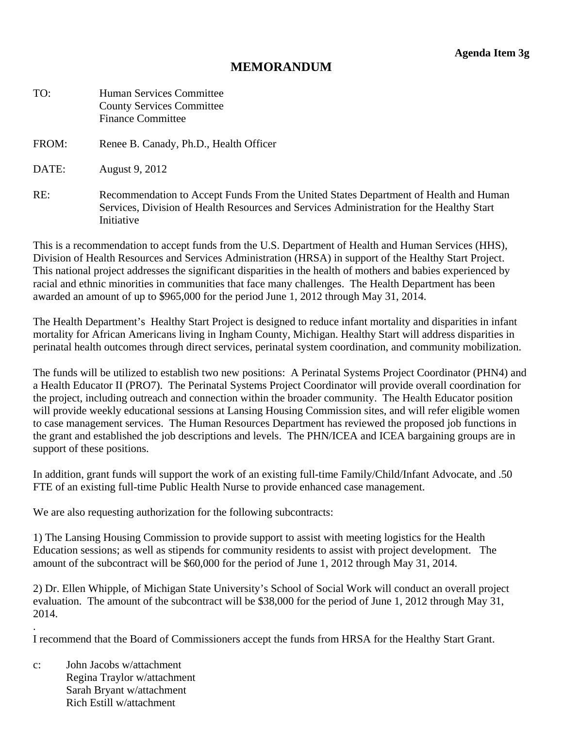**Agenda Item 3g**

# MEMORANDUM

TO: Human Services Committee
County Services Committee
Finance Committee

FROM: Renee B. Canady, Ph.D., Health Officer

DATE: August 9, 2012

RE: Recommendation to Accept Funds From the United States Department of Health and Human Services, Division of Health Resources and Services Administration for the Healthy Start Initiative

This is a recommendation to accept funds from the U.S. Department of Health and Human Services (HHS), Division of Health Resources and Services Administration (HRSA) in support of the Healthy Start Project. This national project addresses the significant disparities in the health of mothers and babies experienced by racial and ethnic minorities in communities that face many challenges. The Health Department has been awarded an amount of up to $965,000 for the period June 1, 2012 through May 31, 2014.

The Health Department's Healthy Start Project is designed to reduce infant mortality and disparities in infant mortality for African Americans living in Ingham County, Michigan. Healthy Start will address disparities in perinatal health outcomes through direct services, perinatal system coordination, and community mobilization.

The funds will be utilized to establish two new positions: A Perinatal Systems Project Coordinator (PHN4) and a Health Educator II (PRO7). The Perinatal Systems Project Coordinator will provide overall coordination for the project, including outreach and connection within the broader community. The Health Educator position will provide weekly educational sessions at Lansing Housing Commission sites, and will refer eligible women to case management services. The Human Resources Department has reviewed the proposed job functions in the grant and established the job descriptions and levels. The PHN/ICEA and ICEA bargaining groups are in support of these positions.

In addition, grant funds will support the work of an existing full-time Family/Child/Infant Advocate, and .50 FTE of an existing full-time Public Health Nurse to provide enhanced case management.

We are also requesting authorization for the following subcontracts:

1) The Lansing Housing Commission to provide support to assist with meeting logistics for the Health Education sessions; as well as stipends for community residents to assist with project development. The amount of the subcontract will be $60,000 for the period of June 1, 2012 through May 31, 2014.

2) Dr. Ellen Whipple, of Michigan State University's School of Social Work will conduct an overall project evaluation. The amount of the subcontract will be $38,000 for the period of June 1, 2012 through May 31, 2014.

.
I recommend that the Board of Commissioners accept the funds from HRSA for the Healthy Start Grant.

c: John Jacobs w/attachment
Regina Traylor w/attachment
Sarah Bryant w/attachment
Rich Estill w/attachment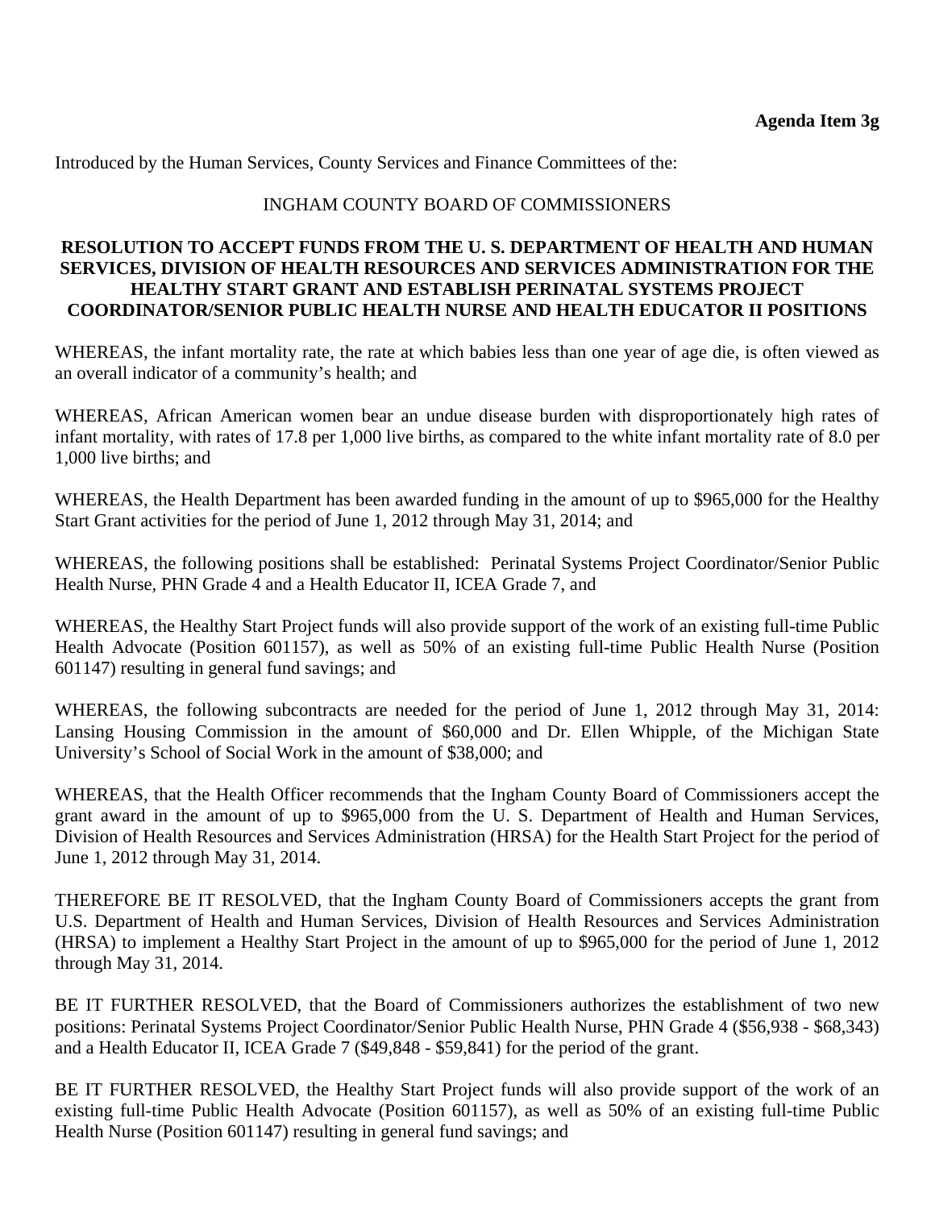**Agenda Item 3g**

Introduced by the Human Services, County Services and Finance Committees of the:

INGHAM COUNTY BOARD OF COMMISSIONERS

**RESOLUTION TO ACCEPT FUNDS FROM THE U. S. DEPARTMENT OF HEALTH AND HUMAN SERVICES, DIVISION OF HEALTH RESOURCES AND SERVICES ADMINISTRATION FOR THE HEALTHY START GRANT AND ESTABLISH PERINATAL SYSTEMS PROJECT COORDINATOR/SENIOR PUBLIC HEALTH NURSE AND HEALTH EDUCATOR II POSITIONS**

WHEREAS, the infant mortality rate, the rate at which babies less than one year of age die, is often viewed as an overall indicator of a community's health; and

WHEREAS, African American women bear an undue disease burden with disproportionately high rates of infant mortality, with rates of 17.8 per 1,000 live births, as compared to the white infant mortality rate of 8.0 per 1,000 live births; and

WHEREAS, the Health Department has been awarded funding in the amount of up to $965,000 for the Healthy Start Grant activities for the period of June 1, 2012 through May 31, 2014; and

WHEREAS, the following positions shall be established: Perinatal Systems Project Coordinator/Senior Public Health Nurse, PHN Grade 4 and a Health Educator II, ICEA Grade 7, and

WHEREAS, the Healthy Start Project funds will also provide support of the work of an existing full-time Public Health Advocate (Position 601157), as well as 50% of an existing full-time Public Health Nurse (Position 601147) resulting in general fund savings; and

WHEREAS, the following subcontracts are needed for the period of June 1, 2012 through May 31, 2014: Lansing Housing Commission in the amount of $60,000 and Dr. Ellen Whipple, of the Michigan State University's School of Social Work in the amount of $38,000; and

WHEREAS, that the Health Officer recommends that the Ingham County Board of Commissioners accept the grant award in the amount of up to $965,000 from the U. S. Department of Health and Human Services, Division of Health Resources and Services Administration (HRSA) for the Health Start Project for the period of June 1, 2012 through May 31, 2014.

THEREFORE BE IT RESOLVED, that the Ingham County Board of Commissioners accepts the grant from U.S. Department of Health and Human Services, Division of Health Resources and Services Administration (HRSA) to implement a Healthy Start Project in the amount of up to $965,000 for the period of June 1, 2012 through May 31, 2014.

BE IT FURTHER RESOLVED, that the Board of Commissioners authorizes the establishment of two new positions: Perinatal Systems Project Coordinator/Senior Public Health Nurse, PHN Grade 4 ($56,938 - $68,343) and a Health Educator II, ICEA Grade 7 ($49,848 - $59,841) for the period of the grant.

BE IT FURTHER RESOLVED, the Healthy Start Project funds will also provide support of the work of an existing full-time Public Health Advocate (Position 601157), as well as 50% of an existing full-time Public Health Nurse (Position 601147) resulting in general fund savings; and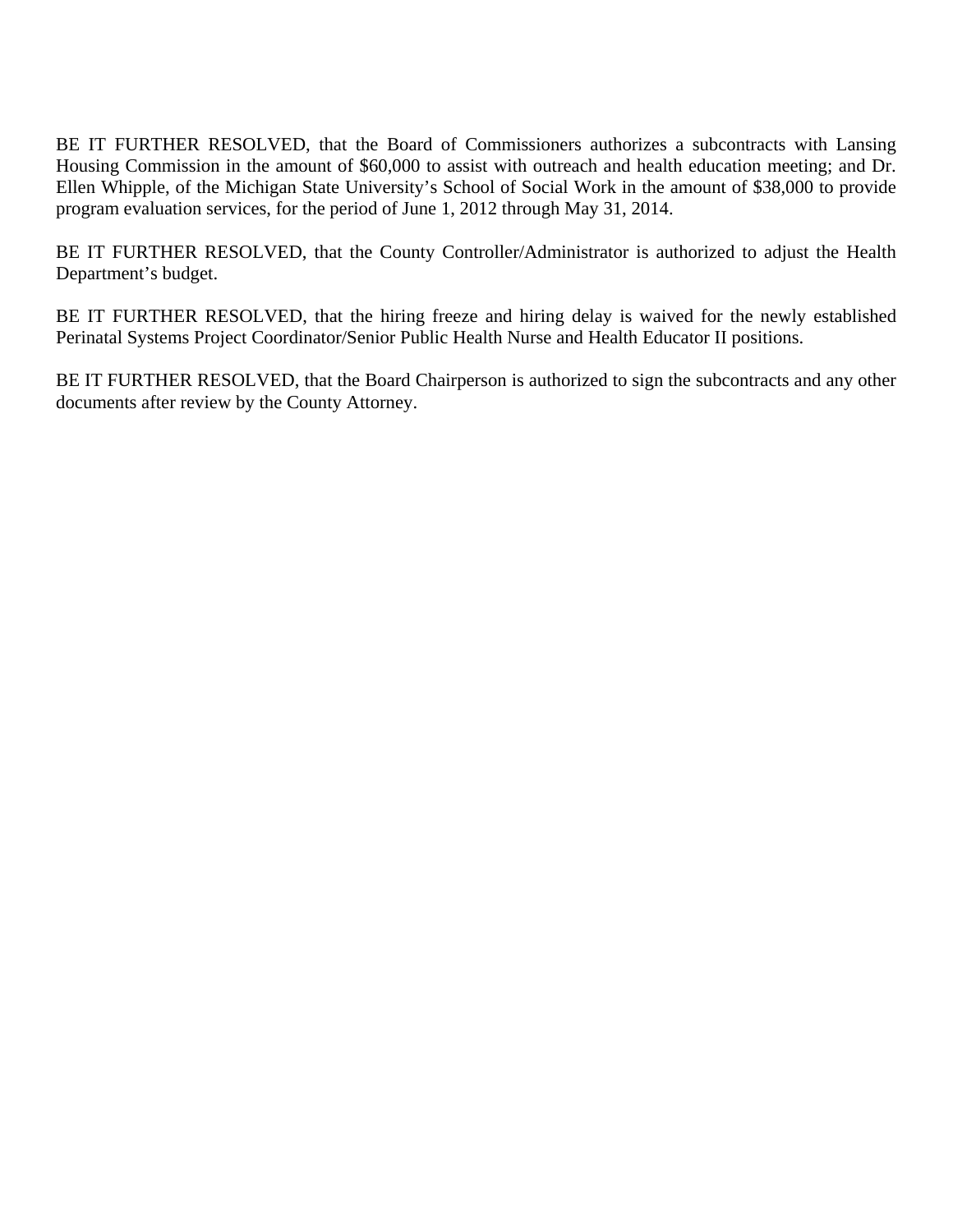BE IT FURTHER RESOLVED, that the Board of Commissioners authorizes a subcontracts with Lansing Housing Commission in the amount of $60,000 to assist with outreach and health education meeting; and Dr. Ellen Whipple, of the Michigan State University's School of Social Work in the amount of $38,000 to provide program evaluation services, for the period of June 1, 2012 through May 31, 2014.

BE IT FURTHER RESOLVED, that the County Controller/Administrator is authorized to adjust the Health Department's budget.

BE IT FURTHER RESOLVED, that the hiring freeze and hiring delay is waived for the newly established Perinatal Systems Project Coordinator/Senior Public Health Nurse and Health Educator II positions.

BE IT FURTHER RESOLVED, that the Board Chairperson is authorized to sign the subcontracts and any other documents after review by the County Attorney.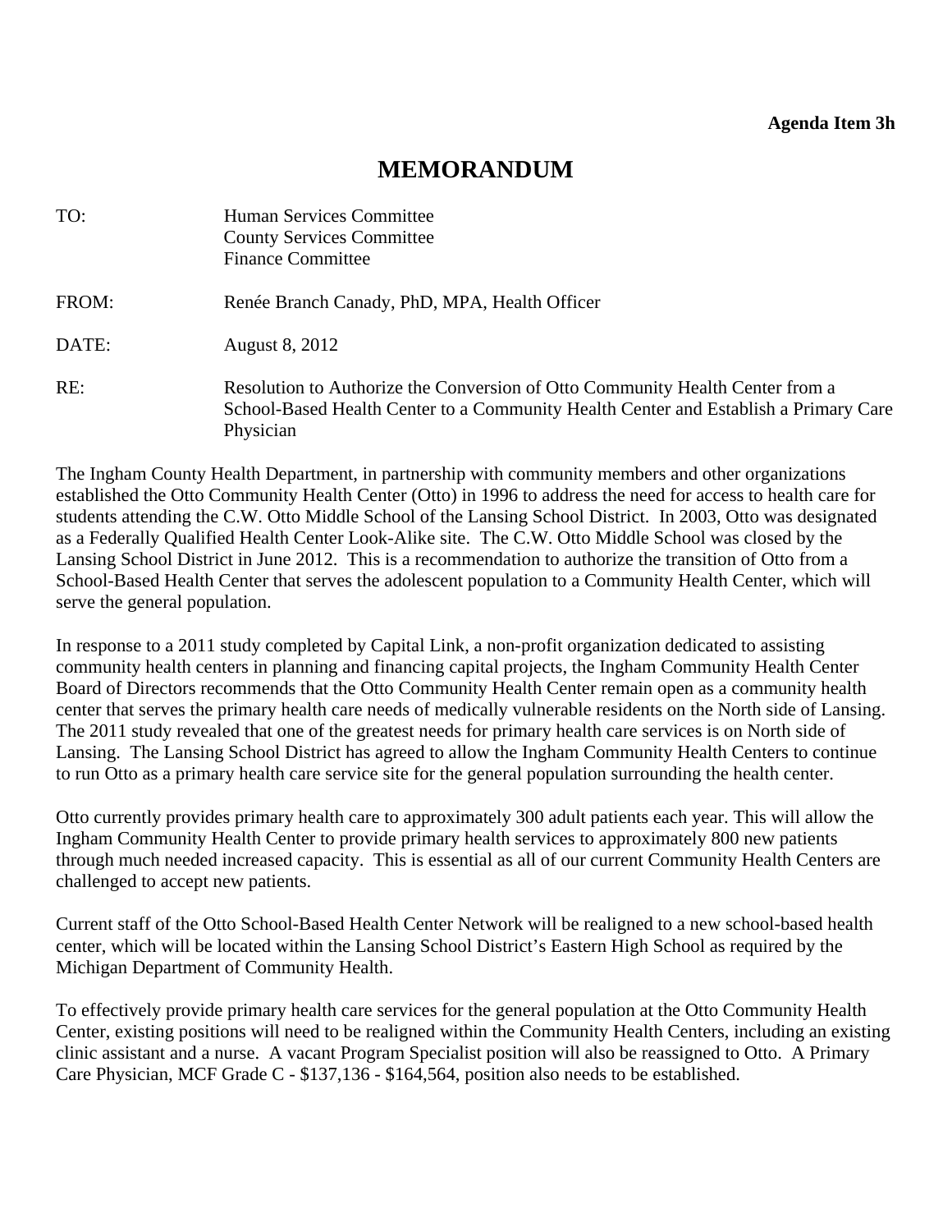**Agenda Item 3h**

# MEMORANDUM

TO: Human Services Committee
County Services Committee
Finance Committee

FROM: Renée Branch Canady, PhD, MPA, Health Officer

DATE: August 8, 2012

RE: Resolution to Authorize the Conversion of Otto Community Health Center from a School-Based Health Center to a Community Health Center and Establish a Primary Care Physician

The Ingham County Health Department, in partnership with community members and other organizations established the Otto Community Health Center (Otto) in 1996 to address the need for access to health care for students attending the C.W. Otto Middle School of the Lansing School District. In 2003, Otto was designated as a Federally Qualified Health Center Look-Alike site. The C.W. Otto Middle School was closed by the Lansing School District in June 2012. This is a recommendation to authorize the transition of Otto from a School-Based Health Center that serves the adolescent population to a Community Health Center, which will serve the general population.

In response to a 2011 study completed by Capital Link, a non-profit organization dedicated to assisting community health centers in planning and financing capital projects, the Ingham Community Health Center Board of Directors recommends that the Otto Community Health Center remain open as a community health center that serves the primary health care needs of medically vulnerable residents on the North side of Lansing. The 2011 study revealed that one of the greatest needs for primary health care services is on North side of Lansing. The Lansing School District has agreed to allow the Ingham Community Health Centers to continue to run Otto as a primary health care service site for the general population surrounding the health center.

Otto currently provides primary health care to approximately 300 adult patients each year. This will allow the Ingham Community Health Center to provide primary health services to approximately 800 new patients through much needed increased capacity. This is essential as all of our current Community Health Centers are challenged to accept new patients.

Current staff of the Otto School-Based Health Center Network will be realigned to a new school-based health center, which will be located within the Lansing School District's Eastern High School as required by the Michigan Department of Community Health.

To effectively provide primary health care services for the general population at the Otto Community Health Center, existing positions will need to be realigned within the Community Health Centers, including an existing clinic assistant and a nurse. A vacant Program Specialist position will also be reassigned to Otto. A Primary Care Physician, MCF Grade C - $137,136 - $164,564, position also needs to be established.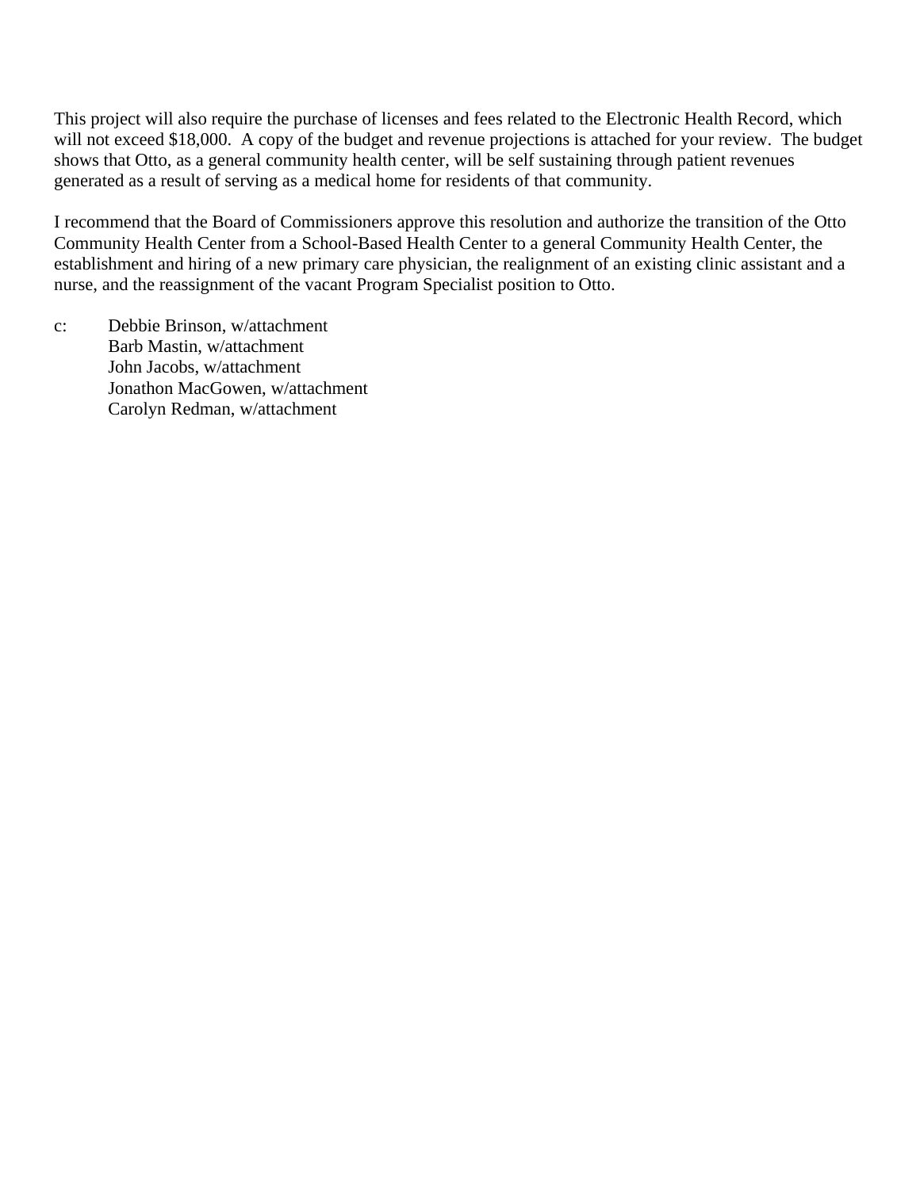This project will also require the purchase of licenses and fees related to the Electronic Health Record, which will not exceed $18,000. A copy of the budget and revenue projections is attached for your review. The budget shows that Otto, as a general community health center, will be self sustaining through patient revenues generated as a result of serving as a medical home for residents of that community.

I recommend that the Board of Commissioners approve this resolution and authorize the transition of the Otto Community Health Center from a School-Based Health Center to a general Community Health Center, the establishment and hiring of a new primary care physician, the realignment of an existing clinic assistant and a nurse, and the reassignment of the vacant Program Specialist position to Otto.

c: Debbie Brinson, w/attachment
Barb Mastin, w/attachment
John Jacobs, w/attachment
Jonathon MacGowen, w/attachment
Carolyn Redman, w/attachment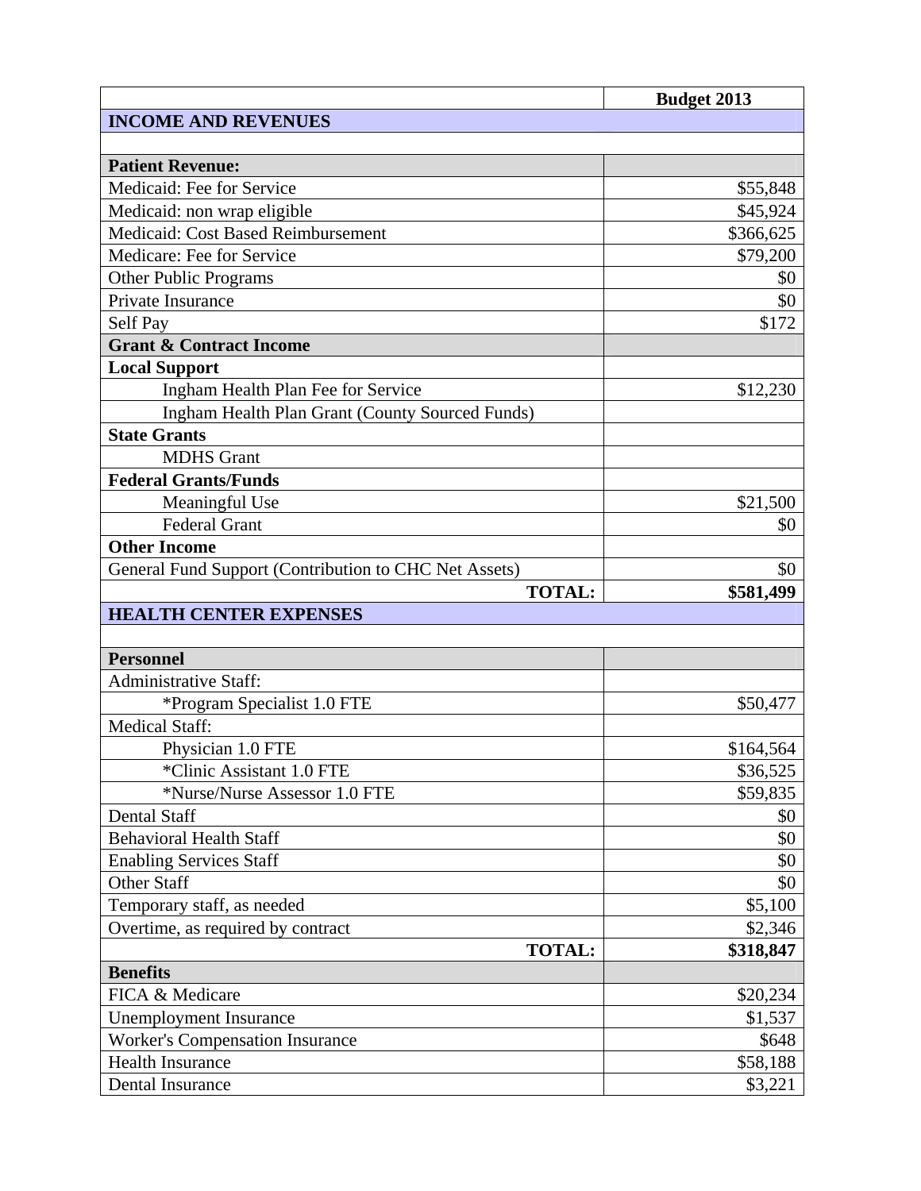| | Budget 2013 |
|---|---|
| **INCOME AND REVENUES** | |
| | |
| **Patient Revenue:** | |
| Medicaid: Fee for Service | $55,848 |
| Medicaid: non wrap eligible | $45,924 |
| Medicaid: Cost Based Reimbursement | $366,625 |
| Medicare: Fee for Service | $79,200 |
| Other Public Programs | $0 |
| Private Insurance | $0 |
| Self Pay | $172 |
| **Grant & Contract Income** | |
| **Local Support** | |
| Ingham Health Plan Fee for Service | $12,230 |
| Ingham Health Plan Grant (County Sourced Funds) | |
| **State Grants** | |
| MDHS Grant | |
| **Federal Grants/Funds** | |
| Meaningful Use | $21,500 |
| Federal Grant | $0 |
| **Other Income** | |
| General Fund Support (Contribution to CHC Net Assets) | $0 |
| **TOTAL:** | **$581,499** |
| **HEALTH CENTER EXPENSES** | |
| | |
| **Personnel** | |
| Administrative Staff: | |
| *Program Specialist 1.0 FTE | $50,477 |
| Medical Staff: | |
| Physician 1.0 FTE | $164,564 |
| *Clinic Assistant 1.0 FTE | $36,525 |
| *Nurse/Nurse Assessor 1.0 FTE | $59,835 |
| Dental Staff | $0 |
| Behavioral Health Staff | $0 |
| Enabling Services Staff | $0 |
| Other Staff | $0 |
| Temporary staff, as needed | $5,100 |
| Overtime, as required by contract | $2,346 |
| **TOTAL:** | **$318,847** |
| **Benefits** | |
| FICA & Medicare | $20,234 |
| Unemployment Insurance | $1,537 |
| Worker's Compensation Insurance | $648 |
| Health Insurance | $58,188 |
| Dental Insurance | $3,221 |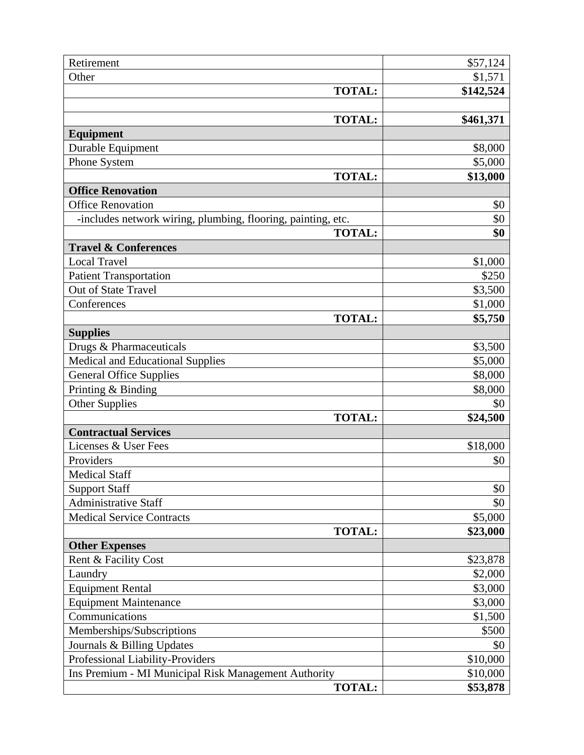| | |
|---|---|
| Retirement | $57,124 |
| Other | $1,571 |
| **TOTAL:** | **$142,524** |
| | |
| **TOTAL:** | **$461,371** |
| **Equipment** | |
| Durable Equipment | $8,000 |
| Phone System | $5,000 |
| **TOTAL:** | **$13,000** |
| **Office Renovation** | |
| Office Renovation | $0 |
| -includes network wiring, plumbing, flooring, painting, etc. | $0 |
| **TOTAL:** | **$0** |
| **Travel & Conferences** | |
| Local Travel | $1,000 |
| Patient Transportation | $250 |
| Out of State Travel | $3,500 |
| Conferences | $1,000 |
| **TOTAL:** | **$5,750** |
| **Supplies** | |
| Drugs & Pharmaceuticals | $3,500 |
| Medical and Educational Supplies | $5,000 |
| General Office Supplies | $8,000 |
| Printing & Binding | $8,000 |
| Other Supplies | $0 |
| **TOTAL:** | **$24,500** |
| **Contractual Services** | |
| Licenses & User Fees | $18,000 |
| Providers | $0 |
| Medical Staff | |
| Support Staff | $0 |
| Administrative Staff | $0 |
| Medical Service Contracts | $5,000 |
| **TOTAL:** | **$23,000** |
| **Other Expenses** | |
| Rent & Facility Cost | $23,878 |
| Laundry | $2,000 |
| Equipment Rental | $3,000 |
| Equipment Maintenance | $3,000 |
| Communications | $1,500 |
| Memberships/Subscriptions | $500 |
| Journals & Billing Updates | $0 |
| Professional Liability-Providers | $10,000 |
| Ins Premium - MI Municipal Risk Management Authority | $10,000 |
| **TOTAL:** | **$53,878** |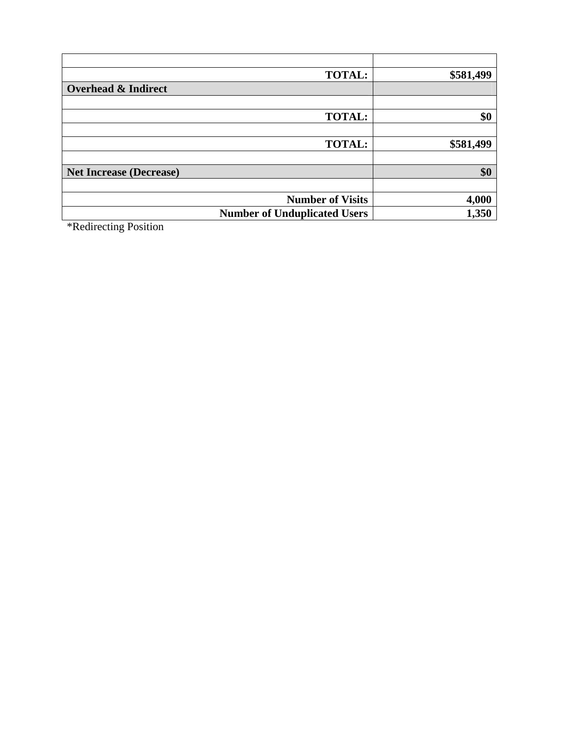| | |
|---|---|
| **TOTAL:** | **$581,499** |
| **Overhead & Indirect** | |
| | |
| **TOTAL:** | **$0** |
| | |
| **TOTAL:** | **$581,499** |
| | |
| **Net Increase (Decrease)** | **$0** |
| | |
| **Number of Visits** | **4,000** |
| **Number of Unduplicated Users** | **1,350** |

*Redirecting Position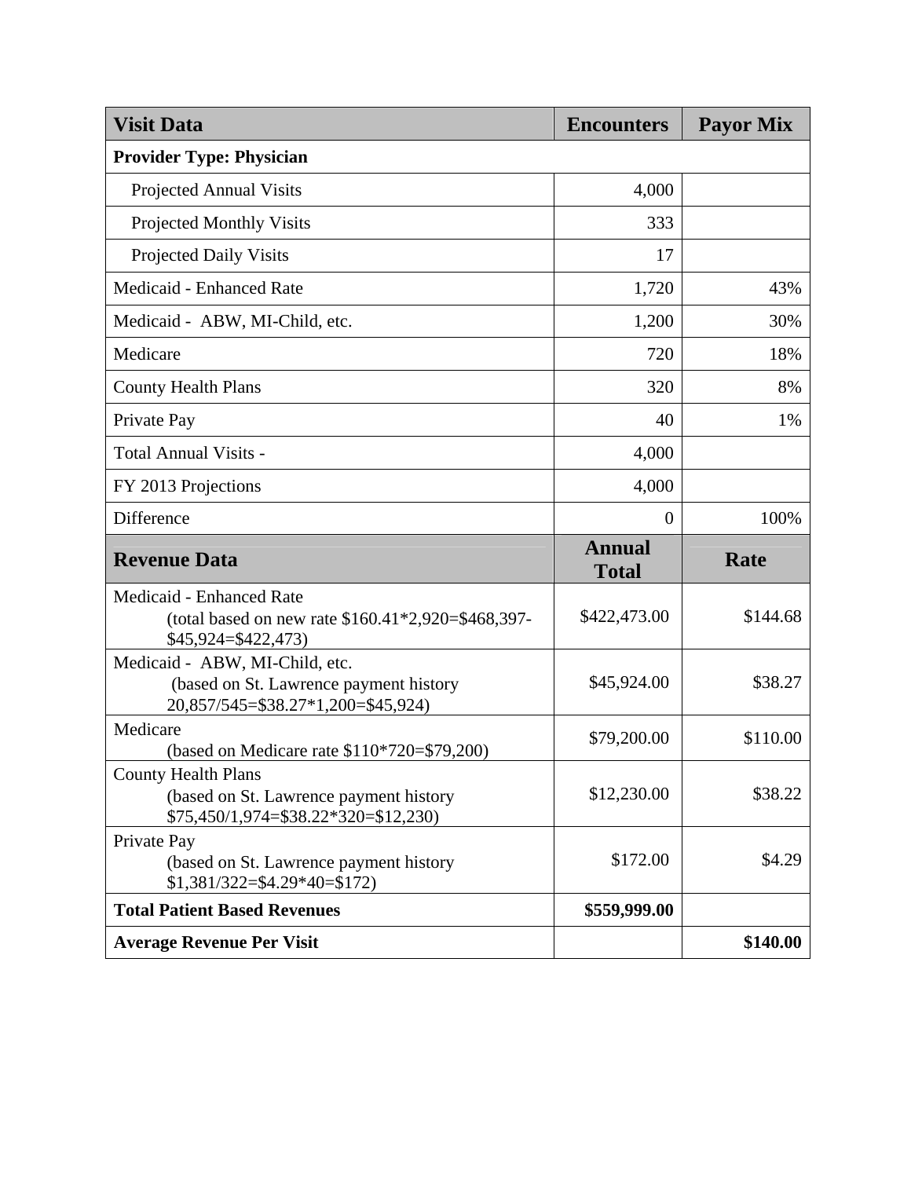| Visit Data | Encounters | Payor Mix |
|---|---:|---:|
| **Provider Type: Physician** | | |
| Projected Annual Visits | 4,000 | |
| Projected Monthly Visits | 333 | |
| Projected Daily Visits | 17 | |
| Medicaid - Enhanced Rate | 1,720 | 43% |
| Medicaid - ABW, MI-Child, etc. | 1,200 | 30% |
| Medicare | 720 | 18% |
| County Health Plans | 320 | 8% |
| Private Pay | 40 | 1% |
| Total Annual Visits - | 4,000 | |
| FY 2013 Projections | 4,000 | |
| Difference | 0 | 100% |
| **Revenue Data** | **Annual Total** | **Rate** |
| Medicaid - Enhanced Rate (total based on new rate $160.41*2,920=$468,397-$45,924=$422,473) | $422,473.00 | $144.68 |
| Medicaid - ABW, MI-Child, etc. (based on St. Lawrence payment history 20,857/545=$38.27*1,200=$45,924) | $45,924.00 | $38.27 |
| Medicare (based on Medicare rate $110*720=$79,200) | $79,200.00 | $110.00 |
| County Health Plans (based on St. Lawrence payment history $75,450/1,974=$38.22*320=$12,230) | $12,230.00 | $38.22 |
| Private Pay (based on St. Lawrence payment history $1,381/322=$4.29*40=$172) | $172.00 | $4.29 |
| **Total Patient Based Revenues** | **$559,999.00** | |
| **Average Revenue Per Visit** | | **$140.00** |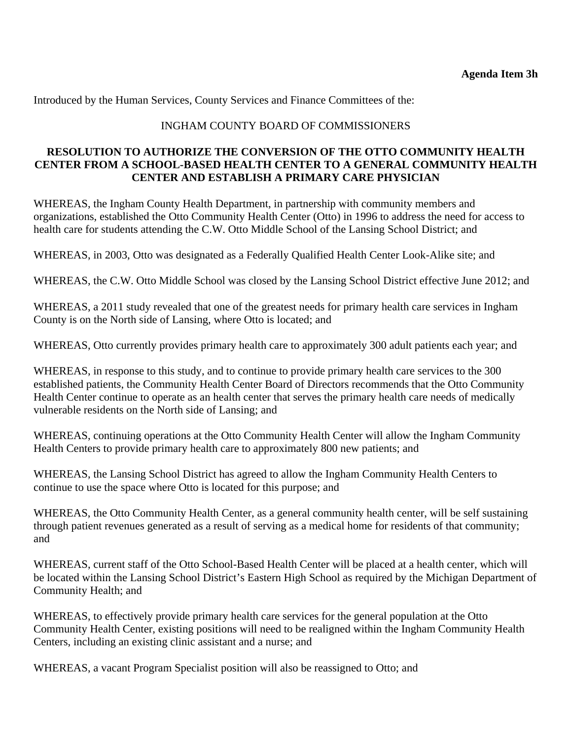**Agenda Item 3h**

Introduced by the Human Services, County Services and Finance Committees of the:

INGHAM COUNTY BOARD OF COMMISSIONERS

**RESOLUTION TO AUTHORIZE THE CONVERSION OF THE OTTO COMMUNITY HEALTH CENTER FROM A SCHOOL-BASED HEALTH CENTER TO A GENERAL COMMUNITY HEALTH CENTER AND ESTABLISH A PRIMARY CARE PHYSICIAN**

WHEREAS, the Ingham County Health Department, in partnership with community members and organizations, established the Otto Community Health Center (Otto) in 1996 to address the need for access to health care for students attending the C.W. Otto Middle School of the Lansing School District; and

WHEREAS, in 2003, Otto was designated as a Federally Qualified Health Center Look-Alike site; and

WHEREAS, the C.W. Otto Middle School was closed by the Lansing School District effective June 2012; and

WHEREAS, a 2011 study revealed that one of the greatest needs for primary health care services in Ingham County is on the North side of Lansing, where Otto is located; and

WHEREAS, Otto currently provides primary health care to approximately 300 adult patients each year; and

WHEREAS, in response to this study, and to continue to provide primary health care services to the 300 established patients, the Community Health Center Board of Directors recommends that the Otto Community Health Center continue to operate as an health center that serves the primary health care needs of medically vulnerable residents on the North side of Lansing; and

WHEREAS, continuing operations at the Otto Community Health Center will allow the Ingham Community Health Centers to provide primary health care to approximately 800 new patients; and

WHEREAS, the Lansing School District has agreed to allow the Ingham Community Health Centers to continue to use the space where Otto is located for this purpose; and

WHEREAS, the Otto Community Health Center, as a general community health center, will be self sustaining through patient revenues generated as a result of serving as a medical home for residents of that community; and

WHEREAS, current staff of the Otto School-Based Health Center will be placed at a health center, which will be located within the Lansing School District's Eastern High School as required by the Michigan Department of Community Health; and

WHEREAS, to effectively provide primary health care services for the general population at the Otto Community Health Center, existing positions will need to be realigned within the Ingham Community Health Centers, including an existing clinic assistant and a nurse; and

WHEREAS, a vacant Program Specialist position will also be reassigned to Otto; and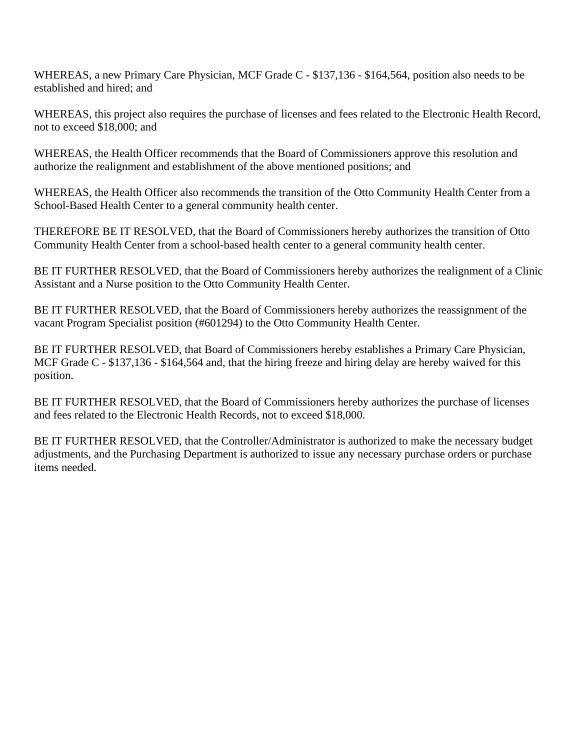WHEREAS, a new Primary Care Physician, MCF Grade C - $137,136 - $164,564, position also needs to be established and hired; and

WHEREAS, this project also requires the purchase of licenses and fees related to the Electronic Health Record, not to exceed $18,000; and

WHEREAS, the Health Officer recommends that the Board of Commissioners approve this resolution and authorize the realignment and establishment of the above mentioned positions; and

WHEREAS, the Health Officer also recommends the transition of the Otto Community Health Center from a School-Based Health Center to a general community health center.

THEREFORE BE IT RESOLVED, that the Board of Commissioners hereby authorizes the transition of Otto Community Health Center from a school-based health center to a general community health center.

BE IT FURTHER RESOLVED, that the Board of Commissioners hereby authorizes the realignment of a Clinic Assistant and a Nurse position to the Otto Community Health Center.

BE IT FURTHER RESOLVED, that the Board of Commissioners hereby authorizes the reassignment of the vacant Program Specialist position (#601294) to the Otto Community Health Center.

BE IT FURTHER RESOLVED, that Board of Commissioners hereby establishes a Primary Care Physician, MCF Grade C - $137,136 - $164,564 and, that the hiring freeze and hiring delay are hereby waived for this position.

BE IT FURTHER RESOLVED, that the Board of Commissioners hereby authorizes the purchase of licenses and fees related to the Electronic Health Records, not to exceed $18,000.

BE IT FURTHER RESOLVED, that the Controller/Administrator is authorized to make the necessary budget adjustments, and the Purchasing Department is authorized to issue any necessary purchase orders or purchase items needed.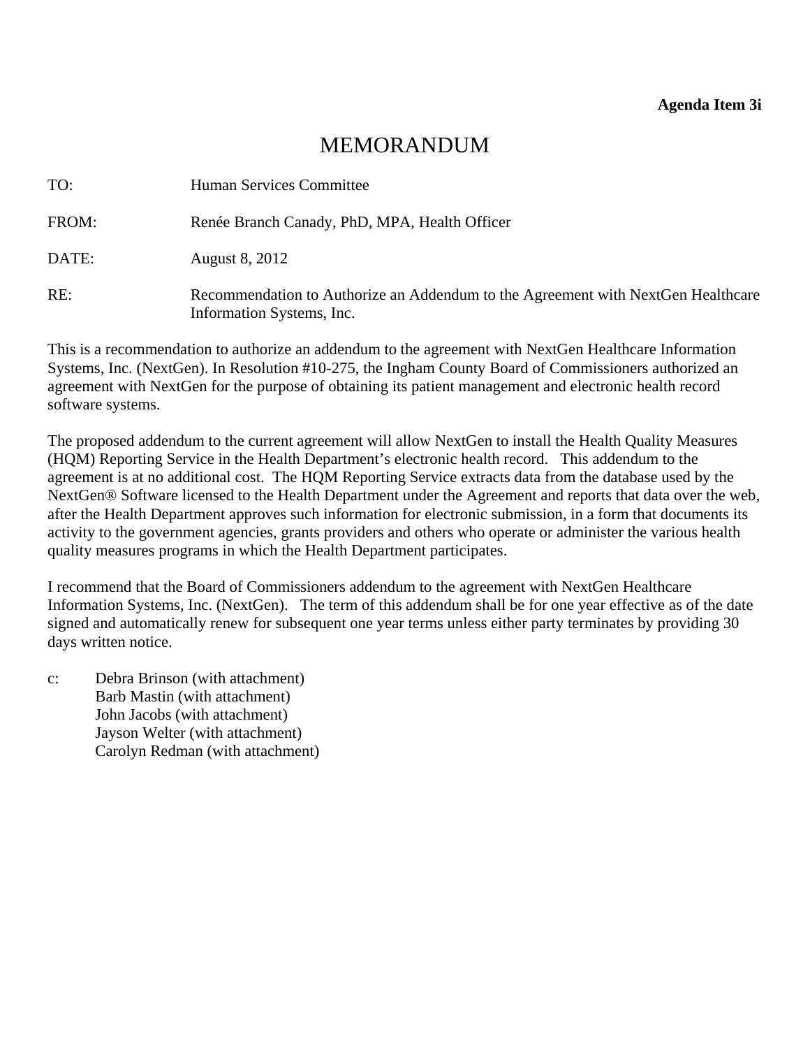**Agenda Item 3i**

# MEMORANDUM

TO: Human Services Committee

FROM: Renée Branch Canady, PhD, MPA, Health Officer

DATE: August 8, 2012

RE: Recommendation to Authorize an Addendum to the Agreement with NextGen Healthcare Information Systems, Inc.

This is a recommendation to authorize an addendum to the agreement with NextGen Healthcare Information Systems, Inc. (NextGen). In Resolution #10-275, the Ingham County Board of Commissioners authorized an agreement with NextGen for the purpose of obtaining its patient management and electronic health record software systems.

The proposed addendum to the current agreement will allow NextGen to install the Health Quality Measures (HQM) Reporting Service in the Health Department's electronic health record. This addendum to the agreement is at no additional cost. The HQM Reporting Service extracts data from the database used by the NextGen® Software licensed to the Health Department under the Agreement and reports that data over the web, after the Health Department approves such information for electronic submission, in a form that documents its activity to the government agencies, grants providers and others who operate or administer the various health quality measures programs in which the Health Department participates.

I recommend that the Board of Commissioners addendum to the agreement with NextGen Healthcare Information Systems, Inc. (NextGen). The term of this addendum shall be for one year effective as of the date signed and automatically renew for subsequent one year terms unless either party terminates by providing 30 days written notice.

c: Debra Brinson (with attachment)
Barb Mastin (with attachment)
John Jacobs (with attachment)
Jayson Welter (with attachment)
Carolyn Redman (with attachment)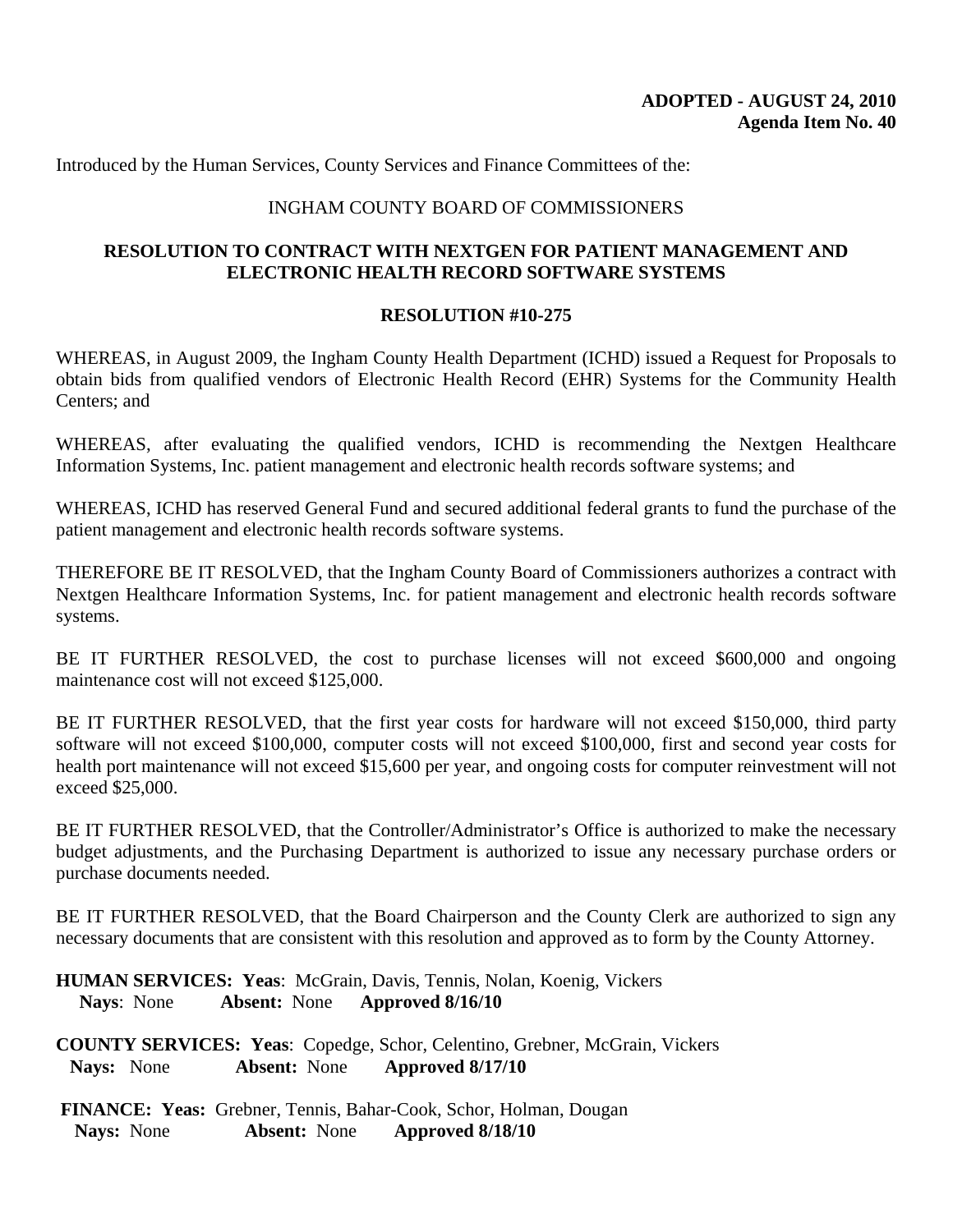**ADOPTED - AUGUST 24, 2010**
**Agenda Item No. 40**

Introduced by the Human Services, County Services and Finance Committees of the:

INGHAM COUNTY BOARD OF COMMISSIONERS

**RESOLUTION TO CONTRACT WITH NEXTGEN FOR PATIENT MANAGEMENT AND ELECTRONIC HEALTH RECORD SOFTWARE SYSTEMS**

**RESOLUTION #10-275**

WHEREAS, in August 2009, the Ingham County Health Department (ICHD) issued a Request for Proposals to obtain bids from qualified vendors of Electronic Health Record (EHR) Systems for the Community Health Centers; and

WHEREAS, after evaluating the qualified vendors, ICHD is recommending the Nextgen Healthcare Information Systems, Inc. patient management and electronic health records software systems; and

WHEREAS, ICHD has reserved General Fund and secured additional federal grants to fund the purchase of the patient management and electronic health records software systems.

THEREFORE BE IT RESOLVED, that the Ingham County Board of Commissioners authorizes a contract with Nextgen Healthcare Information Systems, Inc. for patient management and electronic health records software systems.

BE IT FURTHER RESOLVED, the cost to purchase licenses will not exceed $600,000 and ongoing maintenance cost will not exceed $125,000.

BE IT FURTHER RESOLVED, that the first year costs for hardware will not exceed $150,000, third party software will not exceed $100,000, computer costs will not exceed $100,000, first and second year costs for health port maintenance will not exceed $15,600 per year, and ongoing costs for computer reinvestment will not exceed $25,000.

BE IT FURTHER RESOLVED, that the Controller/Administrator's Office is authorized to make the necessary budget adjustments, and the Purchasing Department is authorized to issue any necessary purchase orders or purchase documents needed.

BE IT FURTHER RESOLVED, that the Board Chairperson and the County Clerk are authorized to sign any necessary documents that are consistent with this resolution and approved as to form by the County Attorney.

**HUMAN SERVICES: Yeas**: McGrain, Davis, Tennis, Nolan, Koenig, Vickers
**Nays**: None **Absent:** None **Approved 8/16/10**

**COUNTY SERVICES: Yeas**: Copedge, Schor, Celentino, Grebner, McGrain, Vickers
**Nays:** None **Absent:** None **Approved 8/17/10**

**FINANCE: Yeas:** Grebner, Tennis, Bahar-Cook, Schor, Holman, Dougan
**Nays:** None **Absent:** None **Approved 8/18/10**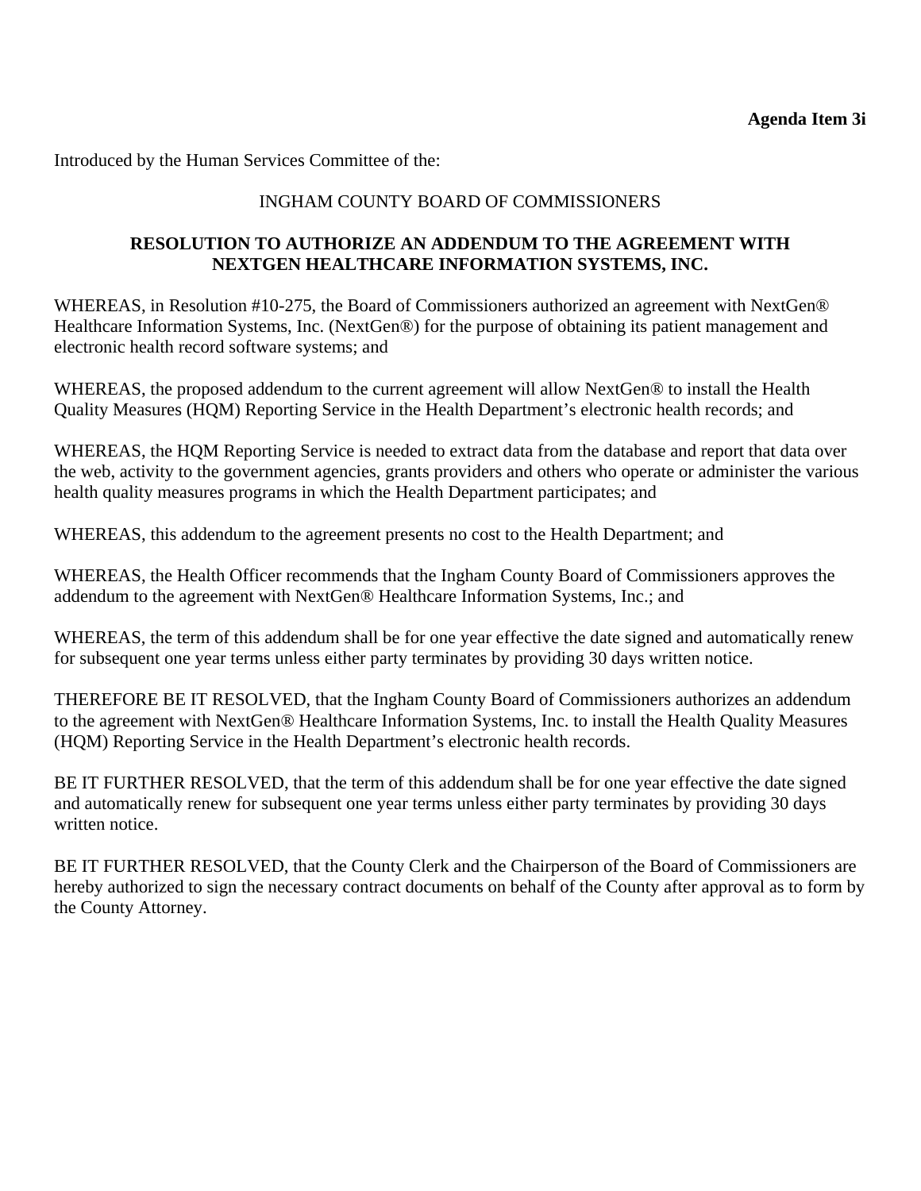**Agenda Item 3i**

Introduced by the Human Services Committee of the:

INGHAM COUNTY BOARD OF COMMISSIONERS

**RESOLUTION TO AUTHORIZE AN ADDENDUM TO THE AGREEMENT WITH NEXTGEN HEALTHCARE INFORMATION SYSTEMS, INC.**

WHEREAS, in Resolution #10-275, the Board of Commissioners authorized an agreement with NextGen® Healthcare Information Systems, Inc. (NextGen®) for the purpose of obtaining its patient management and electronic health record software systems; and

WHEREAS, the proposed addendum to the current agreement will allow NextGen® to install the Health Quality Measures (HQM) Reporting Service in the Health Department's electronic health records; and

WHEREAS, the HQM Reporting Service is needed to extract data from the database and report that data over the web, activity to the government agencies, grants providers and others who operate or administer the various health quality measures programs in which the Health Department participates; and

WHEREAS, this addendum to the agreement presents no cost to the Health Department; and

WHEREAS, the Health Officer recommends that the Ingham County Board of Commissioners approves the addendum to the agreement with NextGen® Healthcare Information Systems, Inc.; and

WHEREAS, the term of this addendum shall be for one year effective the date signed and automatically renew for subsequent one year terms unless either party terminates by providing 30 days written notice.

THEREFORE BE IT RESOLVED, that the Ingham County Board of Commissioners authorizes an addendum to the agreement with NextGen® Healthcare Information Systems, Inc. to install the Health Quality Measures (HQM) Reporting Service in the Health Department's electronic health records.

BE IT FURTHER RESOLVED, that the term of this addendum shall be for one year effective the date signed and automatically renew for subsequent one year terms unless either party terminates by providing 30 days written notice.

BE IT FURTHER RESOLVED, that the County Clerk and the Chairperson of the Board of Commissioners are hereby authorized to sign the necessary contract documents on behalf of the County after approval as to form by the County Attorney.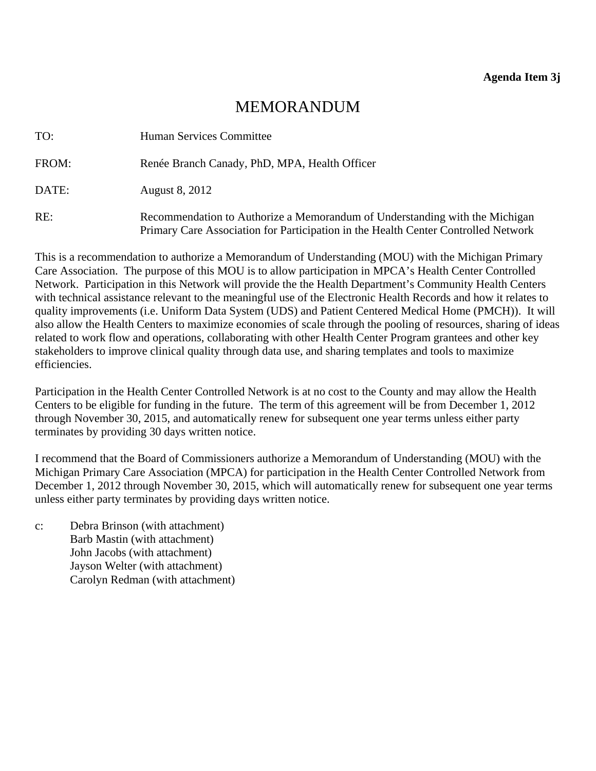**Agenda Item 3j**

# MEMORANDUM

TO: Human Services Committee

FROM: Renée Branch Canady, PhD, MPA, Health Officer

DATE: August 8, 2012

RE: Recommendation to Authorize a Memorandum of Understanding with the Michigan Primary Care Association for Participation in the Health Center Controlled Network

This is a recommendation to authorize a Memorandum of Understanding (MOU) with the Michigan Primary Care Association. The purpose of this MOU is to allow participation in MPCA's Health Center Controlled Network. Participation in this Network will provide the the Health Department's Community Health Centers with technical assistance relevant to the meaningful use of the Electronic Health Records and how it relates to quality improvements (i.e. Uniform Data System (UDS) and Patient Centered Medical Home (PMCH)). It will also allow the Health Centers to maximize economies of scale through the pooling of resources, sharing of ideas related to work flow and operations, collaborating with other Health Center Program grantees and other key stakeholders to improve clinical quality through data use, and sharing templates and tools to maximize efficiencies.

Participation in the Health Center Controlled Network is at no cost to the County and may allow the Health Centers to be eligible for funding in the future. The term of this agreement will be from December 1, 2012 through November 30, 2015, and automatically renew for subsequent one year terms unless either party terminates by providing 30 days written notice.

I recommend that the Board of Commissioners authorize a Memorandum of Understanding (MOU) with the Michigan Primary Care Association (MPCA) for participation in the Health Center Controlled Network from December 1, 2012 through November 30, 2015, which will automatically renew for subsequent one year terms unless either party terminates by providing days written notice.

c: Debra Brinson (with attachment)
Barb Mastin (with attachment)
John Jacobs (with attachment)
Jayson Welter (with attachment)
Carolyn Redman (with attachment)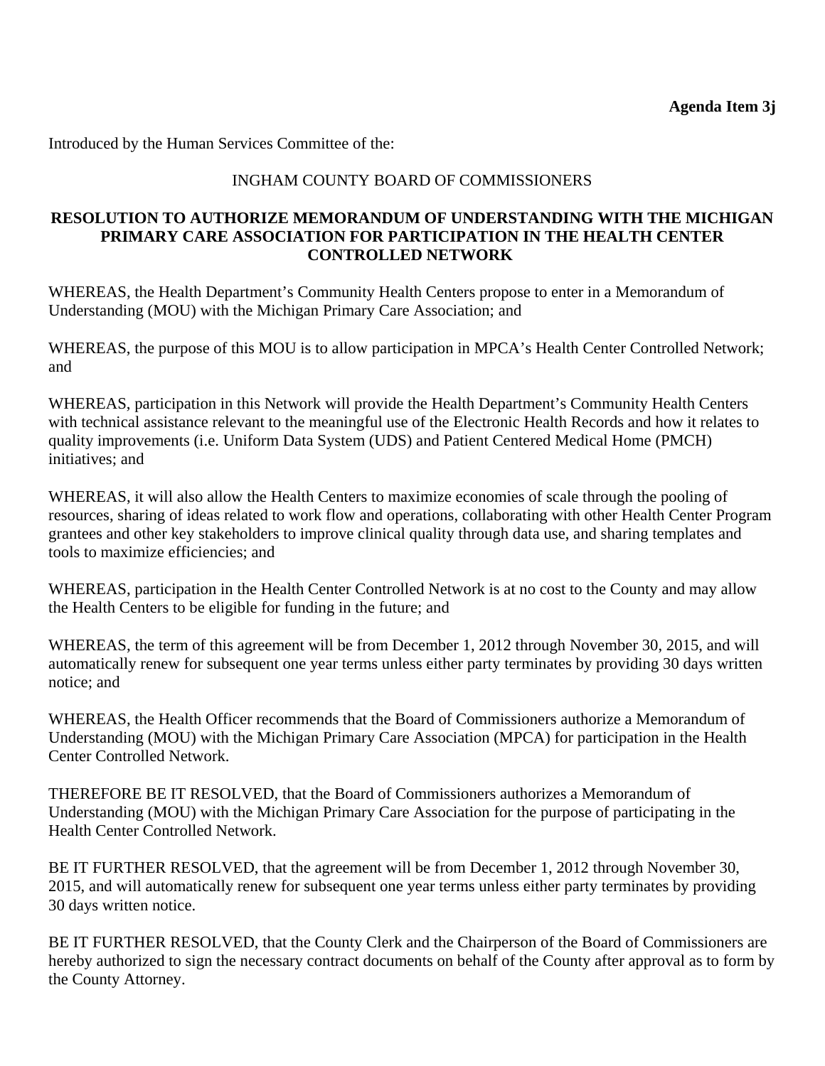**Agenda Item 3j**

Introduced by the Human Services Committee of the:

INGHAM COUNTY BOARD OF COMMISSIONERS

**RESOLUTION TO AUTHORIZE MEMORANDUM OF UNDERSTANDING WITH THE MICHIGAN PRIMARY CARE ASSOCIATION FOR PARTICIPATION IN THE HEALTH CENTER CONTROLLED NETWORK**

WHEREAS, the Health Department's Community Health Centers propose to enter in a Memorandum of Understanding (MOU) with the Michigan Primary Care Association; and

WHEREAS, the purpose of this MOU is to allow participation in MPCA's Health Center Controlled Network; and

WHEREAS, participation in this Network will provide the Health Department's Community Health Centers with technical assistance relevant to the meaningful use of the Electronic Health Records and how it relates to quality improvements (i.e. Uniform Data System (UDS) and Patient Centered Medical Home (PMCH) initiatives; and

WHEREAS, it will also allow the Health Centers to maximize economies of scale through the pooling of resources, sharing of ideas related to work flow and operations, collaborating with other Health Center Program grantees and other key stakeholders to improve clinical quality through data use, and sharing templates and tools to maximize efficiencies; and

WHEREAS, participation in the Health Center Controlled Network is at no cost to the County and may allow the Health Centers to be eligible for funding in the future; and

WHEREAS, the term of this agreement will be from December 1, 2012 through November 30, 2015, and will automatically renew for subsequent one year terms unless either party terminates by providing 30 days written notice; and

WHEREAS, the Health Officer recommends that the Board of Commissioners authorize a Memorandum of Understanding (MOU) with the Michigan Primary Care Association (MPCA) for participation in the Health Center Controlled Network.

THEREFORE BE IT RESOLVED, that the Board of Commissioners authorizes a Memorandum of Understanding (MOU) with the Michigan Primary Care Association for the purpose of participating in the Health Center Controlled Network.

BE IT FURTHER RESOLVED, that the agreement will be from December 1, 2012 through November 30, 2015, and will automatically renew for subsequent one year terms unless either party terminates by providing 30 days written notice.

BE IT FURTHER RESOLVED, that the County Clerk and the Chairperson of the Board of Commissioners are hereby authorized to sign the necessary contract documents on behalf of the County after approval as to form by the County Attorney.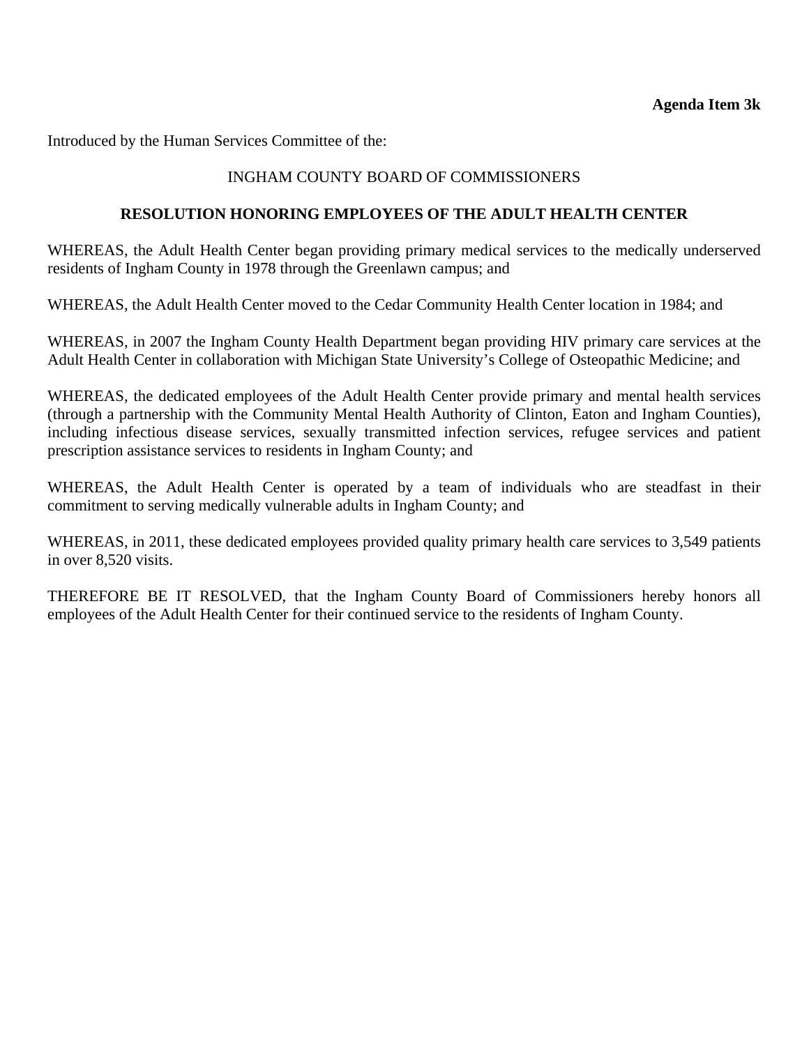**Agenda Item 3k**

Introduced by the Human Services Committee of the:

INGHAM COUNTY BOARD OF COMMISSIONERS

**RESOLUTION HONORING EMPLOYEES OF THE ADULT HEALTH CENTER**

WHEREAS, the Adult Health Center began providing primary medical services to the medically underserved residents of Ingham County in 1978 through the Greenlawn campus; and

WHEREAS, the Adult Health Center moved to the Cedar Community Health Center location in 1984; and

WHEREAS, in 2007 the Ingham County Health Department began providing HIV primary care services at the Adult Health Center in collaboration with Michigan State University's College of Osteopathic Medicine; and

WHEREAS, the dedicated employees of the Adult Health Center provide primary and mental health services (through a partnership with the Community Mental Health Authority of Clinton, Eaton and Ingham Counties), including infectious disease services, sexually transmitted infection services, refugee services and patient prescription assistance services to residents in Ingham County; and

WHEREAS, the Adult Health Center is operated by a team of individuals who are steadfast in their commitment to serving medically vulnerable adults in Ingham County; and

WHEREAS, in 2011, these dedicated employees provided quality primary health care services to 3,549 patients in over 8,520 visits.

THEREFORE BE IT RESOLVED, that the Ingham County Board of Commissioners hereby honors all employees of the Adult Health Center for their continued service to the residents of Ingham County.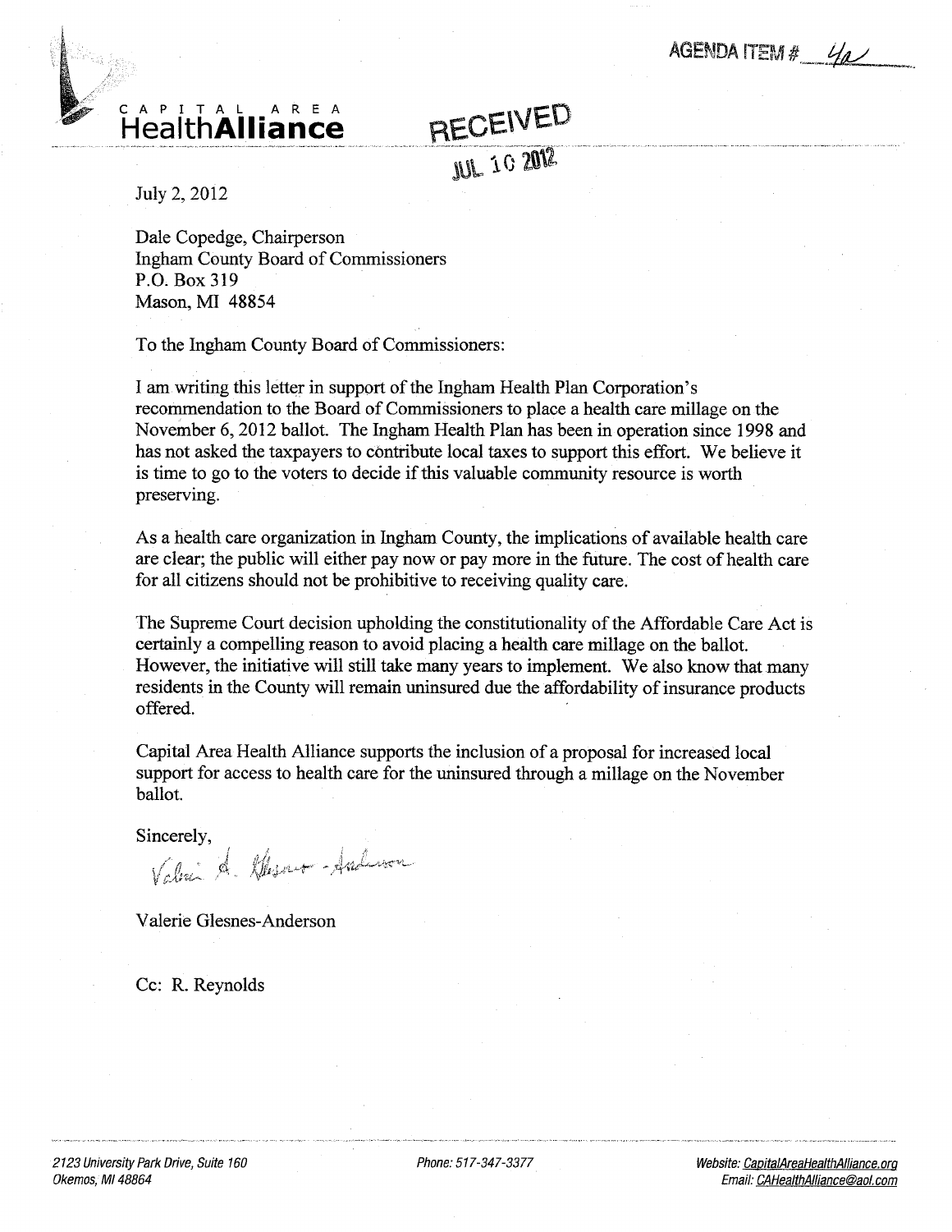AGENDA ITEM # 4a

CAPITAL AREA
**HealthAlliance**

RECEIVED
JUL 10 2012

July 2, 2012

Dale Copedge, Chairperson
Ingham County Board of Commissioners
P.O. Box 319
Mason, MI 48854

To the Ingham County Board of Commissioners:

I am writing this letter in support of the Ingham Health Plan Corporation's recommendation to the Board of Commissioners to place a health care millage on the November 6, 2012 ballot. The Ingham Health Plan has been in operation since 1998 and has not asked the taxpayers to contribute local taxes to support this effort. We believe it is time to go to the voters to decide if this valuable community resource is worth preserving.

As a health care organization in Ingham County, the implications of available health care are clear; the public will either pay now or pay more in the future. The cost of health care for all citizens should not be prohibitive to receiving quality care.

The Supreme Court decision upholding the constitutionality of the Affordable Care Act is certainly a compelling reason to avoid placing a health care millage on the ballot. However, the initiative will still take many years to implement. We also know that many residents in the County will remain uninsured due the affordability of insurance products offered.

Capital Area Health Alliance supports the inclusion of a proposal for increased local support for access to health care for the uninsured through a millage on the November ballot.

Sincerely,

Valerie A. Glesnes-Anderson

Valerie Glesnes-Anderson

Cc: R. Reynolds

2123 University Park Drive, Suite 160
Okemos, MI 48864

Phone: 517-347-3377

Website: CapitalAreaHealthAlliance.org
Email: CAHealthAlliance@aol.com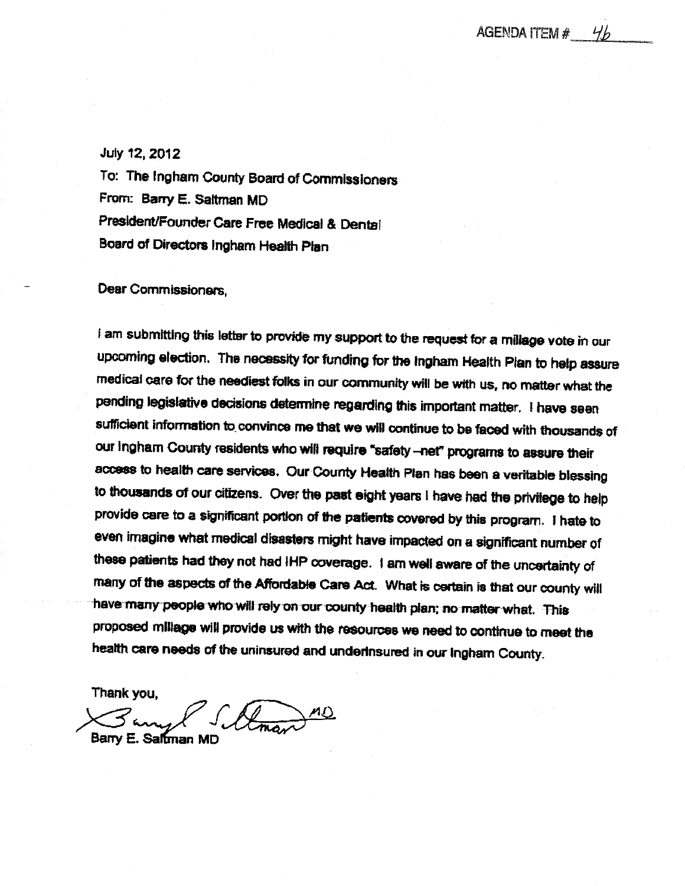AGENDA ITEM # 4b

July 12, 2012

To: The Ingham County Board of Commissioners

From: Barry E. Saltman MD

President/Founder Care Free Medical & Dental

Board of Directors Ingham Health Plan

Dear Commissioners,

I am submitting this letter to provide my support to the request for a millage vote in our upcoming election. The necessity for funding for the Ingham Health Plan to help assure medical care for the neediest folks in our community will be with us, no matter what the pending legislative decisions determine regarding this important matter. I have seen sufficient information to convince me that we will continue to be faced with thousands of our Ingham County residents who will require "safety –net" programs to assure their access to health care services. Our County Health Plan has been a veritable blessing to thousands of our citizens. Over the past eight years I have had the privilege to help provide care to a significant portion of the patients covered by this program. I hate to even imagine what medical disasters might have impacted on a significant number of these patients had they not had IHP coverage. I am well aware of the uncertainty of many of the aspects of the Affordable Care Act. What is certain is that our county will have many people who will rely on our county health plan; no matter what. This proposed millage will provide us with the resources we need to continue to meet the health care needs of the uninsured and underinsured in our Ingham County.

Thank you,

Barry E. Saltman MD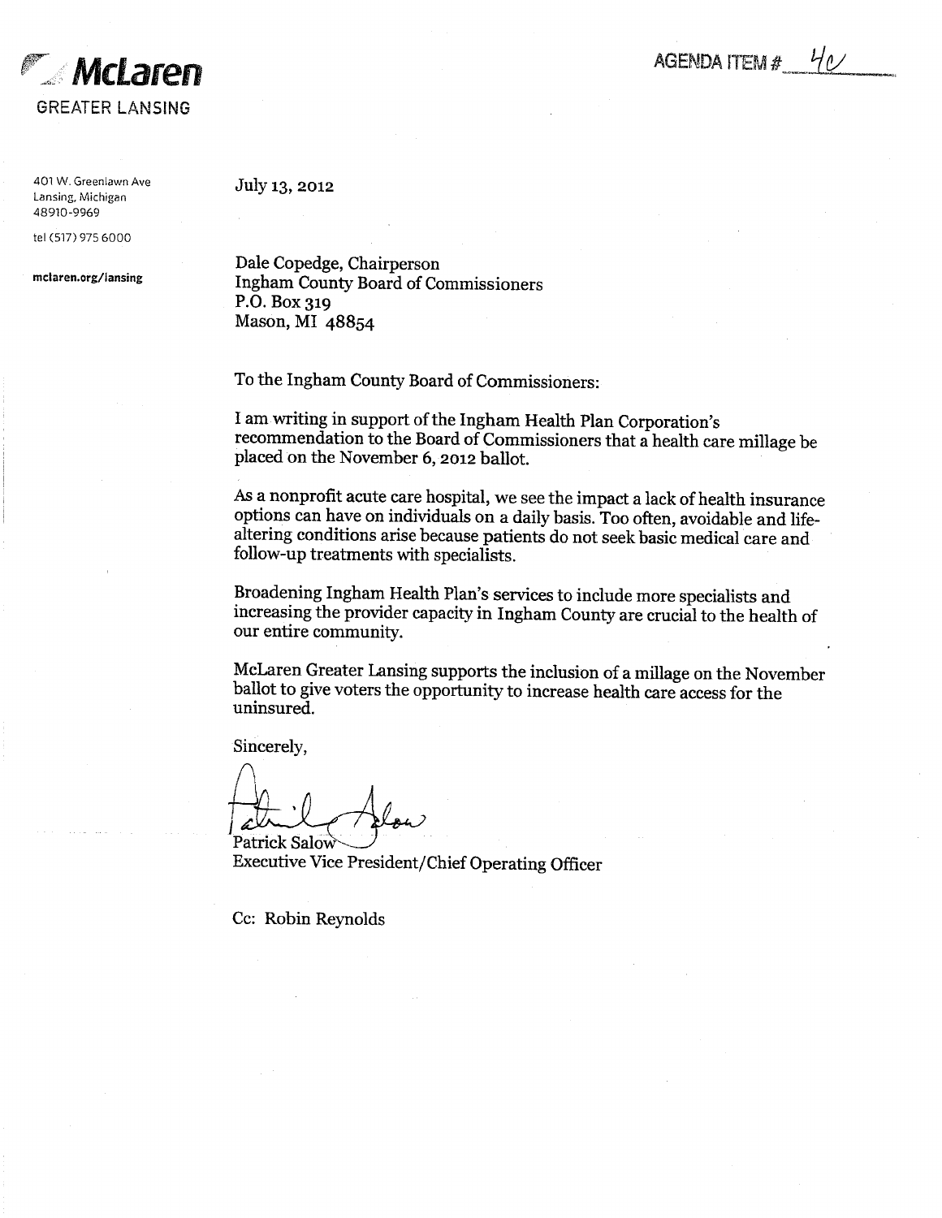**McLaren**

GREATER LANSING

AGENDA ITEM # 4c

401 W. Greenlawn Ave
Lansing, Michigan
48910-9969

tel (517) 975 6000

mclaren.org/lansing

July 13, 2012

Dale Copedge, Chairperson
Ingham County Board of Commissioners
P.O. Box 319
Mason, MI 48854

To the Ingham County Board of Commissioners:

I am writing in support of the Ingham Health Plan Corporation's recommendation to the Board of Commissioners that a health care millage be placed on the November 6, 2012 ballot.

As a nonprofit acute care hospital, we see the impact a lack of health insurance options can have on individuals on a daily basis. Too often, avoidable and life-altering conditions arise because patients do not seek basic medical care and follow-up treatments with specialists.

Broadening Ingham Health Plan's services to include more specialists and increasing the provider capacity in Ingham County are crucial to the health of our entire community.

McLaren Greater Lansing supports the inclusion of a millage on the November ballot to give voters the opportunity to increase health care access for the uninsured.

Sincerely,

Patrick Salow
Executive Vice President/Chief Operating Officer

Cc: Robin Reynolds